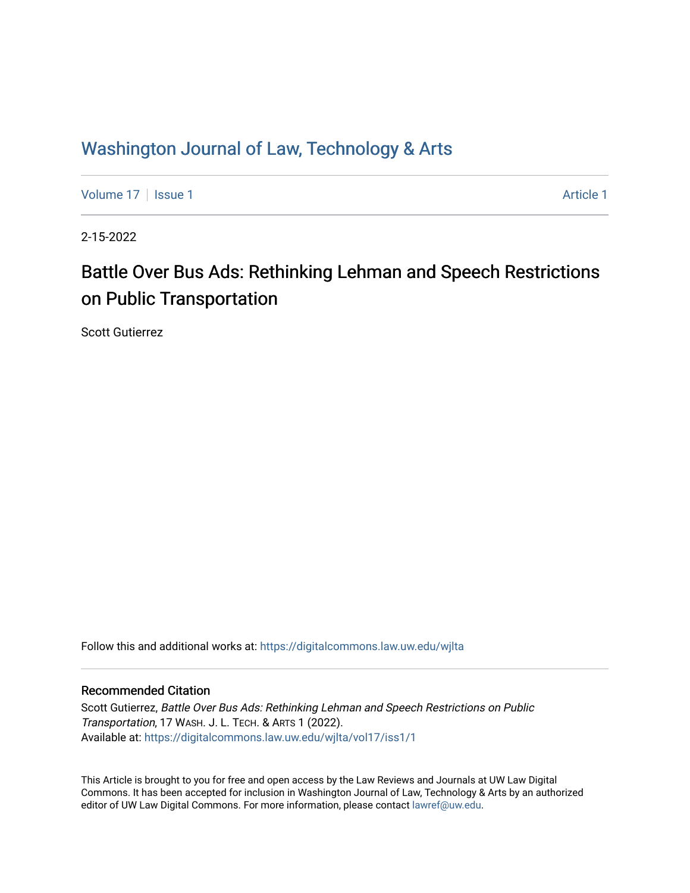Washington Journal of Law, Technology & Arts

Volume 17 | Issue 1 | Article 1

2-15-2022

# Battle Over Bus Ads: Rethinking Lehman and Speech Restrictions on Public Transportation

Scott Gutierrez

Follow this and additional works at: https://digitalcommons.law.uw.edu/wjlta

## Recommended Citation

Scott Gutierrez, *Battle Over Bus Ads: Rethinking Lehman and Speech Restrictions on Public Transportation*, 17 WASH. J. L. TECH. & ARTS 1 (2022).
Available at: https://digitalcommons.law.uw.edu/wjlta/vol17/iss1/1

This Article is brought to you for free and open access by the Law Reviews and Journals at UW Law Digital Commons. It has been accepted for inclusion in Washington Journal of Law, Technology & Arts by an authorized editor of UW Law Digital Commons. For more information, please contact lawref@uw.edu.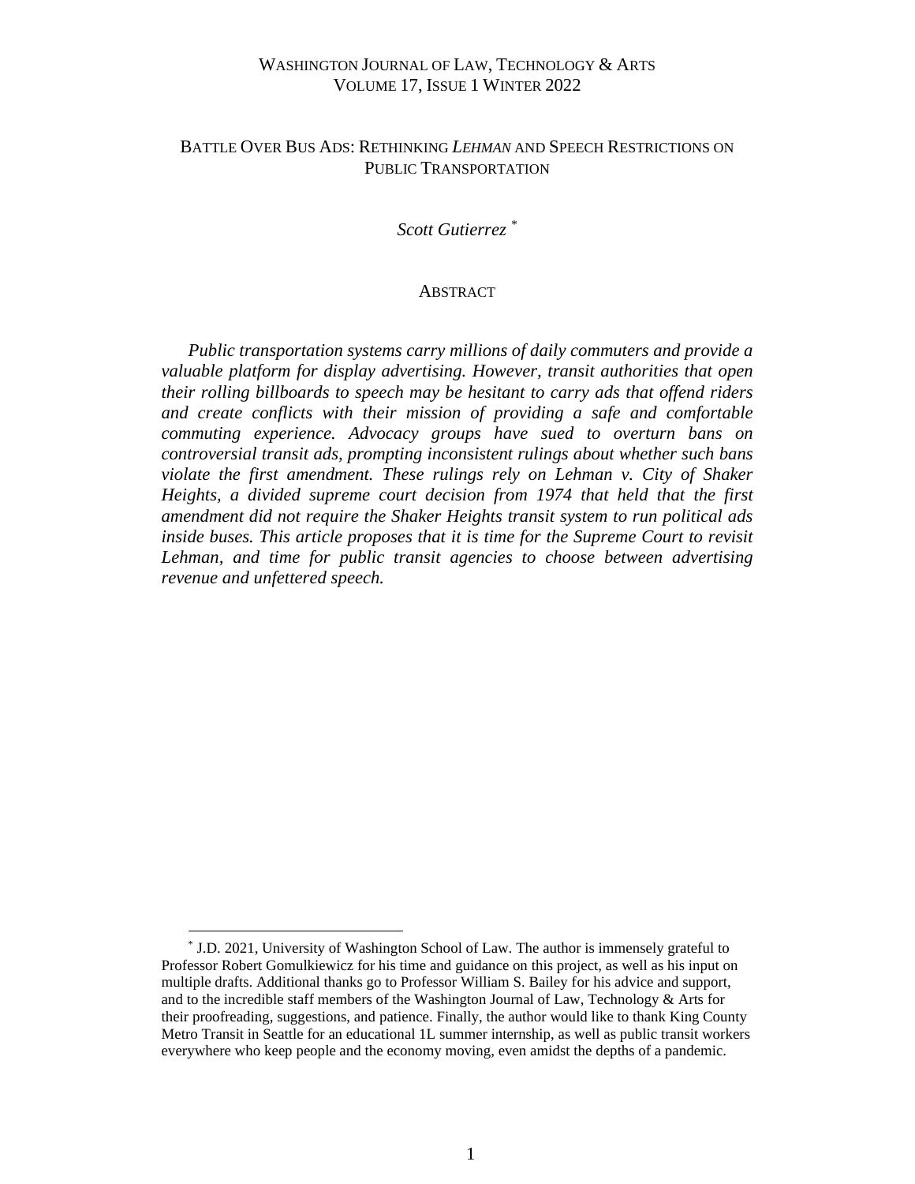# BATTLE OVER BUS ADS: RETHINKING *LEHMAN* AND SPEECH RESTRICTIONS ON PUBLIC TRANSPORTATION

*Scott Gutierrez* [*]

## ABSTRACT

*Public transportation systems carry millions of daily commuters and provide a valuable platform for display advertising. However, transit authorities that open their rolling billboards to speech may be hesitant to carry ads that offend riders and create conflicts with their mission of providing a safe and comfortable commuting experience. Advocacy groups have sued to overturn bans on controversial transit ads, prompting inconsistent rulings about whether such bans violate the first amendment. These rulings rely on Lehman v. City of Shaker Heights, a divided supreme court decision from 1974 that held that the first amendment did not require the Shaker Heights transit system to run political ads inside buses. This article proposes that it is time for the Supreme Court to revisit Lehman, and time for public transit agencies to choose between advertising revenue and unfettered speech.*

---

[*] J.D. 2021, University of Washington School of Law. The author is immensely grateful to Professor Robert Gomulkiewicz for his time and guidance on this project, as well as his input on multiple drafts. Additional thanks go to Professor William S. Bailey for his advice and support, and to the incredible staff members of the Washington Journal of Law, Technology & Arts for their proofreading, suggestions, and patience. Finally, the author would like to thank King County Metro Transit in Seattle for an educational 1L summer internship, as well as public transit workers everywhere who keep people and the economy moving, even amidst the depths of a pandemic.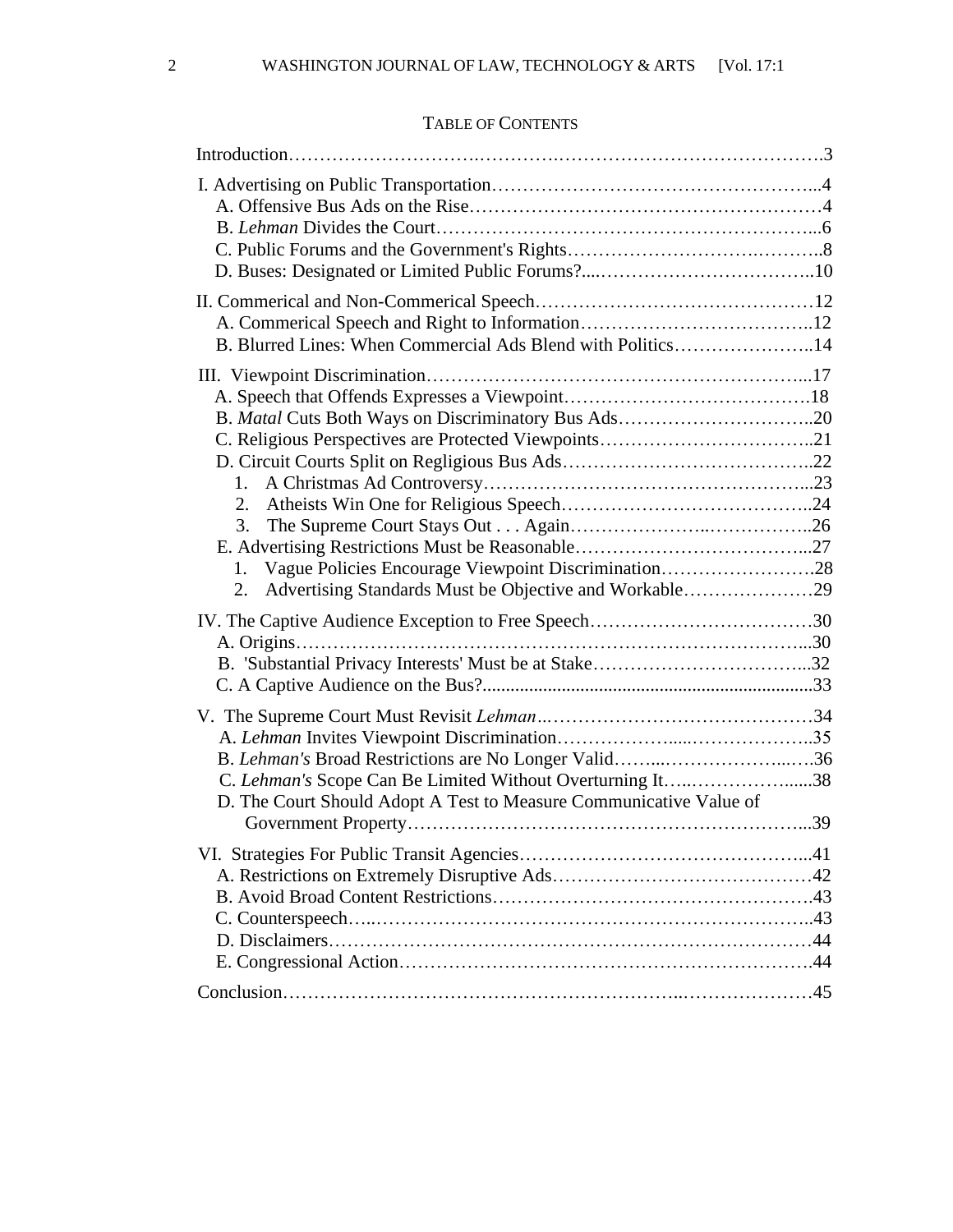## TABLE OF CONTENTS

Introduction……………………….……….……………………………………3

I. Advertising on Public Transportation……………………………………………..4
  A. Offensive Bus Ads on the Rise………………………………………………4
  B. *Lehman* Divides the Court…………………………………………………...6
  C. Public Forums and the Government's Rights………………………….……..8
  D. Buses: Designated or Limited Public Forums?....……………………………..10

II. Commerical and Non-Commerical Speech…………………………………….12
  A. Commerical Speech and Right to Information………………………………..12
  B. Blurred Lines: When Commercial Ads Blend with Politics…………………..14

III. Viewpoint Discrimination…………………………………….………………...17
  A. Speech that Offends Expresses a Viewpoint………………………………….18
  B. *Matal* Cuts Both Ways on Discriminatory Bus Ads…………………………..20
  C. Religious Perspectives are Protected Viewpoints……………………….……..21
  D. Circuit Courts Split on Regligious Bus Ads…………………………………..22
    1. A Christmas Ad Controversy……………………………………………...23
    2. Atheists Win One for Religious Speech…………………………………..24
    3. The Supreme Court Stays Out . . . Again…………………..……………..26
  E. Advertising Restrictions Must be Reasonable………………………………...27
    1. Vague Policies Encourage Viewpoint Discrimination…………………….28
    2. Advertising Standards Must be Objective and Workable…………………29

IV. The Captive Audience Exception to Free Speech………………………………30
  A. Origins………………………………………………………………………...30
  B. 'Substantial Privacy Interests' Must be at Stake……………………………...32
  C. A Captive Audience on the Bus?.....................................................................33

V. The Supreme Court Must Revisit *Lehman*..……………………………………34
  A. *Lehman* Invites Viewpoint Discrimination………………....………………..35
  B. *Lehman's* Broad Restrictions are No Longer Valid……..…………………..….36
  C. *Lehman's* Scope Can Be Limited Without Overturning It…..……………......38
  D. The Court Should Adopt A Test to Measure Communicative Value of Government Property……………………………………………………..39

VI. Strategies For Public Transit Agencies……………………………………...41
  A. Restrictions on Extremely Disruptive Ads…………………………………42
  B. Avoid Broad Content Restrictions………………………………………….43
  C. Counterspeech…..…………………………………………………………..43
  D. Disclaimers…………………………………………………………………44
  E. Congressional Action………………………………………………………….44

Conclusion………………………………………………………..…………………45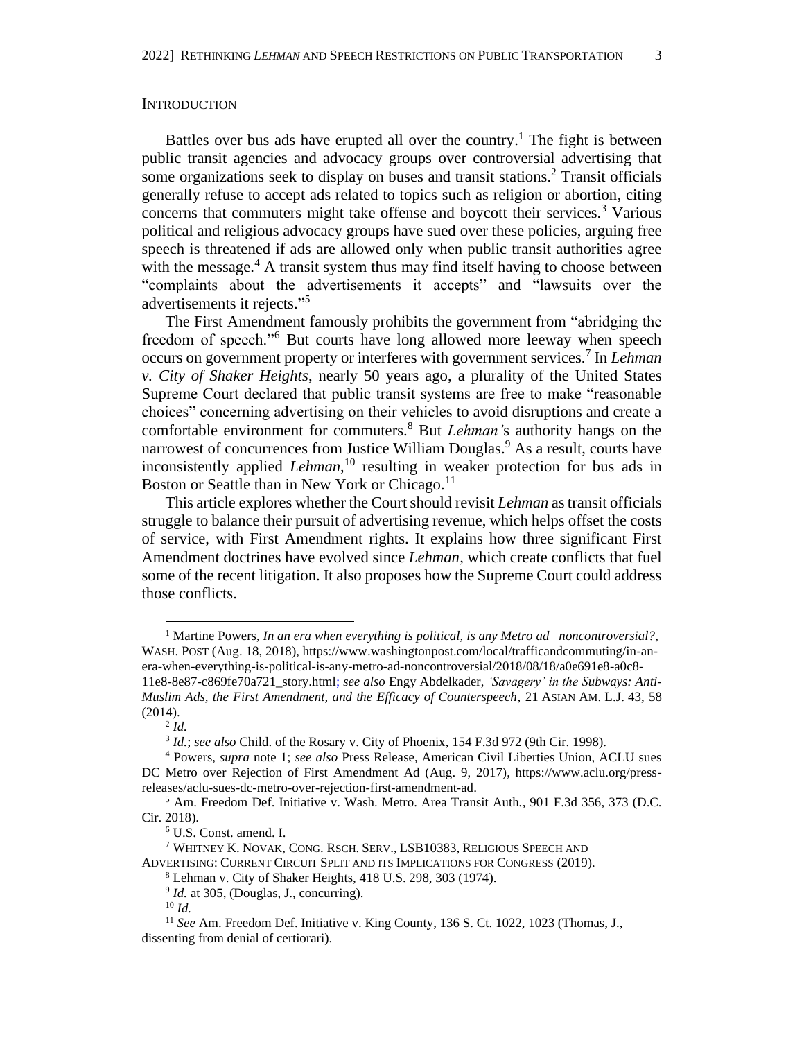## INTRODUCTION

Battles over bus ads have erupted all over the country.[1] The fight is between public transit agencies and advocacy groups over controversial advertising that some organizations seek to display on buses and transit stations.[2] Transit officials generally refuse to accept ads related to topics such as religion or abortion, citing concerns that commuters might take offense and boycott their services.[3] Various political and religious advocacy groups have sued over these policies, arguing free speech is threatened if ads are allowed only when public transit authorities agree with the message.[4] A transit system thus may find itself having to choose between "complaints about the advertisements it accepts" and "lawsuits over the advertisements it rejects."[5]

The First Amendment famously prohibits the government from "abridging the freedom of speech."[6] But courts have long allowed more leeway when speech occurs on government property or interferes with government services.[7] In *Lehman v. City of Shaker Heights*, nearly 50 years ago, a plurality of the United States Supreme Court declared that public transit systems are free to make "reasonable choices" concerning advertising on their vehicles to avoid disruptions and create a comfortable environment for commuters.[8] But *Lehman'*s authority hangs on the narrowest of concurrences from Justice William Douglas.[9] As a result, courts have inconsistently applied *Lehman*,[10] resulting in weaker protection for bus ads in Boston or Seattle than in New York or Chicago.[11]

This article explores whether the Court should revisit *Lehman* as transit officials struggle to balance their pursuit of advertising revenue, which helps offset the costs of service, with First Amendment rights. It explains how three significant First Amendment doctrines have evolved since *Lehman*, which create conflicts that fuel some of the recent litigation. It also proposes how the Supreme Court could address those conflicts.

---

[1] Martine Powers, *In an era when everything is political, is any Metro ad noncontroversial?*, WASH. POST (Aug. 18, 2018), https://www.washingtonpost.com/local/trafficandcommuting/in-an-era-when-everything-is-political-is-any-metro-ad-noncontroversial/2018/08/18/a0e691e8-a0c8-11e8-8e87-c869fe70a721_story.html; *see also* Engy Abdelkader, *'Savagery' in the Subways: Anti-Muslim Ads, the First Amendment, and the Efficacy of Counterspeech*, 21 ASIAN AM. L.J. 43, 58 (2014).

[2] *Id.*

[3] *Id.*; *see also* Child. of the Rosary v. City of Phoenix, 154 F.3d 972 (9th Cir. 1998).

[4] Powers, *supra* note 1; *see also* Press Release, American Civil Liberties Union, ACLU sues DC Metro over Rejection of First Amendment Ad (Aug. 9, 2017), https://www.aclu.org/press-releases/aclu-sues-dc-metro-over-rejection-first-amendment-ad.

[5] Am. Freedom Def. Initiative v. Wash. Metro. Area Transit Auth., 901 F.3d 356, 373 (D.C. Cir. 2018).

[6] U.S. Const. amend. I.

[7] WHITNEY K. NOVAK, CONG. RSCH. SERV., LSB10383, RELIGIOUS SPEECH AND ADVERTISING: CURRENT CIRCUIT SPLIT AND ITS IMPLICATIONS FOR CONGRESS (2019).

[8] Lehman v. City of Shaker Heights, 418 U.S. 298, 303 (1974).

[9] *Id.* at 305, (Douglas, J., concurring).

[10] *Id.*

[11] *See* Am. Freedom Def. Initiative v. King County, 136 S. Ct. 1022, 1023 (Thomas, J., dissenting from denial of certiorari).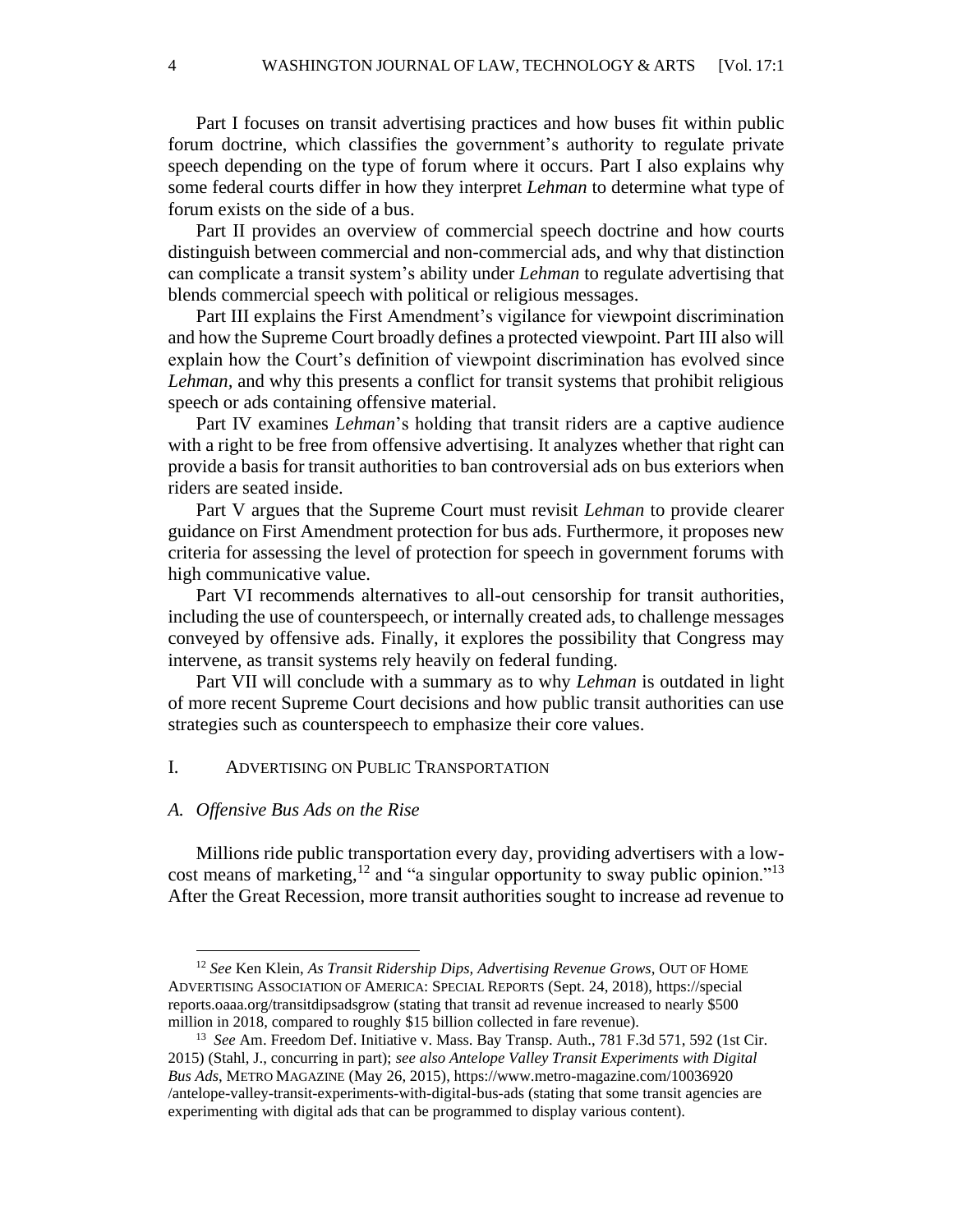Part I focuses on transit advertising practices and how buses fit within public forum doctrine, which classifies the government's authority to regulate private speech depending on the type of forum where it occurs. Part I also explains why some federal courts differ in how they interpret *Lehman* to determine what type of forum exists on the side of a bus.

Part II provides an overview of commercial speech doctrine and how courts distinguish between commercial and non-commercial ads, and why that distinction can complicate a transit system's ability under *Lehman* to regulate advertising that blends commercial speech with political or religious messages.

Part III explains the First Amendment's vigilance for viewpoint discrimination and how the Supreme Court broadly defines a protected viewpoint. Part III also will explain how the Court's definition of viewpoint discrimination has evolved since *Lehman,* and why this presents a conflict for transit systems that prohibit religious speech or ads containing offensive material.

Part IV examines *Lehman*'s holding that transit riders are a captive audience with a right to be free from offensive advertising. It analyzes whether that right can provide a basis for transit authorities to ban controversial ads on bus exteriors when riders are seated inside.

Part V argues that the Supreme Court must revisit *Lehman* to provide clearer guidance on First Amendment protection for bus ads. Furthermore, it proposes new criteria for assessing the level of protection for speech in government forums with high communicative value.

Part VI recommends alternatives to all-out censorship for transit authorities, including the use of counterspeech, or internally created ads, to challenge messages conveyed by offensive ads. Finally, it explores the possibility that Congress may intervene, as transit systems rely heavily on federal funding.

Part VII will conclude with a summary as to why *Lehman* is outdated in light of more recent Supreme Court decisions and how public transit authorities can use strategies such as counterspeech to emphasize their core values.

## I. ADVERTISING ON PUBLIC TRANSPORTATION

### *A. Offensive Bus Ads on the Rise*

Millions ride public transportation every day, providing advertisers with a low-cost means of marketing,[12] and "a singular opportunity to sway public opinion."[13] After the Great Recession, more transit authorities sought to increase ad revenue to

---

[12] *See* Ken Klein, *As Transit Ridership Dips, Advertising Revenue Grows*, OUT OF HOME ADVERTISING ASSOCIATION OF AMERICA: SPECIAL REPORTS (Sept. 24, 2018), https://specialreports.oaaa.org/transitdipsadsgrow (stating that transit ad revenue increased to nearly $500 million in 2018, compared to roughly $15 billion collected in fare revenue).

[13] *See* Am. Freedom Def. Initiative v. Mass. Bay Transp. Auth., 781 F.3d 571, 592 (1st Cir. 2015) (Stahl, J., concurring in part); *see also Antelope Valley Transit Experiments with Digital Bus Ads*, METRO MAGAZINE (May 26, 2015), https://www.metro-magazine.com/10036920/antelope-valley-transit-experiments-with-digital-bus-ads (stating that some transit agencies are experimenting with digital ads that can be programmed to display various content).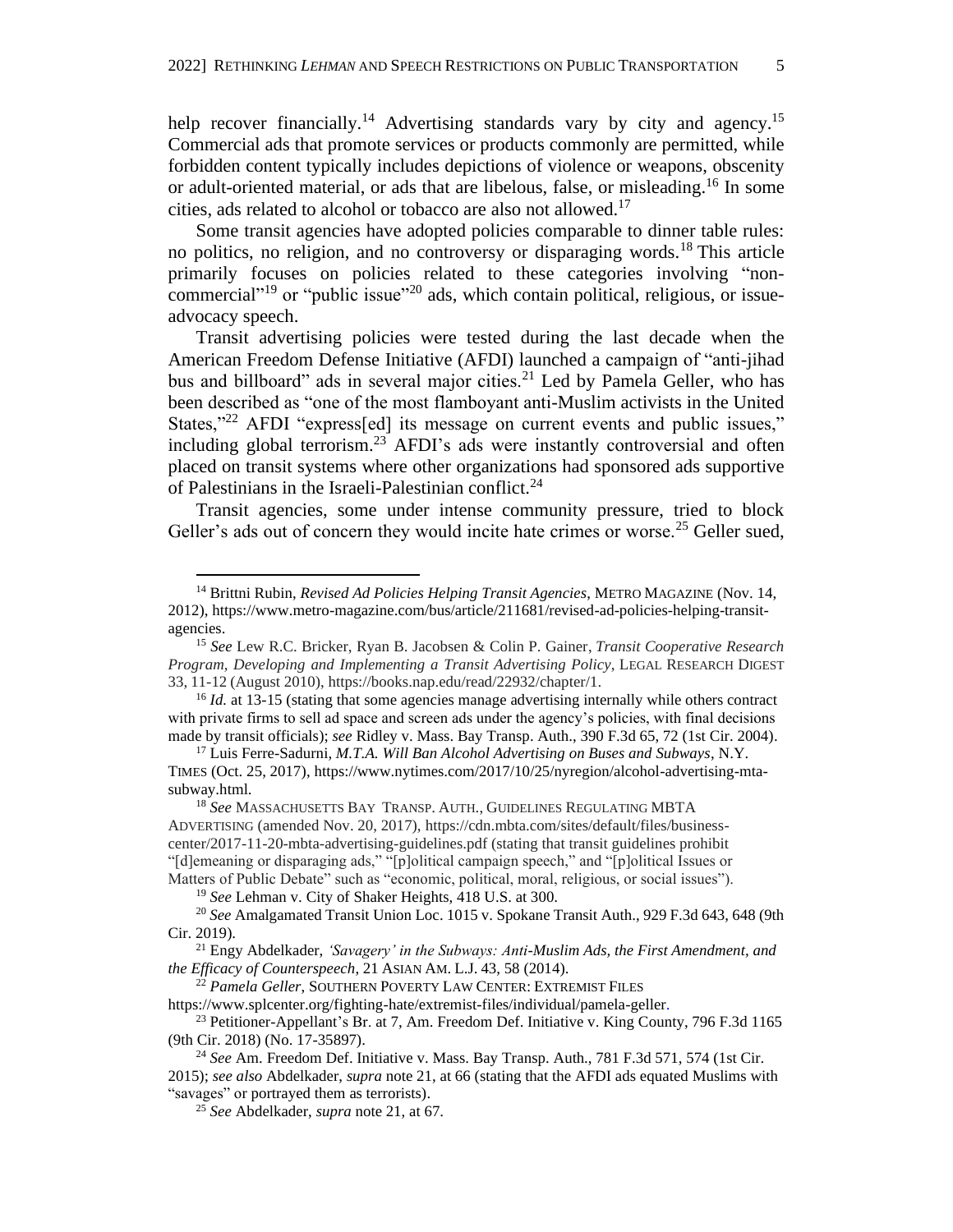help recover financially.[14] Advertising standards vary by city and agency.[15] Commercial ads that promote services or products commonly are permitted, while forbidden content typically includes depictions of violence or weapons, obscenity or adult-oriented material, or ads that are libelous, false, or misleading.[16] In some cities, ads related to alcohol or tobacco are also not allowed.[17]

Some transit agencies have adopted policies comparable to dinner table rules: no politics, no religion, and no controversy or disparaging words.[18] This article primarily focuses on policies related to these categories involving "non-commercial"[19] or "public issue"[20] ads, which contain political, religious, or issue-advocacy speech.

Transit advertising policies were tested during the last decade when the American Freedom Defense Initiative (AFDI) launched a campaign of "anti-jihad bus and billboard" ads in several major cities.[21] Led by Pamela Geller, who has been described as "one of the most flamboyant anti-Muslim activists in the United States,"[22] AFDI "express[ed] its message on current events and public issues," including global terrorism.[23] AFDI's ads were instantly controversial and often placed on transit systems where other organizations had sponsored ads supportive of Palestinians in the Israeli-Palestinian conflict.[24]

Transit agencies, some under intense community pressure, tried to block Geller's ads out of concern they would incite hate crimes or worse.[25] Geller sued,

---

[14] Brittni Rubin, *Revised Ad Policies Helping Transit Agencies*, METRO MAGAZINE (Nov. 14, 2012), https://www.metro-magazine.com/bus/article/211681/revised-ad-policies-helping-transit-agencies.

[15] *See* Lew R.C. Bricker, Ryan B. Jacobsen & Colin P. Gainer, *Transit Cooperative Research Program, Developing and Implementing a Transit Advertising Policy*, LEGAL RESEARCH DIGEST 33, 11-12 (August 2010), https://books.nap.edu/read/22932/chapter/1.

[16] *Id.* at 13-15 (stating that some agencies manage advertising internally while others contract with private firms to sell ad space and screen ads under the agency's policies, with final decisions made by transit officials); *see* Ridley v. Mass. Bay Transp. Auth., 390 F.3d 65, 72 (1st Cir. 2004).

[17] Luis Ferre-Sadurni, *M.T.A. Will Ban Alcohol Advertising on Buses and Subways*, N.Y. TIMES (Oct. 25, 2017), https://www.nytimes.com/2017/10/25/nyregion/alcohol-advertising-mta-subway.html.

[18] *See* MASSACHUSETTS BAY TRANSP. AUTH., GUIDELINES REGULATING MBTA ADVERTISING (amended Nov. 20, 2017), https://cdn.mbta.com/sites/default/files/business-center/2017-11-20-mbta-advertising-guidelines.pdf (stating that transit guidelines prohibit "[d]emeaning or disparaging ads," "[p]olitical campaign speech," and "[p]olitical Issues or Matters of Public Debate" such as "economic, political, moral, religious, or social issues").

[19] *See* Lehman v. City of Shaker Heights, 418 U.S. at 300.

[20] *See* Amalgamated Transit Union Loc. 1015 v. Spokane Transit Auth., 929 F.3d 643, 648 (9th Cir. 2019).

[21] Engy Abdelkader, *'Savagery' in the Subways: Anti-Muslim Ads, the First Amendment, and the Efficacy of Counterspeech*, 21 ASIAN AM. L.J. 43, 58 (2014).

[22] *Pamela Geller*, SOUTHERN POVERTY LAW CENTER: EXTREMIST FILES https://www.splcenter.org/fighting-hate/extremist-files/individual/pamela-geller.

[23] Petitioner-Appellant's Br. at 7, Am. Freedom Def. Initiative v. King County, 796 F.3d 1165 (9th Cir. 2018) (No. 17-35897).

[24] *See* Am. Freedom Def. Initiative v. Mass. Bay Transp. Auth., 781 F.3d 571, 574 (1st Cir. 2015); *see also* Abdelkader, *supra* note 21, at 66 (stating that the AFDI ads equated Muslims with "savages" or portrayed them as terrorists).

[25] *See* Abdelkader, *supra* note 21, at 67.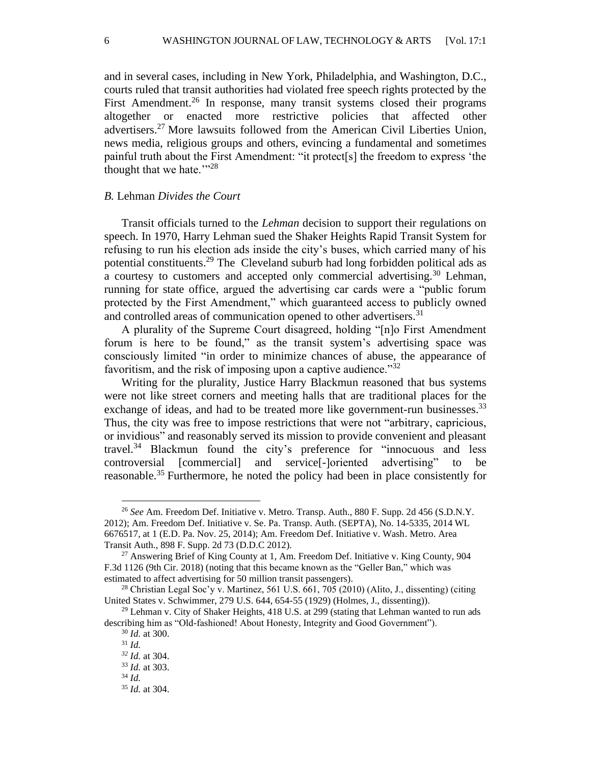and in several cases, including in New York, Philadelphia, and Washington, D.C., courts ruled that transit authorities had violated free speech rights protected by the First Amendment.[26] In response, many transit systems closed their programs altogether or enacted more restrictive policies that affected other advertisers.[27] More lawsuits followed from the American Civil Liberties Union, news media, religious groups and others, evincing a fundamental and sometimes painful truth about the First Amendment: "it protect[s] the freedom to express 'the thought that we hate.'"[28]

### *B.* Lehman *Divides the Court*

Transit officials turned to the *Lehman* decision to support their regulations on speech. In 1970, Harry Lehman sued the Shaker Heights Rapid Transit System for refusing to run his election ads inside the city's buses, which carried many of his potential constituents.[29] The Cleveland suburb had long forbidden political ads as a courtesy to customers and accepted only commercial advertising.[30] Lehman, running for state office, argued the advertising car cards were a "public forum protected by the First Amendment," which guaranteed access to publicly owned and controlled areas of communication opened to other advertisers.[31]

A plurality of the Supreme Court disagreed, holding "[n]o First Amendment forum is here to be found," as the transit system's advertising space was consciously limited "in order to minimize chances of abuse, the appearance of favoritism, and the risk of imposing upon a captive audience."[32]

Writing for the plurality, Justice Harry Blackmun reasoned that bus systems were not like street corners and meeting halls that are traditional places for the exchange of ideas, and had to be treated more like government-run businesses.[33] Thus, the city was free to impose restrictions that were not "arbitrary, capricious, or invidious" and reasonably served its mission to provide convenient and pleasant travel.[34] Blackmun found the city's preference for "innocuous and less controversial [commercial] and service[-]oriented advertising" to be reasonable.[35] Furthermore, he noted the policy had been in place consistently for

---

[26] *See* Am. Freedom Def. Initiative v. Metro. Transp. Auth., 880 F. Supp. 2d 456 (S.D.N.Y. 2012); Am. Freedom Def. Initiative v. Se. Pa. Transp. Auth. (SEPTA), No. 14-5335, 2014 WL 6676517, at 1 (E.D. Pa. Nov. 25, 2014); Am. Freedom Def. Initiative v. Wash. Metro. Area Transit Auth., 898 F. Supp. 2d 73 (D.D.C 2012).

[27] Answering Brief of King County at 1, Am. Freedom Def. Initiative v. King County, 904 F.3d 1126 (9th Cir. 2018) (noting that this became known as the "Geller Ban," which was estimated to affect advertising for 50 million transit passengers).

[28] Christian Legal Soc'y v. Martinez, 561 U.S. 661, 705 (2010) (Alito, J., dissenting) (citing United States v. Schwimmer, 279 U.S. 644, 654-55 (1929) (Holmes, J., dissenting)).

[29] Lehman v. City of Shaker Heights, 418 U.S. at 299 (stating that Lehman wanted to run ads describing him as "Old-fashioned! About Honesty, Integrity and Good Government").

[30] *Id.* at 300.

[31] *Id.*

[32] *Id.* at 304.

[33] *Id.* at 303.

[34] *Id.*

[35] *Id.* at 304.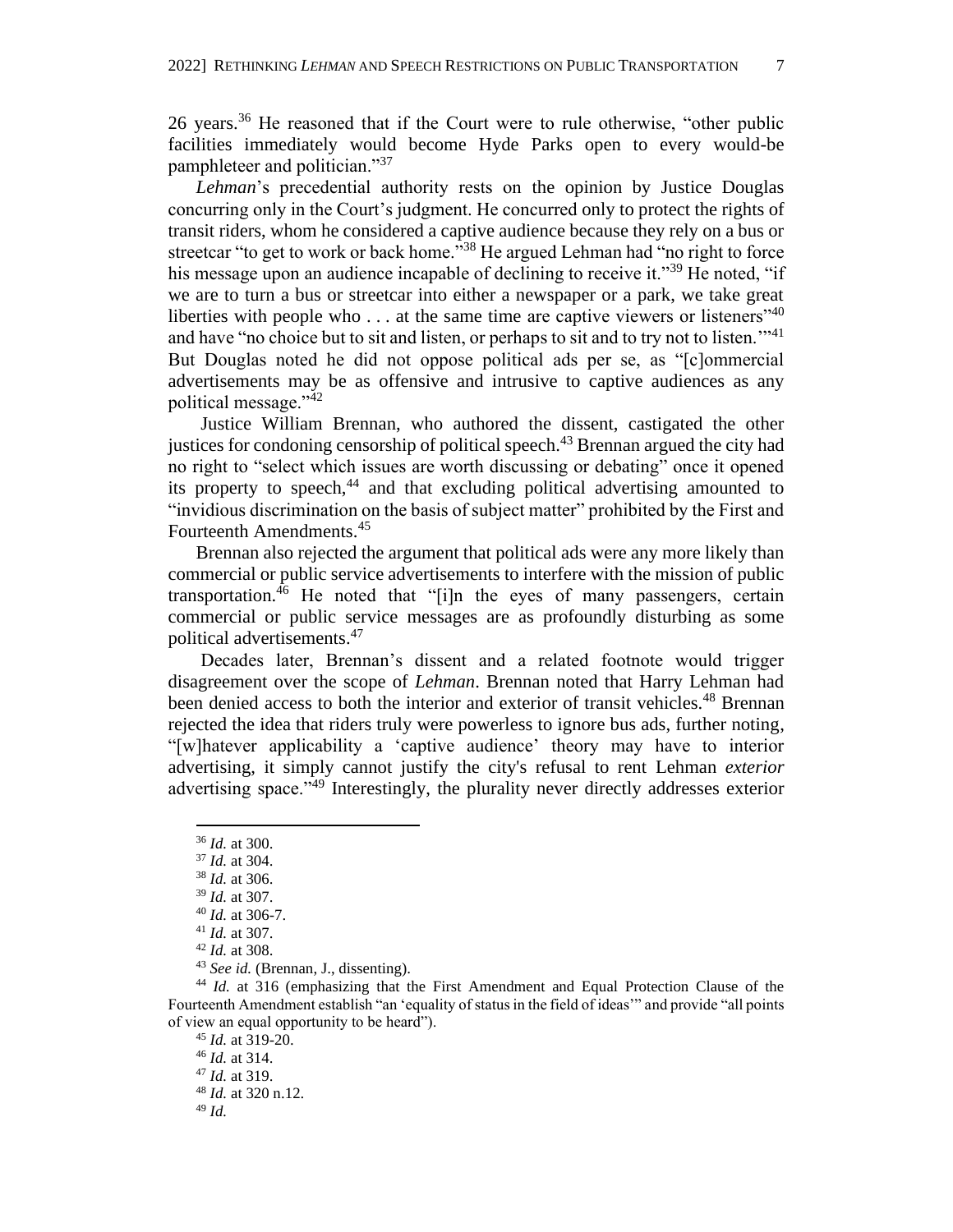26 years.[36] He reasoned that if the Court were to rule otherwise, "other public facilities immediately would become Hyde Parks open to every would-be pamphleteer and politician."[37]

*Lehman*'s precedential authority rests on the opinion by Justice Douglas concurring only in the Court's judgment. He concurred only to protect the rights of transit riders, whom he considered a captive audience because they rely on a bus or streetcar "to get to work or back home."[38] He argued Lehman had "no right to force his message upon an audience incapable of declining to receive it."[39] He noted, "if we are to turn a bus or streetcar into either a newspaper or a park, we take great liberties with people who . . . at the same time are captive viewers or listeners"[40] and have "no choice but to sit and listen, or perhaps to sit and to try not to listen.'"[41] But Douglas noted he did not oppose political ads per se, as "[c]ommercial advertisements may be as offensive and intrusive to captive audiences as any political message."[42]

Justice William Brennan, who authored the dissent, castigated the other justices for condoning censorship of political speech.[43] Brennan argued the city had no right to "select which issues are worth discussing or debating" once it opened its property to speech,[44] and that excluding political advertising amounted to "invidious discrimination on the basis of subject matter" prohibited by the First and Fourteenth Amendments.[45]

Brennan also rejected the argument that political ads were any more likely than commercial or public service advertisements to interfere with the mission of public transportation.[46] He noted that "[i]n the eyes of many passengers, certain commercial or public service messages are as profoundly disturbing as some political advertisements.[47]

Decades later, Brennan's dissent and a related footnote would trigger disagreement over the scope of *Lehman*. Brennan noted that Harry Lehman had been denied access to both the interior and exterior of transit vehicles.[48] Brennan rejected the idea that riders truly were powerless to ignore bus ads, further noting, "[w]hatever applicability a 'captive audience' theory may have to interior advertising, it simply cannot justify the city's refusal to rent Lehman *exterior* advertising space."[49] Interestingly, the plurality never directly addresses exterior

---

[36] *Id.* at 300.

[37] *Id.* at 304.

[38] *Id.* at 306.

[39] *Id.* at 307.

[40] *Id.* at 306-7.

[41] *Id.* at 307.

[42] *Id.* at 308.

[43] *See id.* (Brennan, J., dissenting).

[44] *Id.* at 316 (emphasizing that the First Amendment and Equal Protection Clause of the Fourteenth Amendment establish "an 'equality of status in the field of ideas'" and provide "all points of view an equal opportunity to be heard").

[45] *Id.* at 319-20.

[46] *Id.* at 314.

[47] *Id.* at 319.

[48] *Id.* at 320 n.12.

[49] *Id.*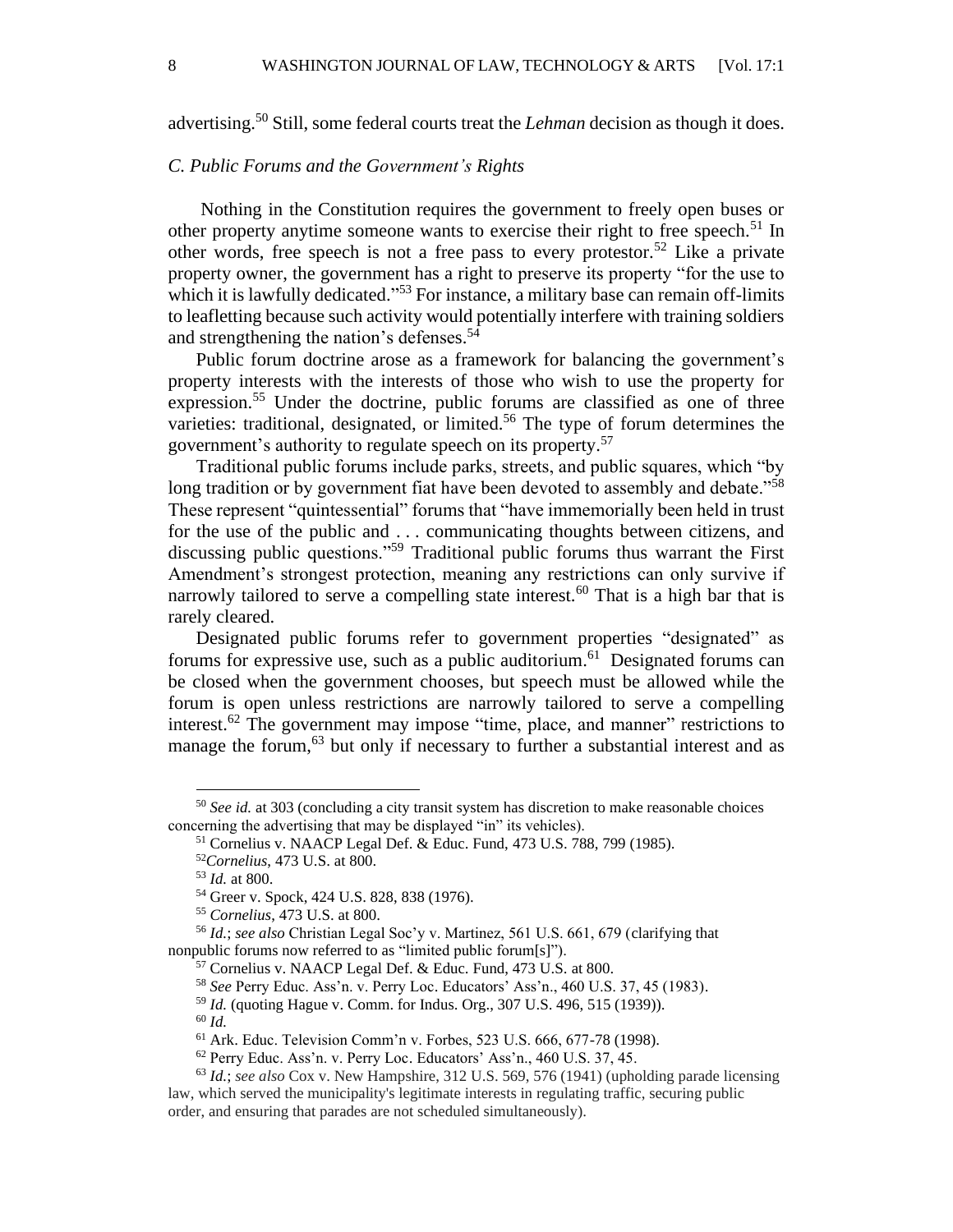advertising.[50] Still, some federal courts treat the *Lehman* decision as though it does.

### *C. Public Forums and the Government's Rights*

Nothing in the Constitution requires the government to freely open buses or other property anytime someone wants to exercise their right to free speech.[51] In other words, free speech is not a free pass to every protestor.[52] Like a private property owner, the government has a right to preserve its property "for the use to which it is lawfully dedicated."[53] For instance, a military base can remain off-limits to leafletting because such activity would potentially interfere with training soldiers and strengthening the nation's defenses.[54]

Public forum doctrine arose as a framework for balancing the government's property interests with the interests of those who wish to use the property for expression.[55] Under the doctrine, public forums are classified as one of three varieties: traditional, designated, or limited.[56] The type of forum determines the government's authority to regulate speech on its property.[57]

Traditional public forums include parks, streets, and public squares, which "by long tradition or by government fiat have been devoted to assembly and debate."[58] These represent "quintessential" forums that "have immemorially been held in trust for the use of the public and . . . communicating thoughts between citizens, and discussing public questions."[59] Traditional public forums thus warrant the First Amendment's strongest protection, meaning any restrictions can only survive if narrowly tailored to serve a compelling state interest.[60] That is a high bar that is rarely cleared.

Designated public forums refer to government properties "designated" as forums for expressive use, such as a public auditorium.[61] Designated forums can be closed when the government chooses, but speech must be allowed while the forum is open unless restrictions are narrowly tailored to serve a compelling interest.[62] The government may impose "time, place, and manner" restrictions to manage the forum,[63] but only if necessary to further a substantial interest and as

---

[50] *See id.* at 303 (concluding a city transit system has discretion to make reasonable choices concerning the advertising that may be displayed "in" its vehicles).

[51] Cornelius v. NAACP Legal Def. & Educ. Fund, 473 U.S. 788, 799 (1985).

[52] *Cornelius*, 473 U.S. at 800.

[53] *Id.* at 800.

[54] Greer v. Spock, 424 U.S. 828, 838 (1976).

[55] *Cornelius*, 473 U.S. at 800.

[56] *Id.*; *see also* Christian Legal Soc'y v. Martinez, 561 U.S. 661, 679 (clarifying that nonpublic forums now referred to as "limited public forum[s]").

[57] Cornelius v. NAACP Legal Def. & Educ. Fund, 473 U.S. at 800.

[58] *See* Perry Educ. Ass'n. v. Perry Loc. Educators' Ass'n., 460 U.S. 37, 45 (1983).

[59] *Id.* (quoting Hague v. Comm. for Indus. Org., 307 U.S. 496, 515 (1939)).

[60] *Id.*

[61] Ark. Educ. Television Comm'n v. Forbes, 523 U.S. 666, 677-78 (1998).

[62] Perry Educ. Ass'n. v. Perry Loc. Educators' Ass'n., 460 U.S. 37, 45.

[63] *Id.*; *see also* Cox v. New Hampshire, 312 U.S. 569, 576 (1941) (upholding parade licensing law, which served the municipality's legitimate interests in regulating traffic, securing public order, and ensuring that parades are not scheduled simultaneously).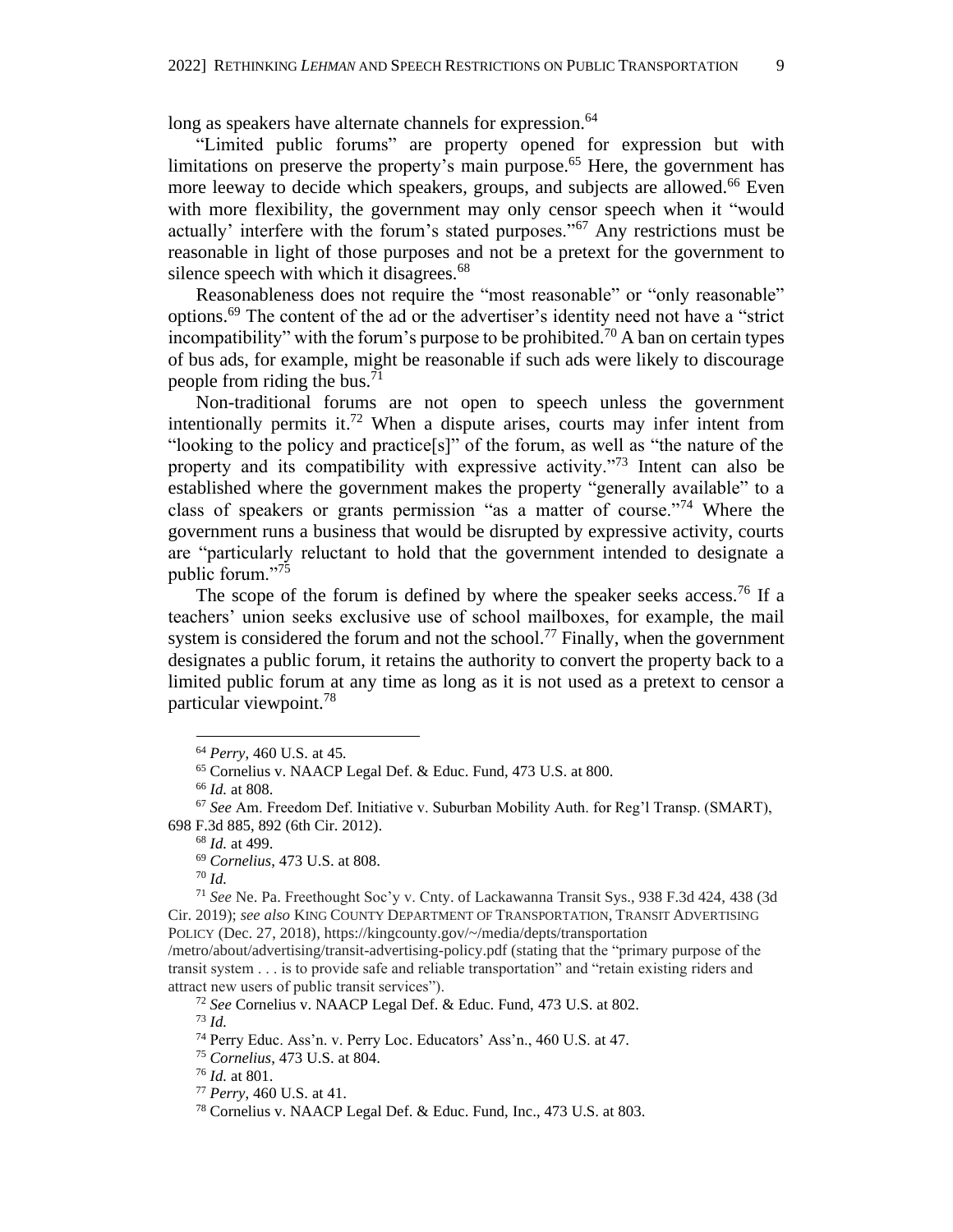long as speakers have alternate channels for expression.[64]

"Limited public forums" are property opened for expression but with limitations on preserve the property's main purpose.[65] Here, the government has more leeway to decide which speakers, groups, and subjects are allowed.[66] Even with more flexibility, the government may only censor speech when it "would actually' interfere with the forum's stated purposes."[67] Any restrictions must be reasonable in light of those purposes and not be a pretext for the government to silence speech with which it disagrees.[68]

Reasonableness does not require the "most reasonable" or "only reasonable" options.[69] The content of the ad or the advertiser's identity need not have a "strict incompatibility" with the forum's purpose to be prohibited.[70] A ban on certain types of bus ads, for example, might be reasonable if such ads were likely to discourage people from riding the bus.[71]

Non-traditional forums are not open to speech unless the government intentionally permits it.[72] When a dispute arises, courts may infer intent from "looking to the policy and practice[s]" of the forum, as well as "the nature of the property and its compatibility with expressive activity."[73] Intent can also be established where the government makes the property "generally available" to a class of speakers or grants permission "as a matter of course."[74] Where the government runs a business that would be disrupted by expressive activity, courts are "particularly reluctant to hold that the government intended to designate a public forum."[75]

The scope of the forum is defined by where the speaker seeks access.[76] If a teachers' union seeks exclusive use of school mailboxes, for example, the mail system is considered the forum and not the school.[77] Finally, when the government designates a public forum, it retains the authority to convert the property back to a limited public forum at any time as long as it is not used as a pretext to censor a particular viewpoint.[78]

---

[64] *Perry*, 460 U.S. at 45.

[65] Cornelius v. NAACP Legal Def. & Educ. Fund, 473 U.S. at 800.

[66] *Id.* at 808.

[67] *See* Am. Freedom Def. Initiative v. Suburban Mobility Auth. for Reg'l Transp. (SMART), 698 F.3d 885, 892 (6th Cir. 2012).

[68] *Id.* at 499.

[69] *Cornelius*, 473 U.S. at 808.

[70] *Id.*

[71] *See* Ne. Pa. Freethought Soc'y v. Cnty. of Lackawanna Transit Sys., 938 F.3d 424, 438 (3d Cir. 2019); *see also* KING COUNTY DEPARTMENT OF TRANSPORTATION, TRANSIT ADVERTISING POLICY (Dec. 27, 2018), https://kingcounty.gov/~/media/depts/transportation /metro/about/advertising/transit-advertising-policy.pdf (stating that the "primary purpose of the transit system . . . is to provide safe and reliable transportation" and "retain existing riders and attract new users of public transit services").

[72] *See* Cornelius v. NAACP Legal Def. & Educ. Fund, 473 U.S. at 802.

[73] *Id.*

[74] Perry Educ. Ass'n. v. Perry Loc. Educators' Ass'n., 460 U.S. at 47.

[75] *Cornelius*, 473 U.S. at 804.

[76] *Id.* at 801.

[77] *Perry*, 460 U.S. at 41.

[78] Cornelius v. NAACP Legal Def. & Educ. Fund, Inc., 473 U.S. at 803.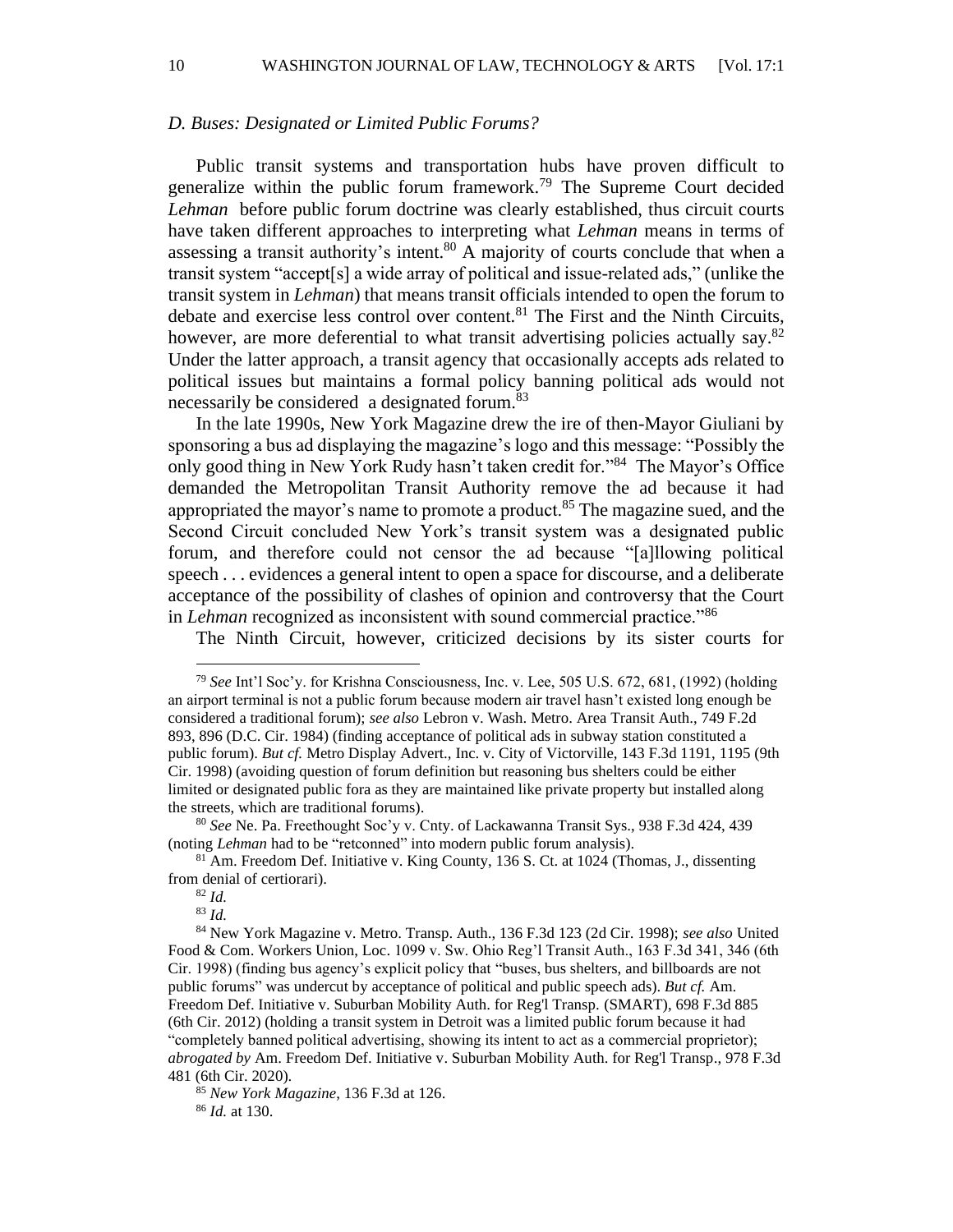### *D. Buses: Designated or Limited Public Forums?*

Public transit systems and transportation hubs have proven difficult to generalize within the public forum framework.[79] The Supreme Court decided *Lehman* before public forum doctrine was clearly established, thus circuit courts have taken different approaches to interpreting what *Lehman* means in terms of assessing a transit authority's intent.[80] A majority of courts conclude that when a transit system "accept[s] a wide array of political and issue-related ads," (unlike the transit system in *Lehman*) that means transit officials intended to open the forum to debate and exercise less control over content.[81] The First and the Ninth Circuits, however, are more deferential to what transit advertising policies actually say.[82] Under the latter approach, a transit agency that occasionally accepts ads related to political issues but maintains a formal policy banning political ads would not necessarily be considered a designated forum.[83]

In the late 1990s, New York Magazine drew the ire of then-Mayor Giuliani by sponsoring a bus ad displaying the magazine's logo and this message: "Possibly the only good thing in New York Rudy hasn't taken credit for."[84] The Mayor's Office demanded the Metropolitan Transit Authority remove the ad because it had appropriated the mayor's name to promote a product.[85] The magazine sued, and the Second Circuit concluded New York's transit system was a designated public forum, and therefore could not censor the ad because "[a]llowing political speech . . . evidences a general intent to open a space for discourse, and a deliberate acceptance of the possibility of clashes of opinion and controversy that the Court in *Lehman* recognized as inconsistent with sound commercial practice."[86]

The Ninth Circuit, however, criticized decisions by its sister courts for

---

[79] *See* Int'l Soc'y. for Krishna Consciousness, Inc. v. Lee, 505 U.S. 672, 681, (1992) (holding an airport terminal is not a public forum because modern air travel hasn't existed long enough be considered a traditional forum); *see also* Lebron v. Wash. Metro. Area Transit Auth., 749 F.2d 893, 896 (D.C. Cir. 1984) (finding acceptance of political ads in subway station constituted a public forum). *But cf.* Metro Display Advert., Inc. v. City of Victorville, 143 F.3d 1191, 1195 (9th Cir. 1998) (avoiding question of forum definition but reasoning bus shelters could be either limited or designated public fora as they are maintained like private property but installed along the streets, which are traditional forums).

[80] *See* Ne. Pa. Freethought Soc'y v. Cnty. of Lackawanna Transit Sys., 938 F.3d 424, 439 (noting *Lehman* had to be "retconned" into modern public forum analysis).

[81] Am. Freedom Def. Initiative v. King County, 136 S. Ct. at 1024 (Thomas, J., dissenting from denial of certiorari).

[82] *Id.*

[83] *Id.*

[84] New York Magazine v. Metro. Transp. Auth., 136 F.3d 123 (2d Cir. 1998); *see also* United Food & Com. Workers Union, Loc. 1099 v. Sw. Ohio Reg'l Transit Auth., 163 F.3d 341, 346 (6th Cir. 1998) (finding bus agency's explicit policy that "buses, bus shelters, and billboards are not public forums" was undercut by acceptance of political and public speech ads). *But cf.* Am. Freedom Def. Initiative v. Suburban Mobility Auth. for Reg'l Transp. (SMART), 698 F.3d 885 (6th Cir. 2012) (holding a transit system in Detroit was a limited public forum because it had "completely banned political advertising, showing its intent to act as a commercial proprietor); *abrogated by* Am. Freedom Def. Initiative v. Suburban Mobility Auth. for Reg'l Transp., 978 F.3d 481 (6th Cir. 2020).

[85] *New York Magazine*, 136 F.3d at 126.

[86] *Id.* at 130.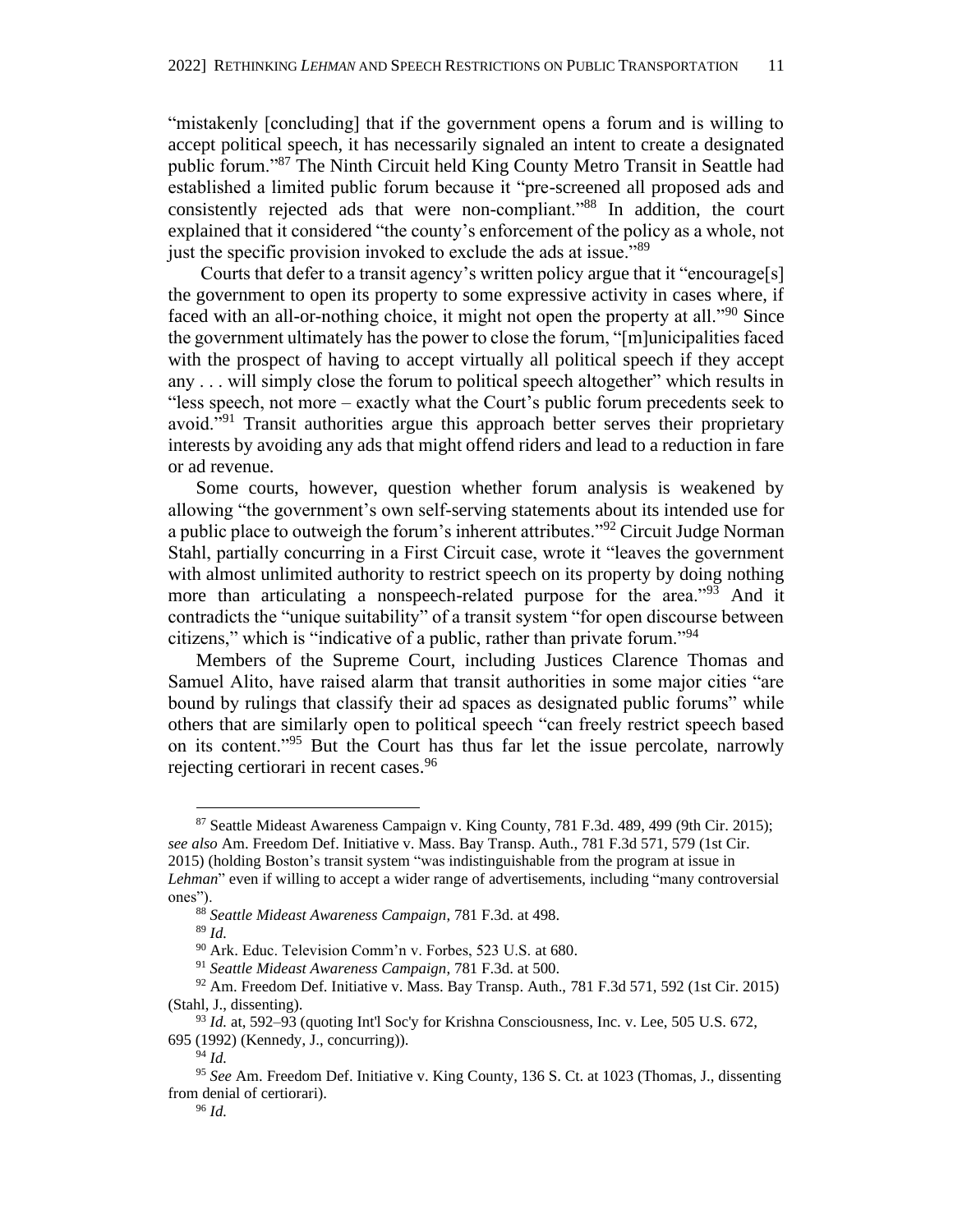"mistakenly [concluding] that if the government opens a forum and is willing to accept political speech, it has necessarily signaled an intent to create a designated public forum."[87] The Ninth Circuit held King County Metro Transit in Seattle had established a limited public forum because it "pre-screened all proposed ads and consistently rejected ads that were non-compliant."[88] In addition, the court explained that it considered "the county's enforcement of the policy as a whole, not just the specific provision invoked to exclude the ads at issue."[89]

Courts that defer to a transit agency's written policy argue that it "encourage[s] the government to open its property to some expressive activity in cases where, if faced with an all-or-nothing choice, it might not open the property at all."[90] Since the government ultimately has the power to close the forum, "[m]unicipalities faced with the prospect of having to accept virtually all political speech if they accept any . . . will simply close the forum to political speech altogether" which results in "less speech, not more – exactly what the Court's public forum precedents seek to avoid."[91] Transit authorities argue this approach better serves their proprietary interests by avoiding any ads that might offend riders and lead to a reduction in fare or ad revenue.

Some courts, however, question whether forum analysis is weakened by allowing "the government's own self-serving statements about its intended use for a public place to outweigh the forum's inherent attributes."[92] Circuit Judge Norman Stahl, partially concurring in a First Circuit case, wrote it "leaves the government with almost unlimited authority to restrict speech on its property by doing nothing more than articulating a nonspeech-related purpose for the area."[93] And it contradicts the "unique suitability" of a transit system "for open discourse between citizens," which is "indicative of a public, rather than private forum."[94]

Members of the Supreme Court, including Justices Clarence Thomas and Samuel Alito, have raised alarm that transit authorities in some major cities "are bound by rulings that classify their ad spaces as designated public forums" while others that are similarly open to political speech "can freely restrict speech based on its content."[95] But the Court has thus far let the issue percolate, narrowly rejecting certiorari in recent cases.[96]

---

[87] Seattle Mideast Awareness Campaign v. King County, 781 F.3d. 489, 499 (9th Cir. 2015); *see also* Am. Freedom Def. Initiative v. Mass. Bay Transp. Auth., 781 F.3d 571, 579 (1st Cir. 2015) (holding Boston's transit system "was indistinguishable from the program at issue in *Lehman*" even if willing to accept a wider range of advertisements, including "many controversial ones").

[88] *Seattle Mideast Awareness Campaign*, 781 F.3d. at 498.

[89] *Id.*

[90] Ark. Educ. Television Comm'n v. Forbes, 523 U.S. at 680.

[91] *Seattle Mideast Awareness Campaign*, 781 F.3d. at 500.

[92] Am. Freedom Def. Initiative v. Mass. Bay Transp. Auth., 781 F.3d 571, 592 (1st Cir. 2015) (Stahl, J., dissenting).

[93] *Id.* at, 592–93 (quoting Int'l Soc'y for Krishna Consciousness, Inc. v. Lee, 505 U.S. 672, 695 (1992) (Kennedy, J., concurring)).

[94] *Id.*

[95] *See* Am. Freedom Def. Initiative v. King County, 136 S. Ct. at 1023 (Thomas, J., dissenting from denial of certiorari).

[96] *Id.*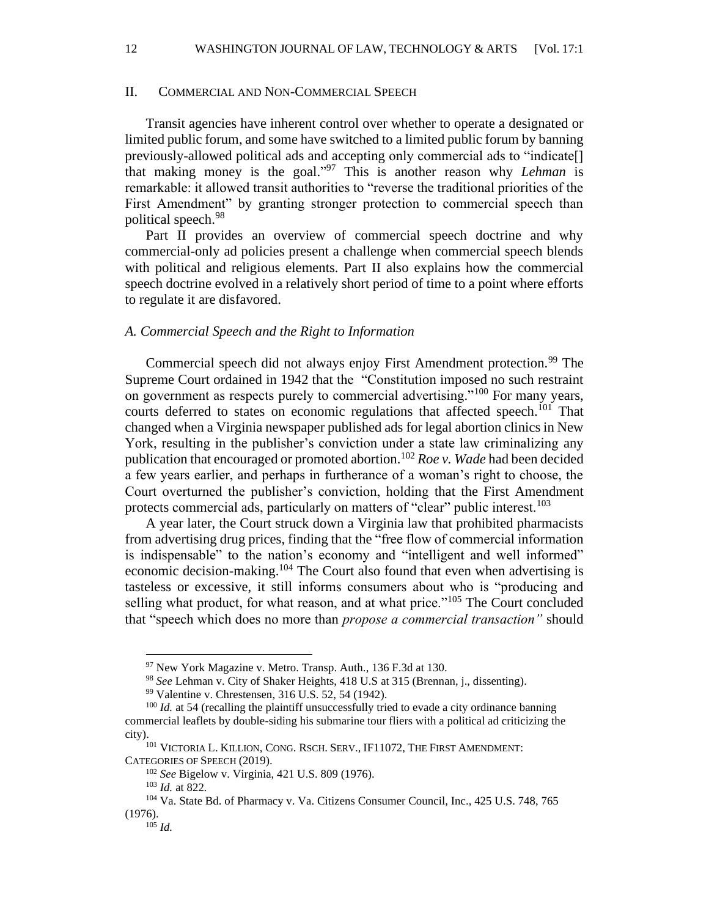## II. Commercial and Non-Commercial Speech

Transit agencies have inherent control over whether to operate a designated or limited public forum, and some have switched to a limited public forum by banning previously-allowed political ads and accepting only commercial ads to "indicate[] that making money is the goal."[97] This is another reason why *Lehman* is remarkable: it allowed transit authorities to "reverse the traditional priorities of the First Amendment" by granting stronger protection to commercial speech than political speech.[98]

Part II provides an overview of commercial speech doctrine and why commercial-only ad policies present a challenge when commercial speech blends with political and religious elements. Part II also explains how the commercial speech doctrine evolved in a relatively short period of time to a point where efforts to regulate it are disfavored.

### *A. Commercial Speech and the Right to Information*

Commercial speech did not always enjoy First Amendment protection.[99] The Supreme Court ordained in 1942 that the "Constitution imposed no such restraint on government as respects purely to commercial advertising."[100] For many years, courts deferred to states on economic regulations that affected speech.[101] That changed when a Virginia newspaper published ads for legal abortion clinics in New York, resulting in the publisher's conviction under a state law criminalizing any publication that encouraged or promoted abortion.[102] *Roe v. Wade* had been decided a few years earlier, and perhaps in furtherance of a woman's right to choose, the Court overturned the publisher's conviction, holding that the First Amendment protects commercial ads, particularly on matters of "clear" public interest.[103]

A year later, the Court struck down a Virginia law that prohibited pharmacists from advertising drug prices, finding that the "free flow of commercial information is indispensable" to the nation's economy and "intelligent and well informed" economic decision-making.[104] The Court also found that even when advertising is tasteless or excessive, it still informs consumers about who is "producing and selling what product, for what reason, and at what price."[105] The Court concluded that "speech which does no more than *propose a commercial transaction"* should

---

[97] New York Magazine v. Metro. Transp. Auth., 136 F.3d at 130.

[98] *See* Lehman v. City of Shaker Heights, 418 U.S at 315 (Brennan, j., dissenting).

[99] Valentine v. Chrestensen, 316 U.S. 52, 54 (1942).

[100] *Id.* at 54 (recalling the plaintiff unsuccessfully tried to evade a city ordinance banning commercial leaflets by double-siding his submarine tour fliers with a political ad criticizing the city).

[101] Victoria L. Killion, Cong. Rsch. Serv., IF11072, The First Amendment: Categories of Speech (2019).

[102] *See* Bigelow v. Virginia, 421 U.S. 809 (1976).

[103] *Id.* at 822.

[104] Va. State Bd. of Pharmacy v. Va. Citizens Consumer Council, Inc., 425 U.S. 748, 765 (1976).

[105] *Id.*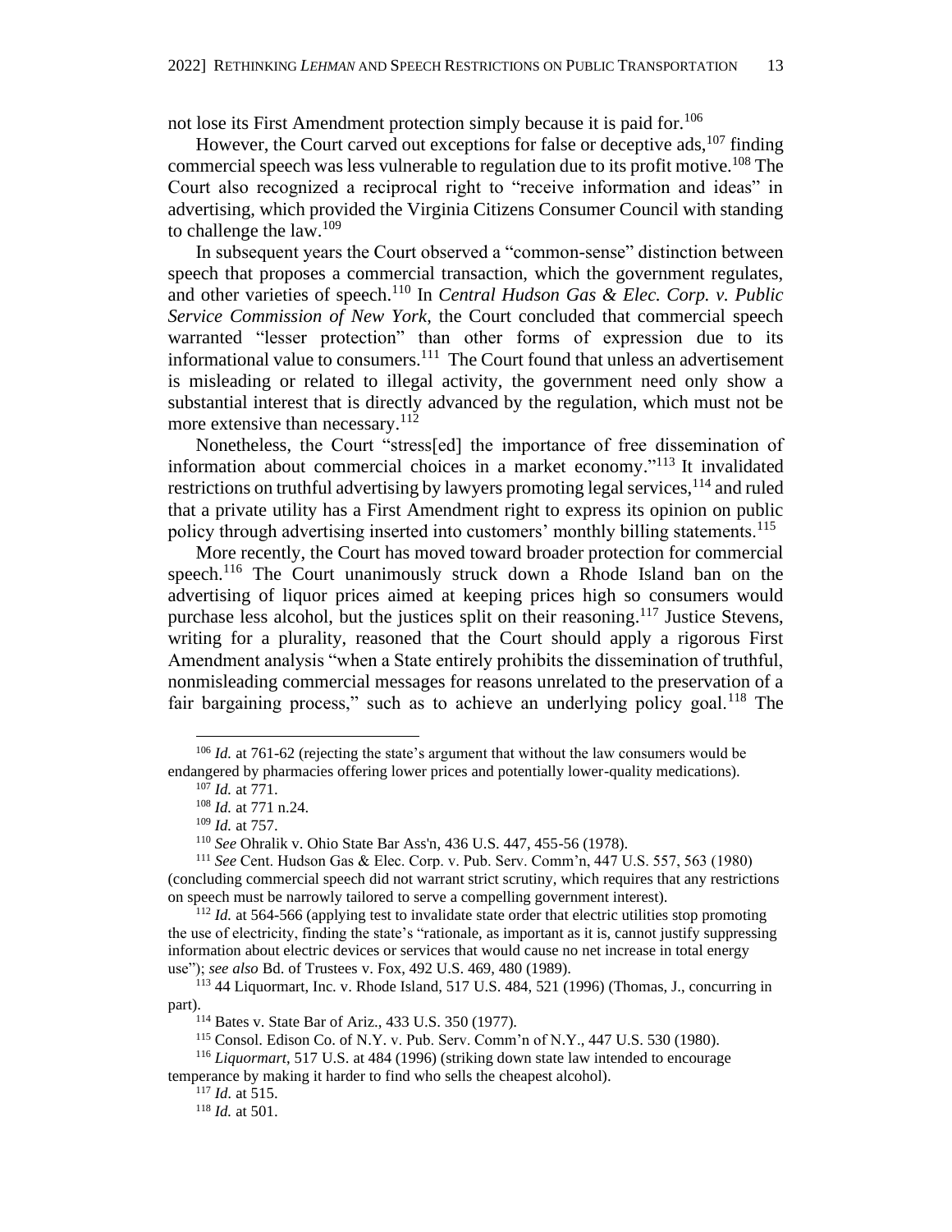not lose its First Amendment protection simply because it is paid for.[106]

However, the Court carved out exceptions for false or deceptive ads,[107] finding commercial speech was less vulnerable to regulation due to its profit motive.[108] The Court also recognized a reciprocal right to "receive information and ideas" in advertising, which provided the Virginia Citizens Consumer Council with standing to challenge the law.[109]

In subsequent years the Court observed a "common-sense" distinction between speech that proposes a commercial transaction, which the government regulates, and other varieties of speech.[110] In *Central Hudson Gas & Elec. Corp. v. Public Service Commission of New York*, the Court concluded that commercial speech warranted "lesser protection" than other forms of expression due to its informational value to consumers.[111] The Court found that unless an advertisement is misleading or related to illegal activity, the government need only show a substantial interest that is directly advanced by the regulation, which must not be more extensive than necessary.[112]

Nonetheless, the Court "stress[ed] the importance of free dissemination of information about commercial choices in a market economy."[113] It invalidated restrictions on truthful advertising by lawyers promoting legal services,[114] and ruled that a private utility has a First Amendment right to express its opinion on public policy through advertising inserted into customers' monthly billing statements.[115]

More recently, the Court has moved toward broader protection for commercial speech.[116] The Court unanimously struck down a Rhode Island ban on the advertising of liquor prices aimed at keeping prices high so consumers would purchase less alcohol, but the justices split on their reasoning.[117] Justice Stevens, writing for a plurality, reasoned that the Court should apply a rigorous First Amendment analysis "when a State entirely prohibits the dissemination of truthful, nonmisleading commercial messages for reasons unrelated to the preservation of a fair bargaining process," such as to achieve an underlying policy goal.[118] The

---

[106] *Id.* at 761-62 (rejecting the state's argument that without the law consumers would be endangered by pharmacies offering lower prices and potentially lower-quality medications).

[107] *Id.* at 771.

[108] *Id.* at 771 n.24.

[109] *Id.* at 757.

[110] *See* Ohralik v. Ohio State Bar Ass'n, 436 U.S. 447, 455-56 (1978).

[111] *See* Cent. Hudson Gas & Elec. Corp. v. Pub. Serv. Comm'n, 447 U.S. 557, 563 (1980) (concluding commercial speech did not warrant strict scrutiny, which requires that any restrictions on speech must be narrowly tailored to serve a compelling government interest).

[112] *Id.* at 564-566 (applying test to invalidate state order that electric utilities stop promoting the use of electricity, finding the state's "rationale, as important as it is, cannot justify suppressing information about electric devices or services that would cause no net increase in total energy use"); *see also* Bd. of Trustees v. Fox, 492 U.S. 469, 480 (1989).

[113] 44 Liquormart, Inc. v. Rhode Island, 517 U.S. 484, 521 (1996) (Thomas, J., concurring in part).

[114] Bates v. State Bar of Ariz., 433 U.S. 350 (1977).

[115] Consol. Edison Co. of N.Y. v. Pub. Serv. Comm'n of N.Y., 447 U.S. 530 (1980).

[116] *Liquormart*, 517 U.S. at 484 (1996) (striking down state law intended to encourage temperance by making it harder to find who sells the cheapest alcohol).

[117] *Id.* at 515.

[118] *Id.* at 501.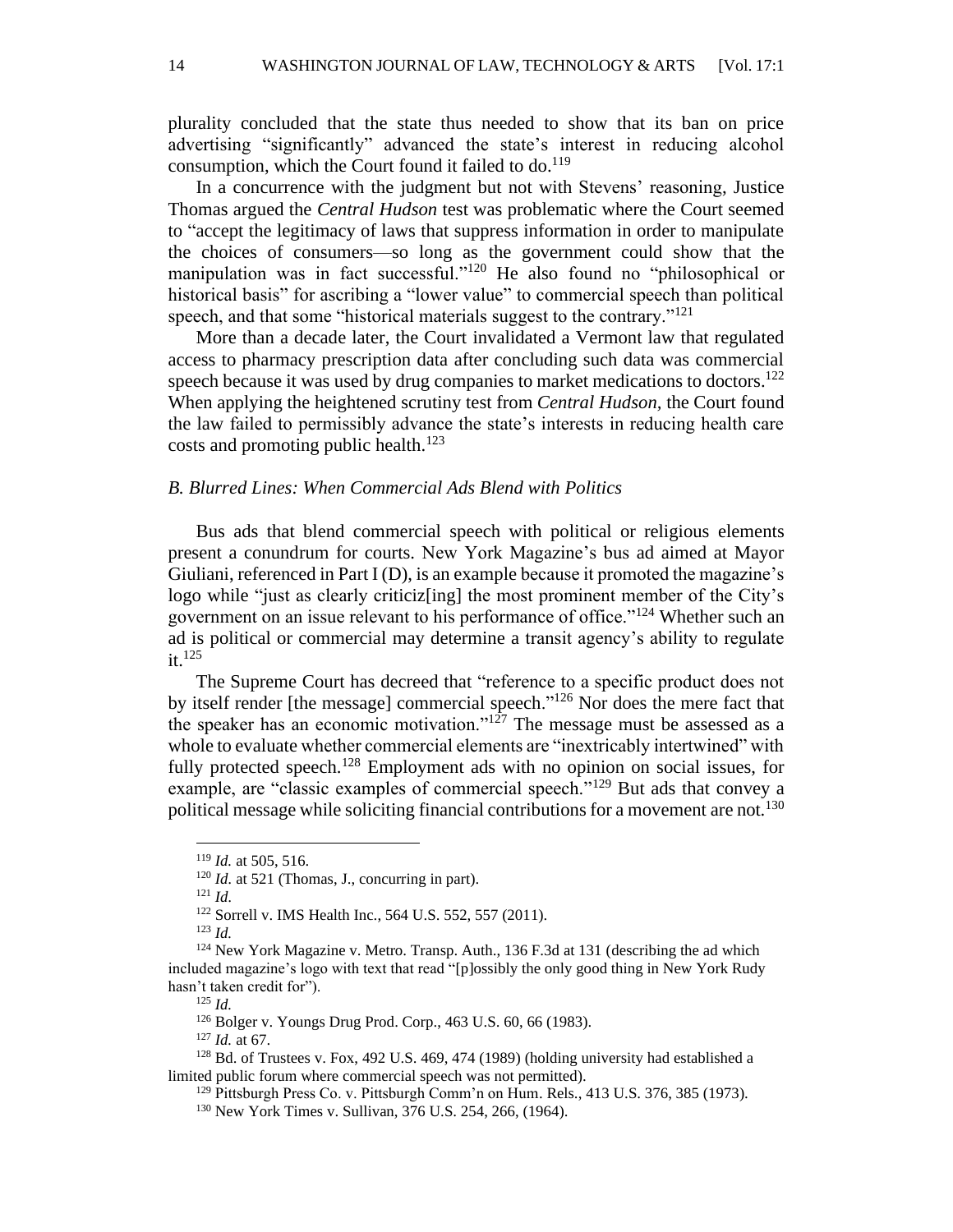plurality concluded that the state thus needed to show that its ban on price advertising "significantly" advanced the state's interest in reducing alcohol consumption, which the Court found it failed to do.[119]

In a concurrence with the judgment but not with Stevens' reasoning, Justice Thomas argued the *Central Hudson* test was problematic where the Court seemed to "accept the legitimacy of laws that suppress information in order to manipulate the choices of consumers—so long as the government could show that the manipulation was in fact successful."[120] He also found no "philosophical or historical basis" for ascribing a "lower value" to commercial speech than political speech, and that some "historical materials suggest to the contrary."[121]

More than a decade later, the Court invalidated a Vermont law that regulated access to pharmacy prescription data after concluding such data was commercial speech because it was used by drug companies to market medications to doctors.[122] When applying the heightened scrutiny test from *Central Hudson*, the Court found the law failed to permissibly advance the state's interests in reducing health care costs and promoting public health.[123]

### *B. Blurred Lines: When Commercial Ads Blend with Politics*

Bus ads that blend commercial speech with political or religious elements present a conundrum for courts. New York Magazine's bus ad aimed at Mayor Giuliani, referenced in Part I (D), is an example because it promoted the magazine's logo while "just as clearly criticiz[ing] the most prominent member of the City's government on an issue relevant to his performance of office."[124] Whether such an ad is political or commercial may determine a transit agency's ability to regulate it.[125]

The Supreme Court has decreed that "reference to a specific product does not by itself render [the message] commercial speech."[126] Nor does the mere fact that the speaker has an economic motivation."[127] The message must be assessed as a whole to evaluate whether commercial elements are "inextricably intertwined" with fully protected speech.[128] Employment ads with no opinion on social issues, for example, are "classic examples of commercial speech."[129] But ads that convey a political message while soliciting financial contributions for a movement are not.[130]

---

[119] *Id.* at 505, 516.

[120] *Id.* at 521 (Thomas, J., concurring in part).

[121] *Id.*

[122] Sorrell v. IMS Health Inc., 564 U.S. 552, 557 (2011).

[123] *Id.*

[124] New York Magazine v. Metro. Transp. Auth., 136 F.3d at 131 (describing the ad which included magazine's logo with text that read "[p]ossibly the only good thing in New York Rudy hasn't taken credit for").

[125] *Id.*

[126] Bolger v. Youngs Drug Prod. Corp., 463 U.S. 60, 66 (1983).

[127] *Id.* at 67.

[128] Bd. of Trustees v. Fox, 492 U.S. 469, 474 (1989) (holding university had established a limited public forum where commercial speech was not permitted).

[129] Pittsburgh Press Co. v. Pittsburgh Comm'n on Hum. Rels., 413 U.S. 376, 385 (1973).

[130] New York Times v. Sullivan, 376 U.S. 254, 266, (1964).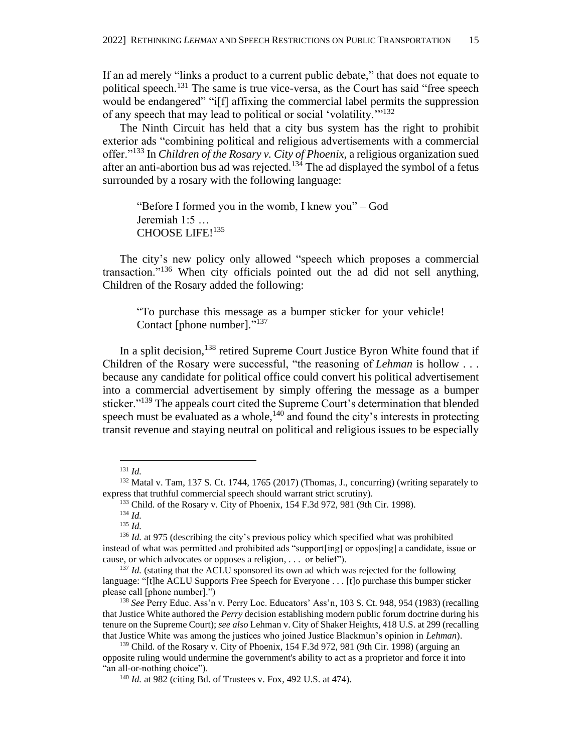If an ad merely "links a product to a current public debate," that does not equate to political speech.[131] The same is true vice-versa, as the Court has said "free speech would be endangered" "i[f] affixing the commercial label permits the suppression of any speech that may lead to political or social 'volatility.'"[132]

The Ninth Circuit has held that a city bus system has the right to prohibit exterior ads "combining political and religious advertisements with a commercial offer."[133] In *Children of the Rosary v. City of Phoenix,* a religious organization sued after an anti-abortion bus ad was rejected.[134] The ad displayed the symbol of a fetus surrounded by a rosary with the following language:

> "Before I formed you in the womb, I knew you" – God
> Jeremiah 1:5 …
> CHOOSE LIFE![135]

The city's new policy only allowed "speech which proposes a commercial transaction."[136] When city officials pointed out the ad did not sell anything, Children of the Rosary added the following:

> "To purchase this message as a bumper sticker for your vehicle! Contact [phone number]."[137]

In a split decision,[138] retired Supreme Court Justice Byron White found that if Children of the Rosary were successful, "the reasoning of *Lehman* is hollow . . . because any candidate for political office could convert his political advertisement into a commercial advertisement by simply offering the message as a bumper sticker."[139] The appeals court cited the Supreme Court's determination that blended speech must be evaluated as a whole,[140] and found the city's interests in protecting transit revenue and staying neutral on political and religious issues to be especially

---

[131] *Id.*

[132] Matal v. Tam, 137 S. Ct. 1744, 1765 (2017) (Thomas, J., concurring) (writing separately to express that truthful commercial speech should warrant strict scrutiny).

[133] Child. of the Rosary v. City of Phoenix, 154 F.3d 972, 981 (9th Cir. 1998).

[134] *Id.*

[135] *Id.*

[136] *Id.* at 975 (describing the city's previous policy which specified what was prohibited instead of what was permitted and prohibited ads "support[ing] or oppos[ing] a candidate, issue or cause, or which advocates or opposes a religion, . . . or belief").

[137] *Id.* (stating that the ACLU sponsored its own ad which was rejected for the following language: "[t]he ACLU Supports Free Speech for Everyone . . . [t]o purchase this bumper sticker please call [phone number].")

[138] *See* Perry Educ. Ass'n v. Perry Loc. Educators' Ass'n, 103 S. Ct. 948, 954 (1983) (recalling that Justice White authored the *Perry* decision establishing modern public forum doctrine during his tenure on the Supreme Court); *see also* Lehman v. City of Shaker Heights, 418 U.S. at 299 (recalling that Justice White was among the justices who joined Justice Blackmun's opinion in *Lehman*).

[139] Child. of the Rosary v. City of Phoenix, 154 F.3d 972, 981 (9th Cir. 1998) (arguing an opposite ruling would undermine the government's ability to act as a proprietor and force it into "an all-or-nothing choice").

[140] *Id.* at 982 (citing Bd. of Trustees v. Fox, 492 U.S. at 474).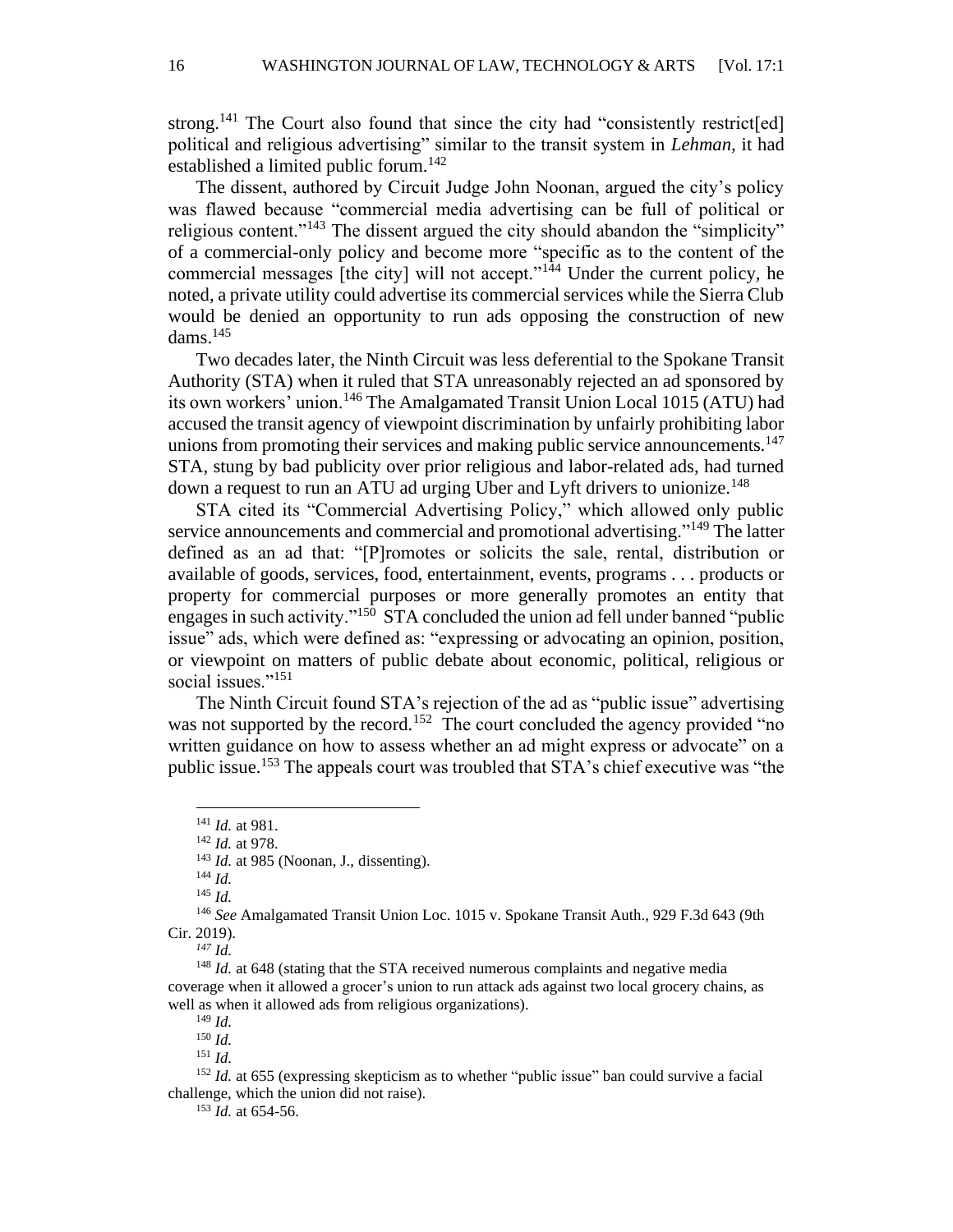strong.[141] The Court also found that since the city had "consistently restrict[ed] political and religious advertising" similar to the transit system in *Lehman*, it had established a limited public forum.[142]

The dissent, authored by Circuit Judge John Noonan, argued the city's policy was flawed because "commercial media advertising can be full of political or religious content."[143] The dissent argued the city should abandon the "simplicity" of a commercial-only policy and become more "specific as to the content of the commercial messages [the city] will not accept."[144] Under the current policy, he noted, a private utility could advertise its commercial services while the Sierra Club would be denied an opportunity to run ads opposing the construction of new dams.[145]

Two decades later, the Ninth Circuit was less deferential to the Spokane Transit Authority (STA) when it ruled that STA unreasonably rejected an ad sponsored by its own workers' union.[146] The Amalgamated Transit Union Local 1015 (ATU) had accused the transit agency of viewpoint discrimination by unfairly prohibiting labor unions from promoting their services and making public service announcements.[147] STA, stung by bad publicity over prior religious and labor-related ads, had turned down a request to run an ATU ad urging Uber and Lyft drivers to unionize.[148]

STA cited its "Commercial Advertising Policy," which allowed only public service announcements and commercial and promotional advertising."[149] The latter defined as an ad that: "[P]romotes or solicits the sale, rental, distribution or available of goods, services, food, entertainment, events, programs . . . products or property for commercial purposes or more generally promotes an entity that engages in such activity."[150] STA concluded the union ad fell under banned "public issue" ads, which were defined as: "expressing or advocating an opinion, position, or viewpoint on matters of public debate about economic, political, religious or social issues."[151]

The Ninth Circuit found STA's rejection of the ad as "public issue" advertising was not supported by the record.[152] The court concluded the agency provided "no written guidance on how to assess whether an ad might express or advocate" on a public issue.[153] The appeals court was troubled that STA's chief executive was "the

---

[141] *Id.* at 981.

[142] *Id.* at 978.

[143] *Id.* at 985 (Noonan, J., dissenting).

[144] *Id.*

[145] *Id.*

[146] *See* Amalgamated Transit Union Loc. 1015 v. Spokane Transit Auth., 929 F.3d 643 (9th Cir. 2019).

[147] *Id.*

[148] *Id.* at 648 (stating that the STA received numerous complaints and negative media coverage when it allowed a grocer's union to run attack ads against two local grocery chains, as well as when it allowed ads from religious organizations).

[149] *Id.*

[150] *Id.*

[151] *Id.*

[152] *Id.* at 655 (expressing skepticism as to whether "public issue" ban could survive a facial challenge, which the union did not raise).

[153] *Id.* at 654-56.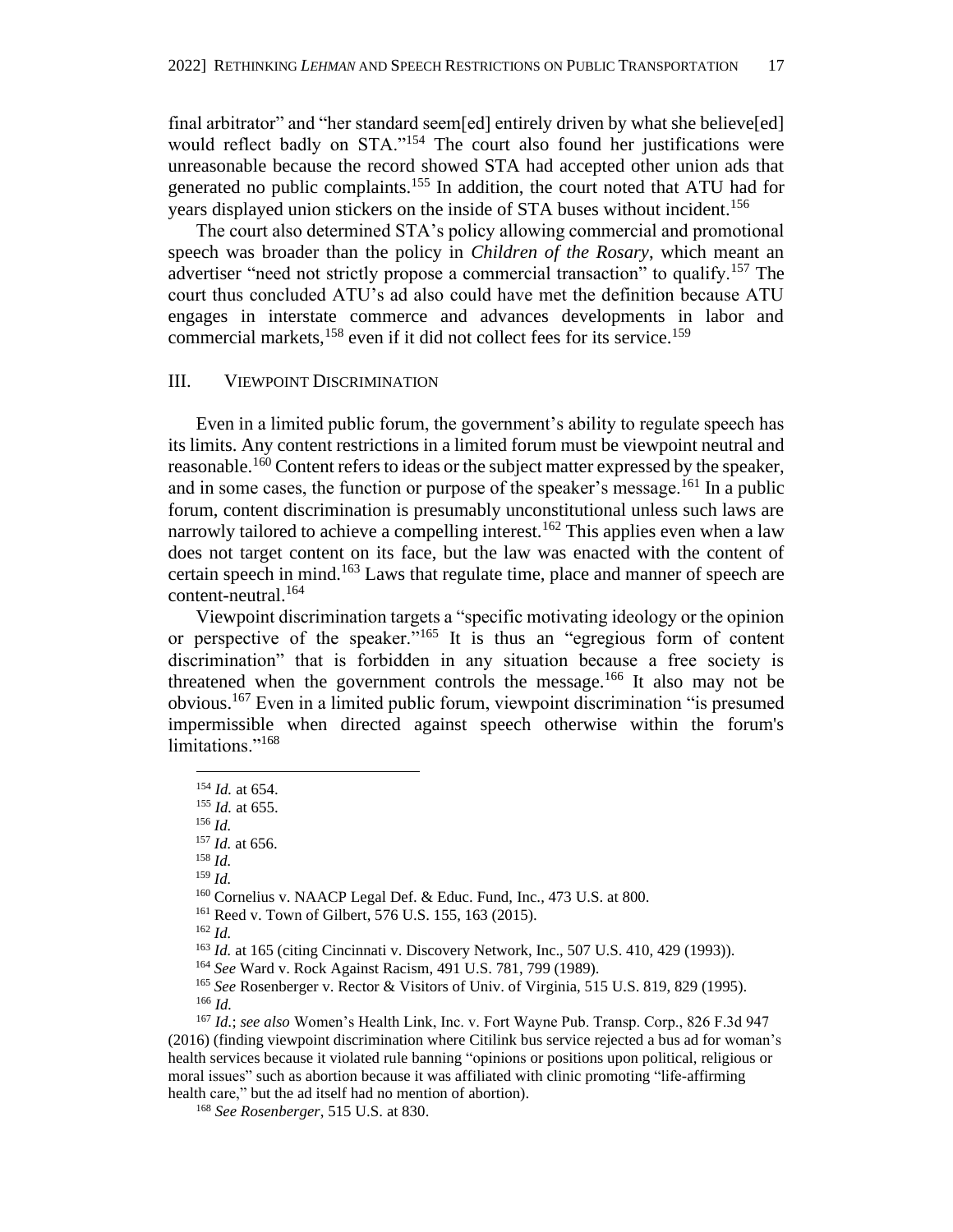final arbitrator" and "her standard seem[ed] entirely driven by what she believe[ed] would reflect badly on STA."[154] The court also found her justifications were unreasonable because the record showed STA had accepted other union ads that generated no public complaints.[155] In addition, the court noted that ATU had for years displayed union stickers on the inside of STA buses without incident.[156]

The court also determined STA's policy allowing commercial and promotional speech was broader than the policy in *Children of the Rosary*, which meant an advertiser "need not strictly propose a commercial transaction" to qualify.[157] The court thus concluded ATU's ad also could have met the definition because ATU engages in interstate commerce and advances developments in labor and commercial markets,[158] even if it did not collect fees for its service.[159]

## III. Viewpoint Discrimination

Even in a limited public forum, the government's ability to regulate speech has its limits. Any content restrictions in a limited forum must be viewpoint neutral and reasonable.[160] Content refers to ideas or the subject matter expressed by the speaker, and in some cases, the function or purpose of the speaker's message.[161] In a public forum, content discrimination is presumably unconstitutional unless such laws are narrowly tailored to achieve a compelling interest.[162] This applies even when a law does not target content on its face, but the law was enacted with the content of certain speech in mind.[163] Laws that regulate time, place and manner of speech are content-neutral.[164]

Viewpoint discrimination targets a "specific motivating ideology or the opinion or perspective of the speaker."[165] It is thus an "egregious form of content discrimination" that is forbidden in any situation because a free society is threatened when the government controls the message.[166] It also may not be obvious.[167] Even in a limited public forum, viewpoint discrimination "is presumed impermissible when directed against speech otherwise within the forum's limitations."[168]

---

[154] *Id.* at 654.

[155] *Id.* at 655.

[156] *Id.*

[157] *Id.* at 656.

[158] *Id.*

[159] *Id.*

[160] Cornelius v. NAACP Legal Def. & Educ. Fund, Inc., 473 U.S. at 800.

[161] Reed v. Town of Gilbert, 576 U.S. 155, 163 (2015).

[162] *Id.*

[163] *Id.* at 165 (citing Cincinnati v. Discovery Network, Inc., 507 U.S. 410, 429 (1993)).

[164] *See* Ward v. Rock Against Racism, 491 U.S. 781, 799 (1989).

[165] *See* Rosenberger v. Rector & Visitors of Univ. of Virginia, 515 U.S. 819, 829 (1995).

[166] *Id.*

[167] *Id.*; *see also* Women's Health Link, Inc. v. Fort Wayne Pub. Transp. Corp., 826 F.3d 947 (2016) (finding viewpoint discrimination where Citilink bus service rejected a bus ad for woman's health services because it violated rule banning "opinions or positions upon political, religious or moral issues" such as abortion because it was affiliated with clinic promoting "life-affirming health care," but the ad itself had no mention of abortion).

[168] *See Rosenberger*, 515 U.S. at 830.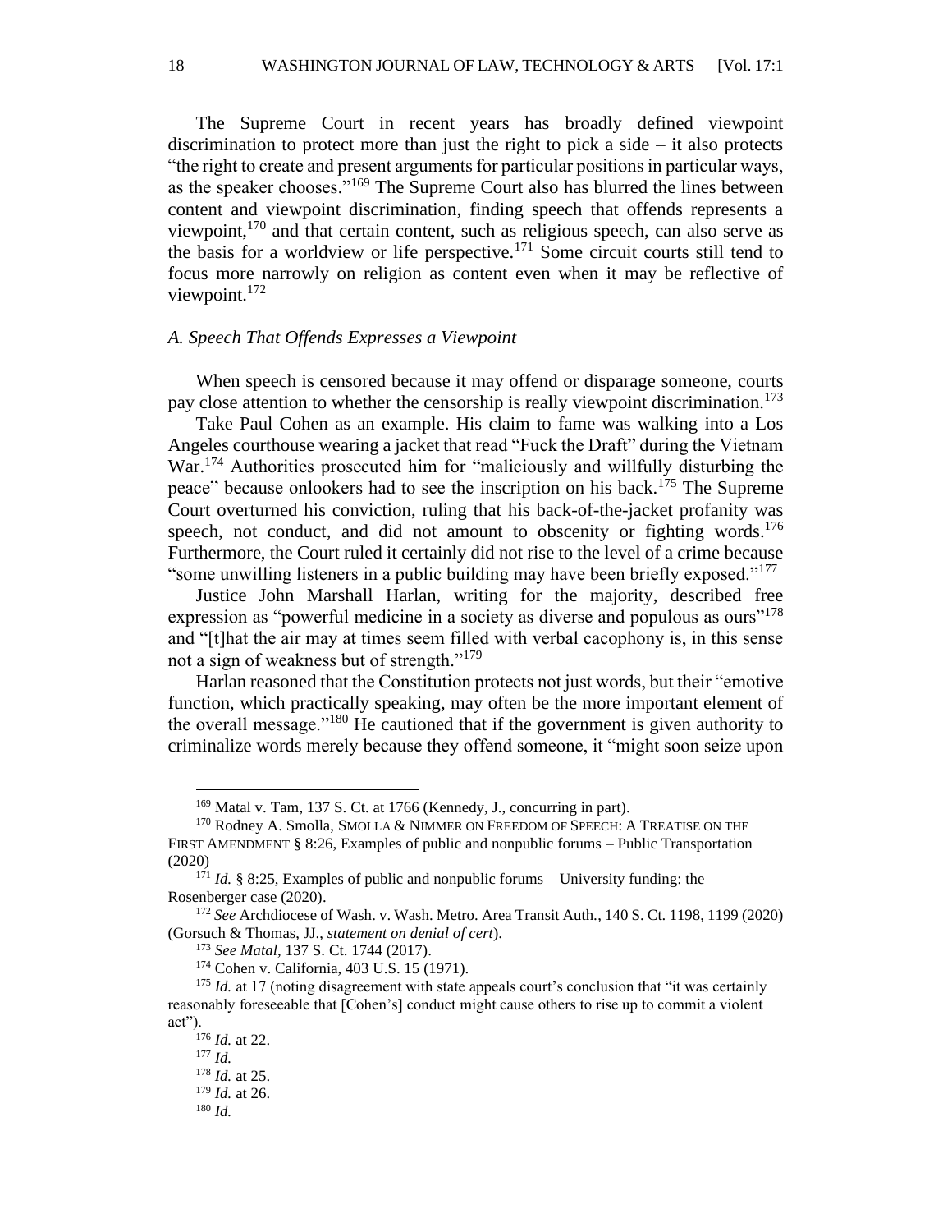The Supreme Court in recent years has broadly defined viewpoint discrimination to protect more than just the right to pick a side – it also protects "the right to create and present arguments for particular positions in particular ways, as the speaker chooses."[169] The Supreme Court also has blurred the lines between content and viewpoint discrimination, finding speech that offends represents a viewpoint,[170] and that certain content, such as religious speech, can also serve as the basis for a worldview or life perspective.[171] Some circuit courts still tend to focus more narrowly on religion as content even when it may be reflective of viewpoint.[172]

### *A. Speech That Offends Expresses a Viewpoint*

When speech is censored because it may offend or disparage someone, courts pay close attention to whether the censorship is really viewpoint discrimination.[173]

Take Paul Cohen as an example. His claim to fame was walking into a Los Angeles courthouse wearing a jacket that read "Fuck the Draft" during the Vietnam War.[174] Authorities prosecuted him for "maliciously and willfully disturbing the peace" because onlookers had to see the inscription on his back.[175] The Supreme Court overturned his conviction, ruling that his back-of-the-jacket profanity was speech, not conduct, and did not amount to obscenity or fighting words.[176] Furthermore, the Court ruled it certainly did not rise to the level of a crime because "some unwilling listeners in a public building may have been briefly exposed."[177]

Justice John Marshall Harlan, writing for the majority, described free expression as "powerful medicine in a society as diverse and populous as ours"[178] and "[t]hat the air may at times seem filled with verbal cacophony is, in this sense not a sign of weakness but of strength."[179]

Harlan reasoned that the Constitution protects not just words, but their "emotive function, which practically speaking, may often be the more important element of the overall message."[180] He cautioned that if the government is given authority to criminalize words merely because they offend someone, it "might soon seize upon

---

[169] Matal v. Tam, 137 S. Ct. at 1766 (Kennedy, J., concurring in part).

[170] Rodney A. Smolla, SMOLLA & NIMMER ON FREEDOM OF SPEECH: A TREATISE ON THE FIRST AMENDMENT § 8:26, Examples of public and nonpublic forums – Public Transportation (2020)

[171] *Id.* § 8:25, Examples of public and nonpublic forums – University funding: the Rosenberger case (2020).

[172] *See* Archdiocese of Wash. v. Wash. Metro. Area Transit Auth., 140 S. Ct. 1198, 1199 (2020) (Gorsuch & Thomas, JJ., *statement on denial of cert*).

[173] *See Matal*, 137 S. Ct. 1744 (2017).

[174] Cohen v. California, 403 U.S. 15 (1971).

[175] *Id.* at 17 (noting disagreement with state appeals court's conclusion that "it was certainly reasonably foreseeable that [Cohen's] conduct might cause others to rise up to commit a violent act").

[176] *Id.* at 22.

[177] *Id.*

[178] *Id.* at 25.

[179] *Id.* at 26.

[180] *Id.*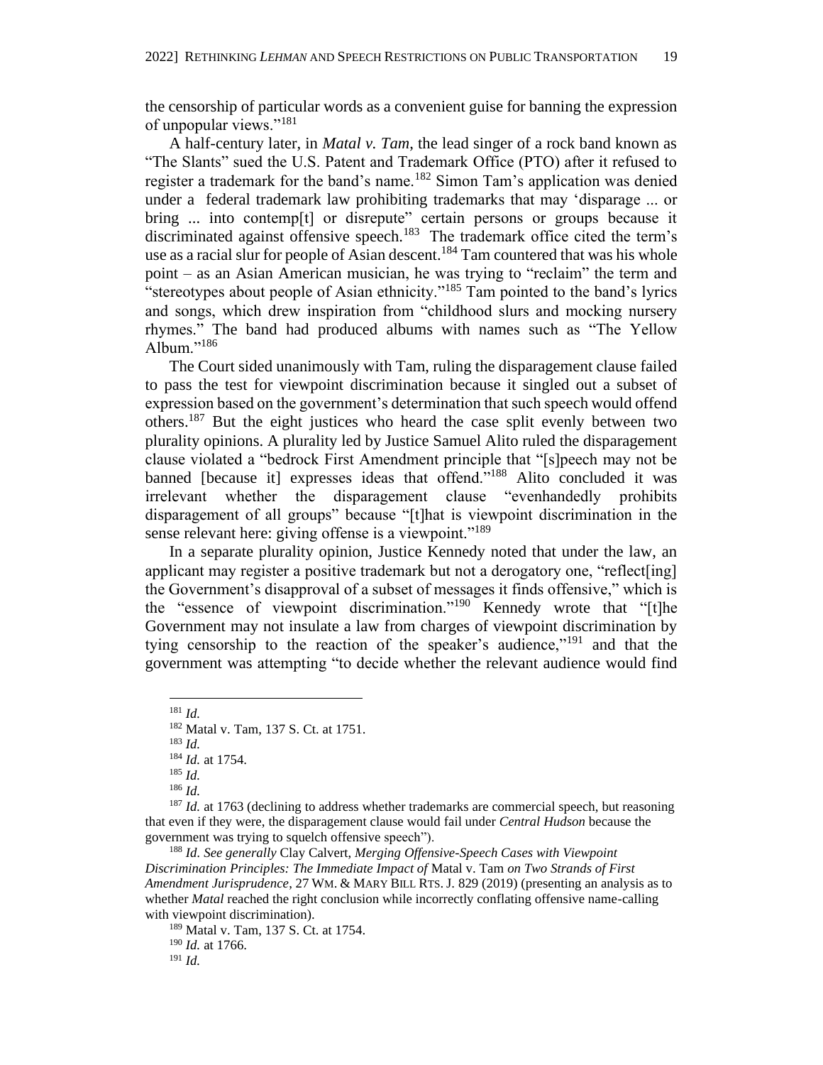the censorship of particular words as a convenient guise for banning the expression of unpopular views."[181]

A half-century later, in *Matal v. Tam*, the lead singer of a rock band known as "The Slants" sued the U.S. Patent and Trademark Office (PTO) after it refused to register a trademark for the band's name.[182] Simon Tam's application was denied under a federal trademark law prohibiting trademarks that may 'disparage ... or bring ... into contemp[t] or disrepute" certain persons or groups because it discriminated against offensive speech.[183] The trademark office cited the term's use as a racial slur for people of Asian descent.[184] Tam countered that was his whole point – as an Asian American musician, he was trying to "reclaim" the term and "stereotypes about people of Asian ethnicity."[185] Tam pointed to the band's lyrics and songs, which drew inspiration from "childhood slurs and mocking nursery rhymes." The band had produced albums with names such as "The Yellow Album."[186]

The Court sided unanimously with Tam, ruling the disparagement clause failed to pass the test for viewpoint discrimination because it singled out a subset of expression based on the government's determination that such speech would offend others.[187] But the eight justices who heard the case split evenly between two plurality opinions. A plurality led by Justice Samuel Alito ruled the disparagement clause violated a "bedrock First Amendment principle that "[s]peech may not be banned [because it] expresses ideas that offend."[188] Alito concluded it was irrelevant whether the disparagement clause "evenhandedly prohibits disparagement of all groups" because "[t]hat is viewpoint discrimination in the sense relevant here: giving offense is a viewpoint."[189]

In a separate plurality opinion, Justice Kennedy noted that under the law, an applicant may register a positive trademark but not a derogatory one, "reflect[ing] the Government's disapproval of a subset of messages it finds offensive," which is the "essence of viewpoint discrimination."[190] Kennedy wrote that "[t]he Government may not insulate a law from charges of viewpoint discrimination by tying censorship to the reaction of the speaker's audience,"[191] and that the government was attempting "to decide whether the relevant audience would find

---

[181] *Id.*

[182] Matal v. Tam, 137 S. Ct. at 1751.

[183] *Id.*

[184] *Id.* at 1754.

[185] *Id.*

[186] *Id.*

[187] *Id.* at 1763 (declining to address whether trademarks are commercial speech, but reasoning that even if they were, the disparagement clause would fail under *Central Hudson* because the government was trying to squelch offensive speech").

[188] *Id. See generally* Clay Calvert, *Merging Offensive-Speech Cases with Viewpoint Discrimination Principles: The Immediate Impact of* Matal v. Tam *on Two Strands of First Amendment Jurisprudence*, 27 WM. & MARY BILL RTS. J. 829 (2019) (presenting an analysis as to whether *Matal* reached the right conclusion while incorrectly conflating offensive name-calling with viewpoint discrimination).

[189] Matal v. Tam, 137 S. Ct. at 1754.

[190] *Id.* at 1766.

[191] *Id.*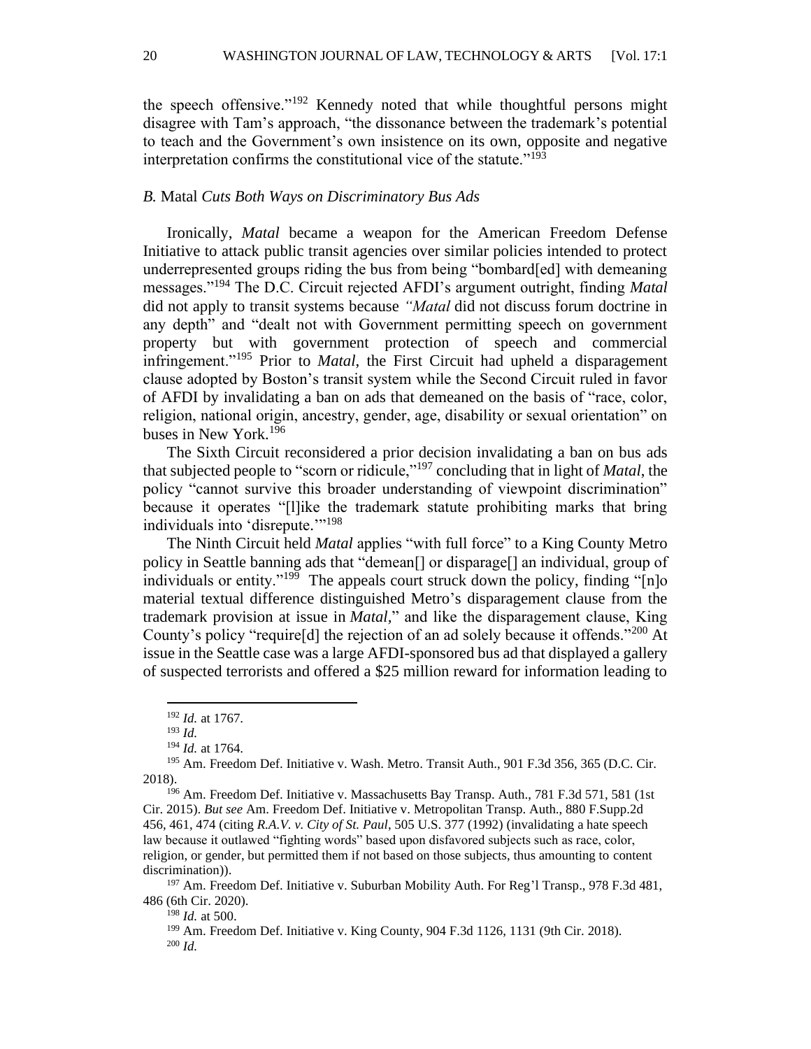the speech offensive."[192] Kennedy noted that while thoughtful persons might disagree with Tam's approach, "the dissonance between the trademark's potential to teach and the Government's own insistence on its own, opposite and negative interpretation confirms the constitutional vice of the statute."[193]

### *B.* Matal *Cuts Both Ways on Discriminatory Bus Ads*

Ironically, *Matal* became a weapon for the American Freedom Defense Initiative to attack public transit agencies over similar policies intended to protect underrepresented groups riding the bus from being "bombard[ed] with demeaning messages."[194] The D.C. Circuit rejected AFDI's argument outright, finding *Matal* did not apply to transit systems because *"Matal* did not discuss forum doctrine in any depth" and "dealt not with Government permitting speech on government property but with government protection of speech and commercial infringement."[195] Prior to *Matal*, the First Circuit had upheld a disparagement clause adopted by Boston's transit system while the Second Circuit ruled in favor of AFDI by invalidating a ban on ads that demeaned on the basis of "race, color, religion, national origin, ancestry, gender, age, disability or sexual orientation" on buses in New York.[196]

The Sixth Circuit reconsidered a prior decision invalidating a ban on bus ads that subjected people to "scorn or ridicule,"[197] concluding that in light of *Matal*, the policy "cannot survive this broader understanding of viewpoint discrimination" because it operates "[l]ike the trademark statute prohibiting marks that bring individuals into 'disrepute.'"[198]

The Ninth Circuit held *Matal* applies "with full force" to a King County Metro policy in Seattle banning ads that "demean[] or disparage[] an individual, group of individuals or entity."[199] The appeals court struck down the policy, finding "[n]o material textual difference distinguished Metro's disparagement clause from the trademark provision at issue in *Matal,*" and like the disparagement clause, King County's policy "require[d] the rejection of an ad solely because it offends."[200] At issue in the Seattle case was a large AFDI-sponsored bus ad that displayed a gallery of suspected terrorists and offered a $25 million reward for information leading to

---

[192] *Id.* at 1767.

[193] *Id.*

[194] *Id.* at 1764.

[195] Am. Freedom Def. Initiative v. Wash. Metro. Transit Auth., 901 F.3d 356, 365 (D.C. Cir. 2018).

[196] Am. Freedom Def. Initiative v. Massachusetts Bay Transp. Auth., 781 F.3d 571, 581 (1st Cir. 2015). *But see* Am. Freedom Def. Initiative v. Metropolitan Transp. Auth., 880 F.Supp.2d 456, 461, 474 (citing *R.A.V. v. City of St. Paul*, 505 U.S. 377 (1992) (invalidating a hate speech law because it outlawed "fighting words" based upon disfavored subjects such as race, color, religion, or gender, but permitted them if not based on those subjects, thus amounting to content discrimination)).

[197] Am. Freedom Def. Initiative v. Suburban Mobility Auth. For Reg'l Transp., 978 F.3d 481, 486 (6th Cir. 2020).

[198] *Id.* at 500.

[199] Am. Freedom Def. Initiative v. King County, 904 F.3d 1126, 1131 (9th Cir. 2018).

[200] *Id.*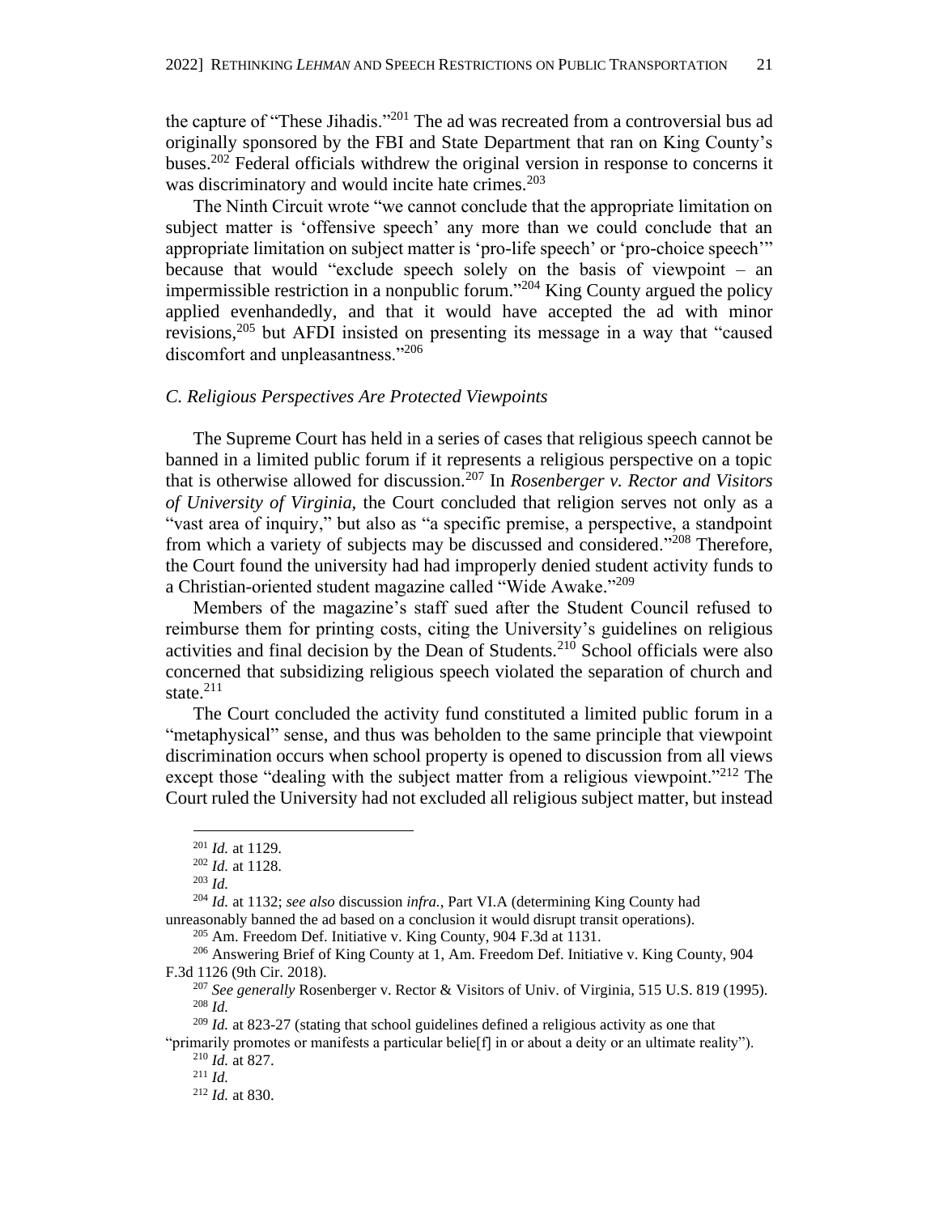the capture of "These Jihadis."[201] The ad was recreated from a controversial bus ad originally sponsored by the FBI and State Department that ran on King County's buses.[202] Federal officials withdrew the original version in response to concerns it was discriminatory and would incite hate crimes.[203]

The Ninth Circuit wrote "we cannot conclude that the appropriate limitation on subject matter is 'offensive speech' any more than we could conclude that an appropriate limitation on subject matter is 'pro-life speech' or 'pro-choice speech'" because that would "exclude speech solely on the basis of viewpoint – an impermissible restriction in a nonpublic forum."[204] King County argued the policy applied evenhandedly, and that it would have accepted the ad with minor revisions,[205] but AFDI insisted on presenting its message in a way that "caused discomfort and unpleasantness."[206]

### *C. Religious Perspectives Are Protected Viewpoints*

The Supreme Court has held in a series of cases that religious speech cannot be banned in a limited public forum if it represents a religious perspective on a topic that is otherwise allowed for discussion.[207] In *Rosenberger v. Rector and Visitors of University of Virginia*, the Court concluded that religion serves not only as a "vast area of inquiry," but also as "a specific premise, a perspective, a standpoint from which a variety of subjects may be discussed and considered."[208] Therefore, the Court found the university had had improperly denied student activity funds to a Christian-oriented student magazine called "Wide Awake."[209]

Members of the magazine's staff sued after the Student Council refused to reimburse them for printing costs, citing the University's guidelines on religious activities and final decision by the Dean of Students.[210] School officials were also concerned that subsidizing religious speech violated the separation of church and state.[211]

The Court concluded the activity fund constituted a limited public forum in a "metaphysical" sense, and thus was beholden to the same principle that viewpoint discrimination occurs when school property is opened to discussion from all views except those "dealing with the subject matter from a religious viewpoint."[212] The Court ruled the University had not excluded all religious subject matter, but instead

---

[201] *Id.* at 1129.

[202] *Id.* at 1128.

[203] *Id.*

[204] *Id.* at 1132; *see also* discussion *infra.*, Part VI.A (determining King County had unreasonably banned the ad based on a conclusion it would disrupt transit operations).

[205] Am. Freedom Def. Initiative v. King County, 904 F.3d at 1131.

[206] Answering Brief of King County at 1, Am. Freedom Def. Initiative v. King County, 904 F.3d 1126 (9th Cir. 2018).

[207] *See generally* Rosenberger v. Rector & Visitors of Univ. of Virginia, 515 U.S. 819 (1995).

[208] *Id.*

[209] *Id.* at 823-27 (stating that school guidelines defined a religious activity as one that "primarily promotes or manifests a particular belie[f] in or about a deity or an ultimate reality").

[210] *Id.* at 827.

[211] *Id.*

[212] *Id.* at 830.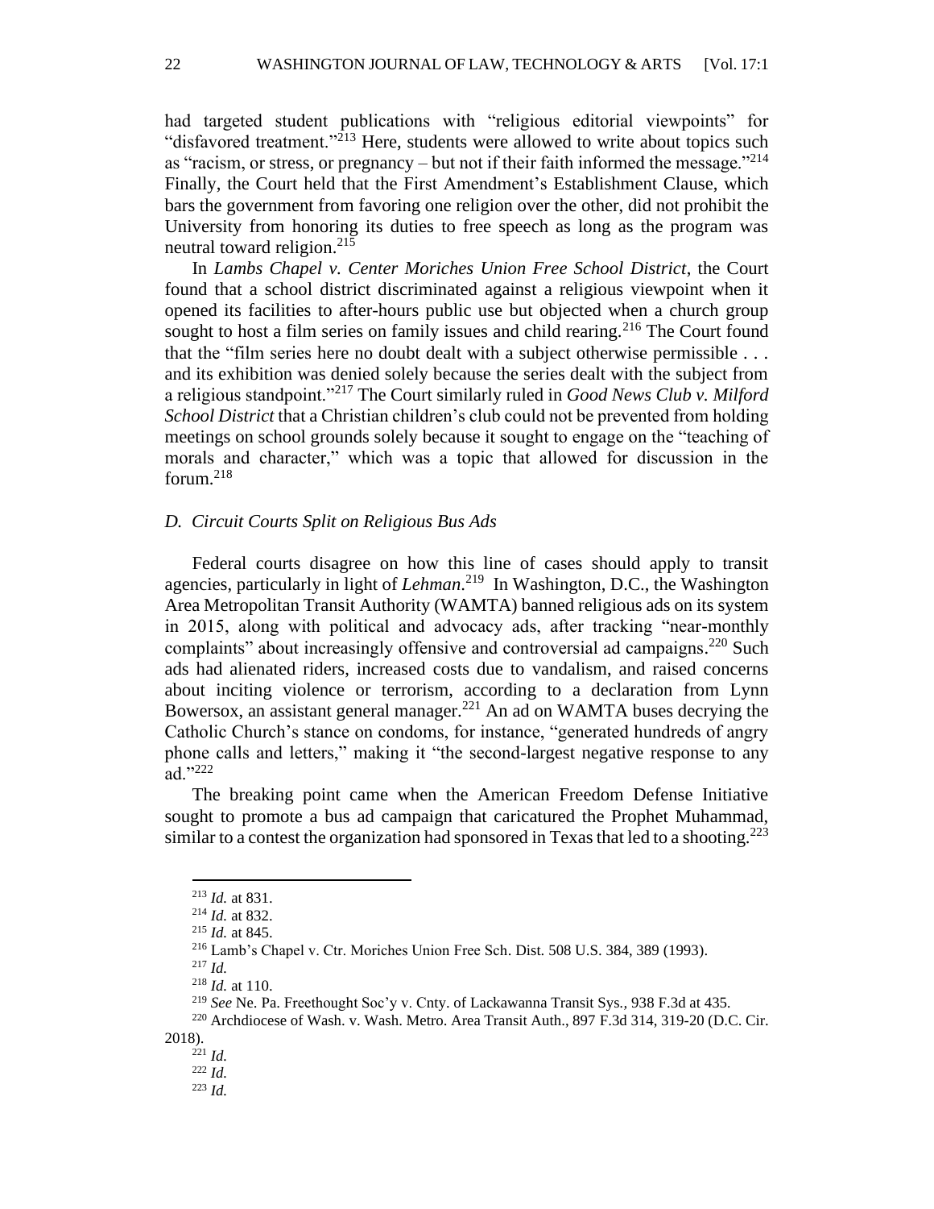had targeted student publications with "religious editorial viewpoints" for "disfavored treatment."[213] Here, students were allowed to write about topics such as "racism, or stress, or pregnancy – but not if their faith informed the message."[214] Finally, the Court held that the First Amendment's Establishment Clause, which bars the government from favoring one religion over the other, did not prohibit the University from honoring its duties to free speech as long as the program was neutral toward religion.[215]

In *Lambs Chapel v. Center Moriches Union Free School District*, the Court found that a school district discriminated against a religious viewpoint when it opened its facilities to after-hours public use but objected when a church group sought to host a film series on family issues and child rearing.[216] The Court found that the "film series here no doubt dealt with a subject otherwise permissible . . . and its exhibition was denied solely because the series dealt with the subject from a religious standpoint."[217] The Court similarly ruled in *Good News Club v. Milford School District* that a Christian children's club could not be prevented from holding meetings on school grounds solely because it sought to engage on the "teaching of morals and character," which was a topic that allowed for discussion in the forum.[218]

### *D. Circuit Courts Split on Religious Bus Ads*

Federal courts disagree on how this line of cases should apply to transit agencies, particularly in light of *Lehman*.[219] In Washington, D.C., the Washington Area Metropolitan Transit Authority (WAMTA) banned religious ads on its system in 2015, along with political and advocacy ads, after tracking "near-monthly complaints" about increasingly offensive and controversial ad campaigns.[220] Such ads had alienated riders, increased costs due to vandalism, and raised concerns about inciting violence or terrorism, according to a declaration from Lynn Bowersox, an assistant general manager.[221] An ad on WAMTA buses decrying the Catholic Church's stance on condoms, for instance, "generated hundreds of angry phone calls and letters," making it "the second-largest negative response to any ad."[222]

The breaking point came when the American Freedom Defense Initiative sought to promote a bus ad campaign that caricatured the Prophet Muhammad, similar to a contest the organization had sponsored in Texas that led to a shooting.[223]

---

[213] *Id.* at 831.

[214] *Id.* at 832.

[215] *Id.* at 845.

[216] Lamb's Chapel v. Ctr. Moriches Union Free Sch. Dist. 508 U.S. 384, 389 (1993).

[217] *Id.*

[218] *Id.* at 110.

[219] *See* Ne. Pa. Freethought Soc'y v. Cnty. of Lackawanna Transit Sys., 938 F.3d at 435.

[220] Archdiocese of Wash. v. Wash. Metro. Area Transit Auth., 897 F.3d 314, 319-20 (D.C. Cir. 2018).

[221] *Id.*

[222] *Id.*

[223] *Id.*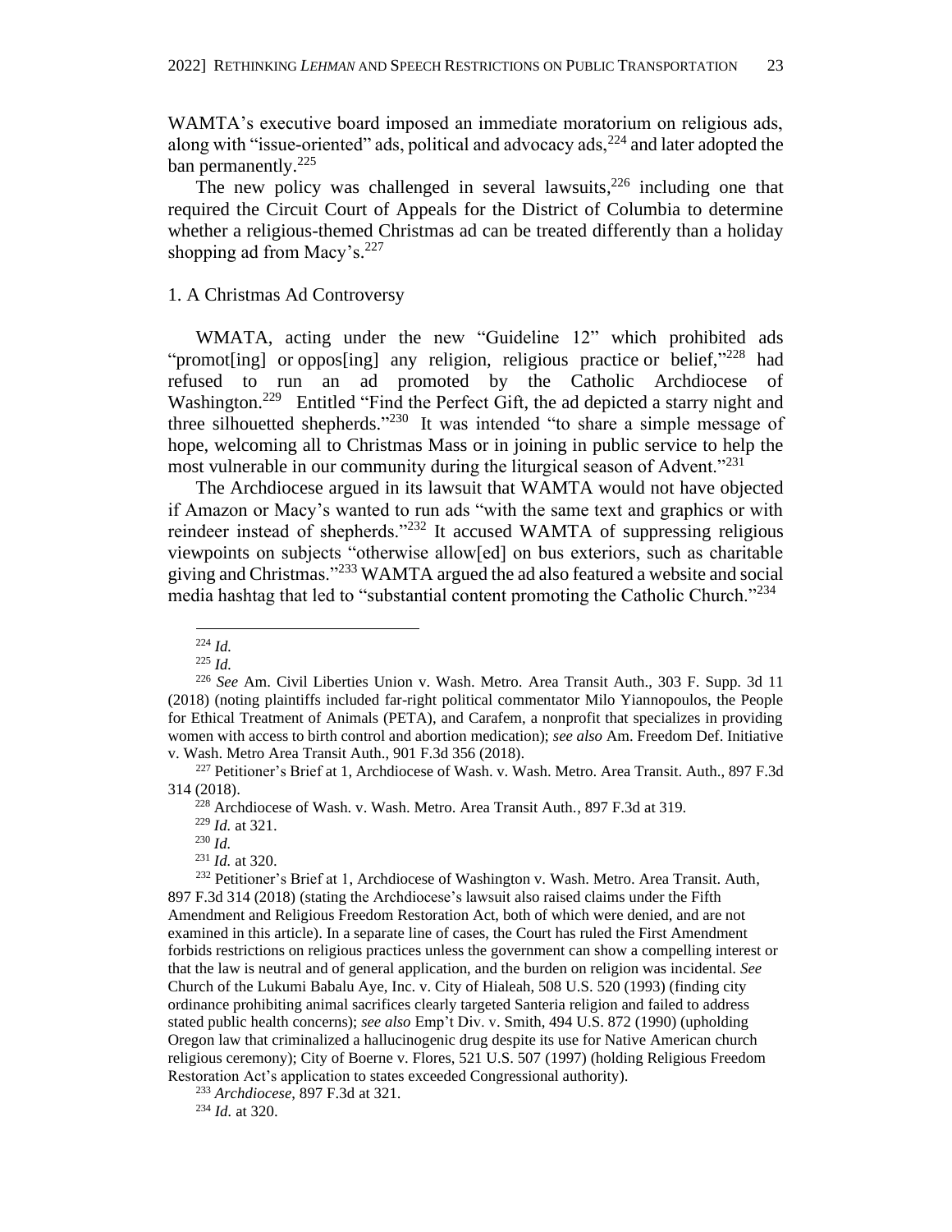WAMTA's executive board imposed an immediate moratorium on religious ads, along with "issue-oriented" ads, political and advocacy ads,[224] and later adopted the ban permanently.[225]

The new policy was challenged in several lawsuits,[226] including one that required the Circuit Court of Appeals for the District of Columbia to determine whether a religious-themed Christmas ad can be treated differently than a holiday shopping ad from Macy's.[227]

1. A Christmas Ad Controversy

WMATA, acting under the new "Guideline 12" which prohibited ads "promot[ing] or oppos[ing] any religion, religious practice or belief,"[228] had refused to run an ad promoted by the Catholic Archdiocese of Washington.[229] Entitled "Find the Perfect Gift, the ad depicted a starry night and three silhouetted shepherds."[230] It was intended "to share a simple message of hope, welcoming all to Christmas Mass or in joining in public service to help the most vulnerable in our community during the liturgical season of Advent."[231]

The Archdiocese argued in its lawsuit that WAMTA would not have objected if Amazon or Macy's wanted to run ads "with the same text and graphics or with reindeer instead of shepherds."[232] It accused WAMTA of suppressing religious viewpoints on subjects "otherwise allow[ed] on bus exteriors, such as charitable giving and Christmas."[233] WAMTA argued the ad also featured a website and social media hashtag that led to "substantial content promoting the Catholic Church."[234]

---

[224] *Id.*

[225] *Id.*

[226] *See* Am. Civil Liberties Union v. Wash. Metro. Area Transit Auth., 303 F. Supp. 3d 11 (2018) (noting plaintiffs included far-right political commentator Milo Yiannopoulos, the People for Ethical Treatment of Animals (PETA), and Carafem, a nonprofit that specializes in providing women with access to birth control and abortion medication); *see also* Am. Freedom Def. Initiative v. Wash. Metro Area Transit Auth., 901 F.3d 356 (2018).

[227] Petitioner's Brief at 1, Archdiocese of Wash. v. Wash. Metro. Area Transit. Auth., 897 F.3d 314 (2018).

[228] Archdiocese of Wash. v. Wash. Metro. Area Transit Auth., 897 F.3d at 319.

[229] *Id.* at 321.

[230] *Id.*

[231] *Id.* at 320.

[232] Petitioner's Brief at 1, Archdiocese of Washington v. Wash. Metro. Area Transit. Auth, 897 F.3d 314 (2018) (stating the Archdiocese's lawsuit also raised claims under the Fifth Amendment and Religious Freedom Restoration Act, both of which were denied, and are not examined in this article). In a separate line of cases, the Court has ruled the First Amendment forbids restrictions on religious practices unless the government can show a compelling interest or that the law is neutral and of general application, and the burden on religion was incidental. *See* Church of the Lukumi Babalu Aye, Inc. v. City of Hialeah, 508 U.S. 520 (1993) (finding city ordinance prohibiting animal sacrifices clearly targeted Santeria religion and failed to address stated public health concerns); *see also* Emp't Div. v. Smith, 494 U.S. 872 (1990) (upholding Oregon law that criminalized a hallucinogenic drug despite its use for Native American church religious ceremony); City of Boerne v. Flores, 521 U.S. 507 (1997) (holding Religious Freedom Restoration Act's application to states exceeded Congressional authority).

[233] *Archdiocese*, 897 F.3d at 321.

[234] *Id.* at 320.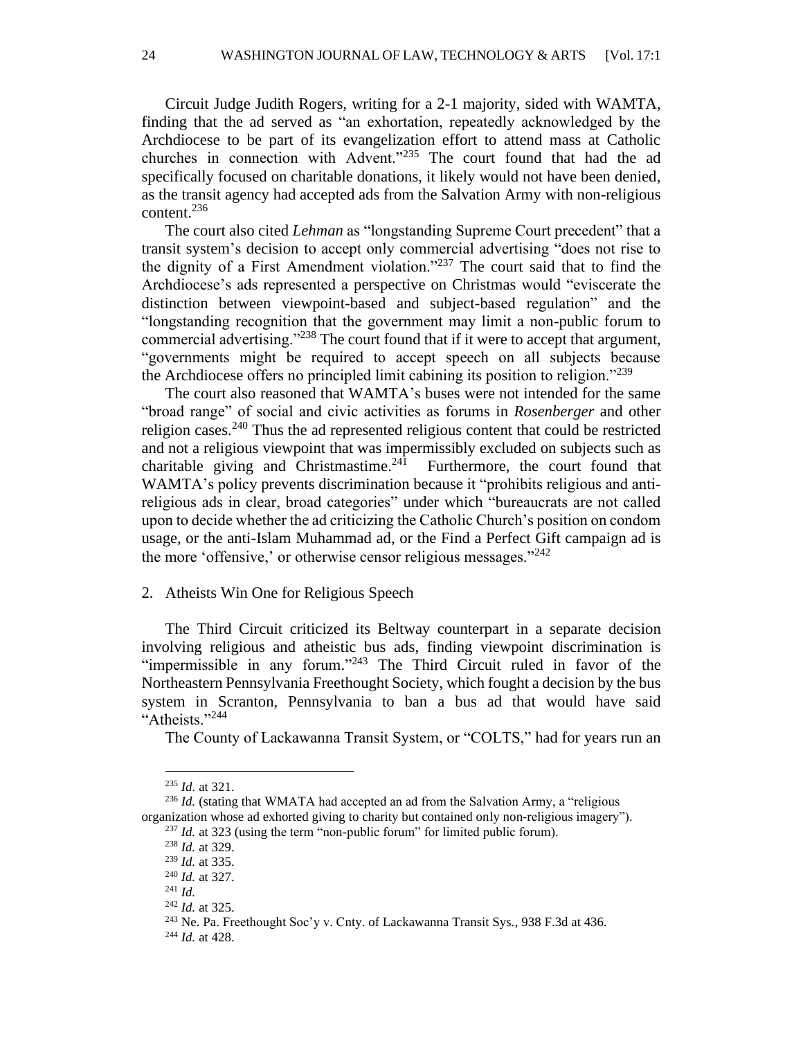Circuit Judge Judith Rogers, writing for a 2-1 majority, sided with WAMTA, finding that the ad served as "an exhortation, repeatedly acknowledged by the Archdiocese to be part of its evangelization effort to attend mass at Catholic churches in connection with Advent."[235] The court found that had the ad specifically focused on charitable donations, it likely would not have been denied, as the transit agency had accepted ads from the Salvation Army with non-religious content.[236]

The court also cited *Lehman* as "longstanding Supreme Court precedent" that a transit system's decision to accept only commercial advertising "does not rise to the dignity of a First Amendment violation."[237] The court said that to find the Archdiocese's ads represented a perspective on Christmas would "eviscerate the distinction between viewpoint-based and subject-based regulation" and the "longstanding recognition that the government may limit a non-public forum to commercial advertising."[238] The court found that if it were to accept that argument, "governments might be required to accept speech on all subjects because the Archdiocese offers no principled limit cabining its position to religion."[239]

The court also reasoned that WAMTA's buses were not intended for the same "broad range" of social and civic activities as forums in *Rosenberger* and other religion cases.[240] Thus the ad represented religious content that could be restricted and not a religious viewpoint that was impermissibly excluded on subjects such as charitable giving and Christmastime.[241] Furthermore, the court found that WAMTA's policy prevents discrimination because it "prohibits religious and anti-religious ads in clear, broad categories" under which "bureaucrats are not called upon to decide whether the ad criticizing the Catholic Church's position on condom usage, or the anti-Islam Muhammad ad, or the Find a Perfect Gift campaign ad is the more 'offensive,' or otherwise censor religious messages."[242]

2. Atheists Win One for Religious Speech

The Third Circuit criticized its Beltway counterpart in a separate decision involving religious and atheistic bus ads, finding viewpoint discrimination is "impermissible in any forum."[243] The Third Circuit ruled in favor of the Northeastern Pennsylvania Freethought Society, which fought a decision by the bus system in Scranton, Pennsylvania to ban a bus ad that would have said "Atheists."[244]

The County of Lackawanna Transit System, or "COLTS," had for years run an

---

[235] *Id.* at 321.

[236] *Id.* (stating that WMATA had accepted an ad from the Salvation Army, a "religious organization whose ad exhorted giving to charity but contained only non-religious imagery").

[237] *Id.* at 323 (using the term "non-public forum" for limited public forum).

[238] *Id.* at 329.

[239] *Id.* at 335.

[240] *Id.* at 327.

[241] *Id.*

[242] *Id.* at 325.

[243] Ne. Pa. Freethought Soc'y v. Cnty. of Lackawanna Transit Sys., 938 F.3d at 436.

[244] *Id.* at 428.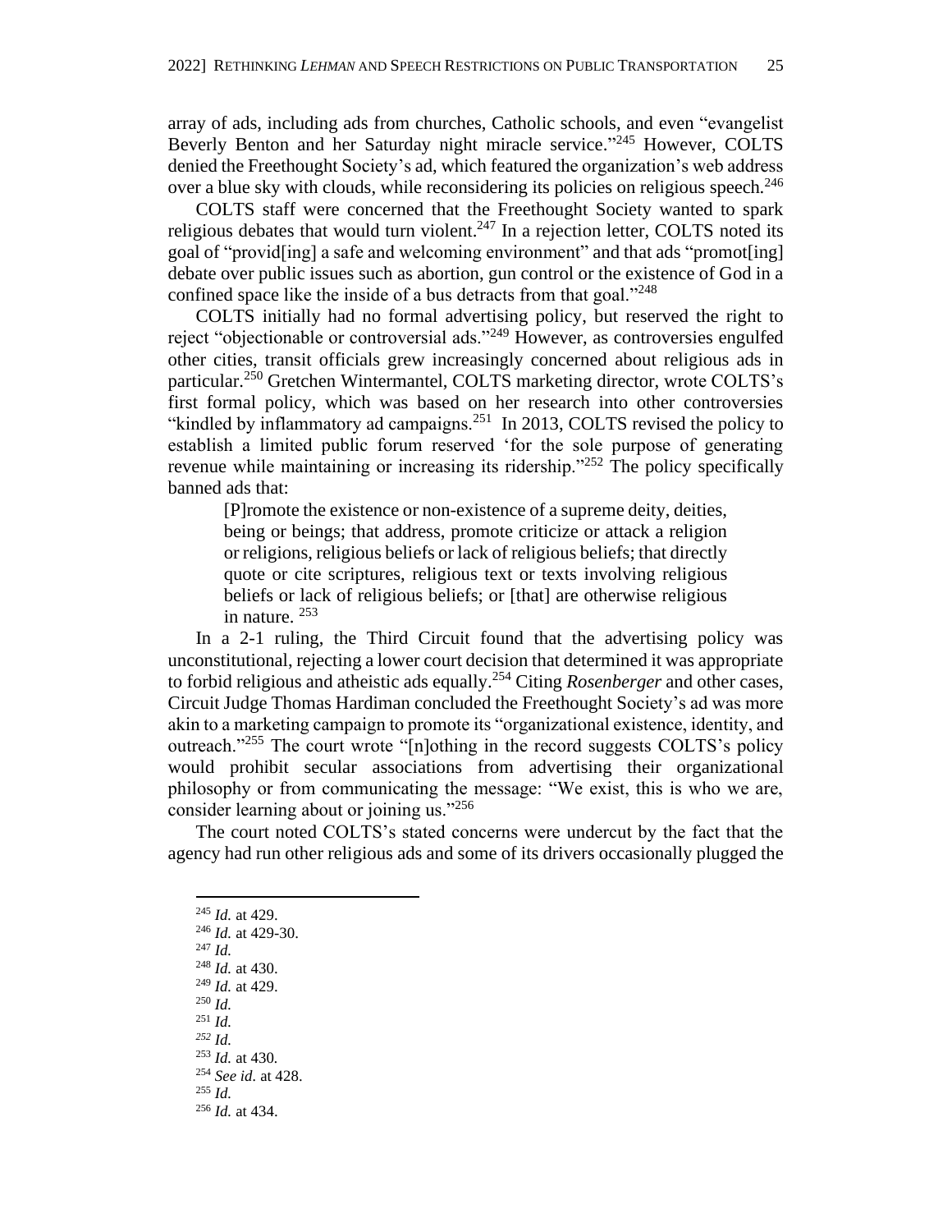array of ads, including ads from churches, Catholic schools, and even "evangelist Beverly Benton and her Saturday night miracle service."[245] However, COLTS denied the Freethought Society's ad, which featured the organization's web address over a blue sky with clouds, while reconsidering its policies on religious speech.[246]

COLTS staff were concerned that the Freethought Society wanted to spark religious debates that would turn violent.[247] In a rejection letter, COLTS noted its goal of "provid[ing] a safe and welcoming environment" and that ads "promot[ing] debate over public issues such as abortion, gun control or the existence of God in a confined space like the inside of a bus detracts from that goal."[248]

COLTS initially had no formal advertising policy, but reserved the right to reject "objectionable or controversial ads."[249] However, as controversies engulfed other cities, transit officials grew increasingly concerned about religious ads in particular.[250] Gretchen Wintermantel, COLTS marketing director, wrote COLTS's first formal policy, which was based on her research into other controversies "kindled by inflammatory ad campaigns.[251] In 2013, COLTS revised the policy to establish a limited public forum reserved 'for the sole purpose of generating revenue while maintaining or increasing its ridership."[252] The policy specifically banned ads that:

> [P]romote the existence or non-existence of a supreme deity, deities, being or beings; that address, promote criticize or attack a religion or religions, religious beliefs or lack of religious beliefs; that directly quote or cite scriptures, religious text or texts involving religious beliefs or lack of religious beliefs; or [that] are otherwise religious in nature. [253]

In a 2-1 ruling, the Third Circuit found that the advertising policy was unconstitutional, rejecting a lower court decision that determined it was appropriate to forbid religious and atheistic ads equally.[254] Citing *Rosenberger* and other cases, Circuit Judge Thomas Hardiman concluded the Freethought Society's ad was more akin to a marketing campaign to promote its "organizational existence, identity, and outreach."[255] The court wrote "[n]othing in the record suggests COLTS's policy would prohibit secular associations from advertising their organizational philosophy or from communicating the message: "We exist, this is who we are, consider learning about or joining us."[256]

The court noted COLTS's stated concerns were undercut by the fact that the agency had run other religious ads and some of its drivers occasionally plugged the

---

[245] *Id.* at 429.
[246] *Id.* at 429-30.
[247] *Id.*
[248] *Id.* at 430.
[249] *Id.* at 429.
[250] *Id.*
[251] *Id.*
[252] *Id.*
[253] *Id.* at 430*.*
[254] *See id.* at 428.
[255] *Id.*
[256] *Id.* at 434.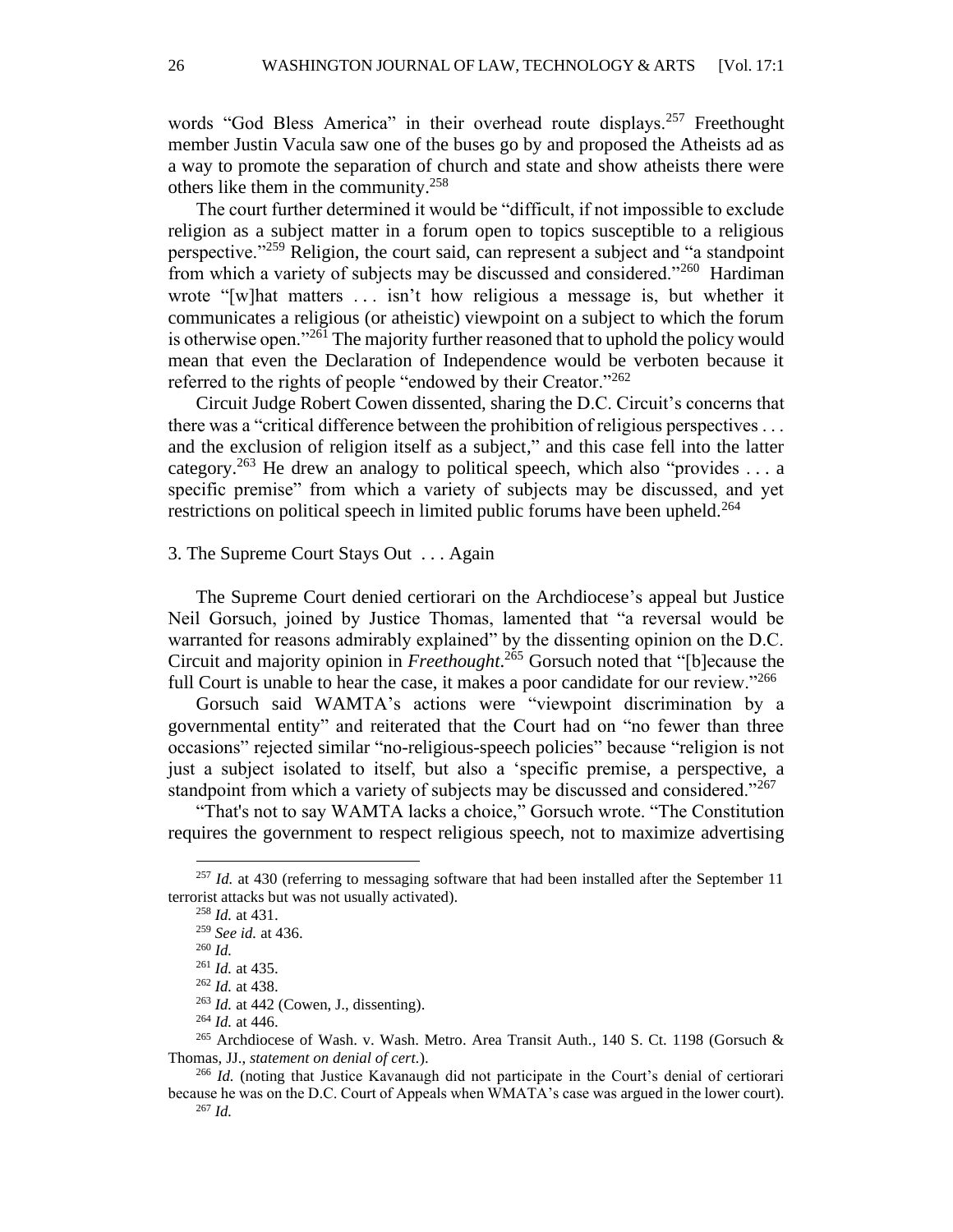words "God Bless America" in their overhead route displays.[257] Freethought member Justin Vacula saw one of the buses go by and proposed the Atheists ad as a way to promote the separation of church and state and show atheists there were others like them in the community.[258]

The court further determined it would be "difficult, if not impossible to exclude religion as a subject matter in a forum open to topics susceptible to a religious perspective."[259] Religion, the court said, can represent a subject and "a standpoint from which a variety of subjects may be discussed and considered."[260] Hardiman wrote "[w]hat matters . . . isn't how religious a message is, but whether it communicates a religious (or atheistic) viewpoint on a subject to which the forum is otherwise open."[261] The majority further reasoned that to uphold the policy would mean that even the Declaration of Independence would be verboten because it referred to the rights of people "endowed by their Creator."[262]

Circuit Judge Robert Cowen dissented, sharing the D.C. Circuit's concerns that there was a "critical difference between the prohibition of religious perspectives . . . and the exclusion of religion itself as a subject," and this case fell into the latter category.[263] He drew an analogy to political speech, which also "provides . . . a specific premise" from which a variety of subjects may be discussed, and yet restrictions on political speech in limited public forums have been upheld.[264]

### 3. The Supreme Court Stays Out . . . Again

The Supreme Court denied certiorari on the Archdiocese's appeal but Justice Neil Gorsuch, joined by Justice Thomas, lamented that "a reversal would be warranted for reasons admirably explained" by the dissenting opinion on the D.C. Circuit and majority opinion in *Freethought*.[265] Gorsuch noted that "[b]ecause the full Court is unable to hear the case, it makes a poor candidate for our review."[266]

Gorsuch said WAMTA's actions were "viewpoint discrimination by a governmental entity" and reiterated that the Court had on "no fewer than three occasions" rejected similar "no-religious-speech policies" because "religion is not just a subject isolated to itself, but also a 'specific premise, a perspective, a standpoint from which a variety of subjects may be discussed and considered."[267]

"That's not to say WAMTA lacks a choice," Gorsuch wrote. "The Constitution requires the government to respect religious speech, not to maximize advertising

---

[257] *Id.* at 430 (referring to messaging software that had been installed after the September 11 terrorist attacks but was not usually activated).

[258] *Id.* at 431.

[259] *See id.* at 436.

[260] *Id.*

[261] *Id.* at 435.

[262] *Id.* at 438.

[263] *Id.* at 442 (Cowen, J., dissenting).

[264] *Id.* at 446.

[265] Archdiocese of Wash. v. Wash. Metro. Area Transit Auth., 140 S. Ct. 1198 (Gorsuch & Thomas, JJ., *statement on denial of cert.*).

[266] *Id.* (noting that Justice Kavanaugh did not participate in the Court's denial of certiorari because he was on the D.C. Court of Appeals when WMATA's case was argued in the lower court).

[267] *Id.*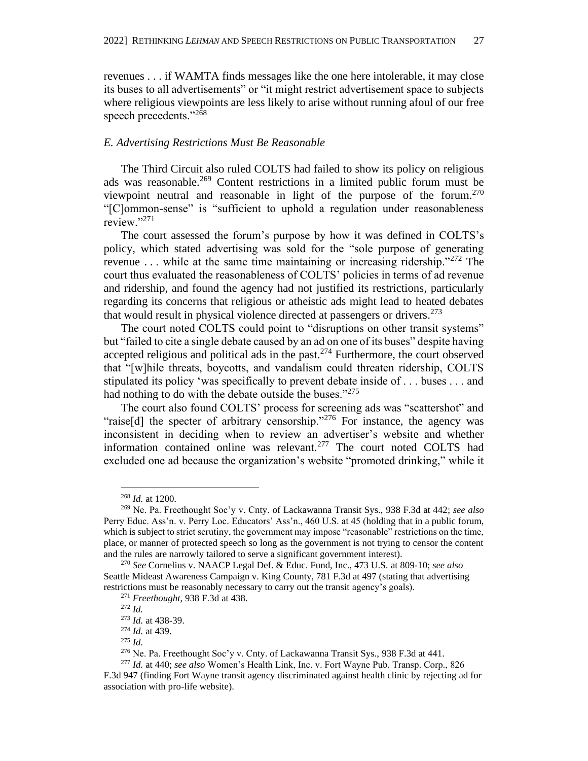revenues . . . if WAMTA finds messages like the one here intolerable, it may close its buses to all advertisements" or "it might restrict advertisement space to subjects where religious viewpoints are less likely to arise without running afoul of our free speech precedents."[268]

### *E. Advertising Restrictions Must Be Reasonable*

The Third Circuit also ruled COLTS had failed to show its policy on religious ads was reasonable.[269] Content restrictions in a limited public forum must be viewpoint neutral and reasonable in light of the purpose of the forum.[270] "[C]ommon-sense" is "sufficient to uphold a regulation under reasonableness review."[271]

The court assessed the forum's purpose by how it was defined in COLTS's policy, which stated advertising was sold for the "sole purpose of generating revenue . . . while at the same time maintaining or increasing ridership."[272] The court thus evaluated the reasonableness of COLTS' policies in terms of ad revenue and ridership, and found the agency had not justified its restrictions, particularly regarding its concerns that religious or atheistic ads might lead to heated debates that would result in physical violence directed at passengers or drivers.[273]

The court noted COLTS could point to "disruptions on other transit systems" but "failed to cite a single debate caused by an ad on one of its buses" despite having accepted religious and political ads in the past.[274] Furthermore, the court observed that "[w]hile threats, boycotts, and vandalism could threaten ridership, COLTS stipulated its policy 'was specifically to prevent debate inside of . . . buses . . . and had nothing to do with the debate outside the buses."[275]

The court also found COLTS' process for screening ads was "scattershot" and "raise[d] the specter of arbitrary censorship."[276] For instance, the agency was inconsistent in deciding when to review an advertiser's website and whether information contained online was relevant.[277] The court noted COLTS had excluded one ad because the organization's website "promoted drinking," while it

---

[268] *Id.* at 1200.

[269] Ne. Pa. Freethought Soc'y v. Cnty. of Lackawanna Transit Sys., 938 F.3d at 442; *see also* Perry Educ. Ass'n. v. Perry Loc. Educators' Ass'n., 460 U.S. at 45 (holding that in a public forum, which is subject to strict scrutiny, the government may impose "reasonable" restrictions on the time, place, or manner of protected speech so long as the government is not trying to censor the content and the rules are narrowly tailored to serve a significant government interest).

[270] *See* Cornelius v. NAACP Legal Def. & Educ. Fund, Inc., 473 U.S. at 809-10; *see also* Seattle Mideast Awareness Campaign v. King County, 781 F.3d at 497 (stating that advertising restrictions must be reasonably necessary to carry out the transit agency's goals).

[271] *Freethought*, 938 F.3d at 438.

[272] *Id.*

[273] *Id.* at 438-39.

[274] *Id.* at 439.

[275] *Id.*

[276] Ne. Pa. Freethought Soc'y v. Cnty. of Lackawanna Transit Sys., 938 F.3d at 441.

[277] *Id.* at 440; *see also* Women's Health Link, Inc. v. Fort Wayne Pub. Transp. Corp., 826 F.3d 947 (finding Fort Wayne transit agency discriminated against health clinic by rejecting ad for association with pro-life website).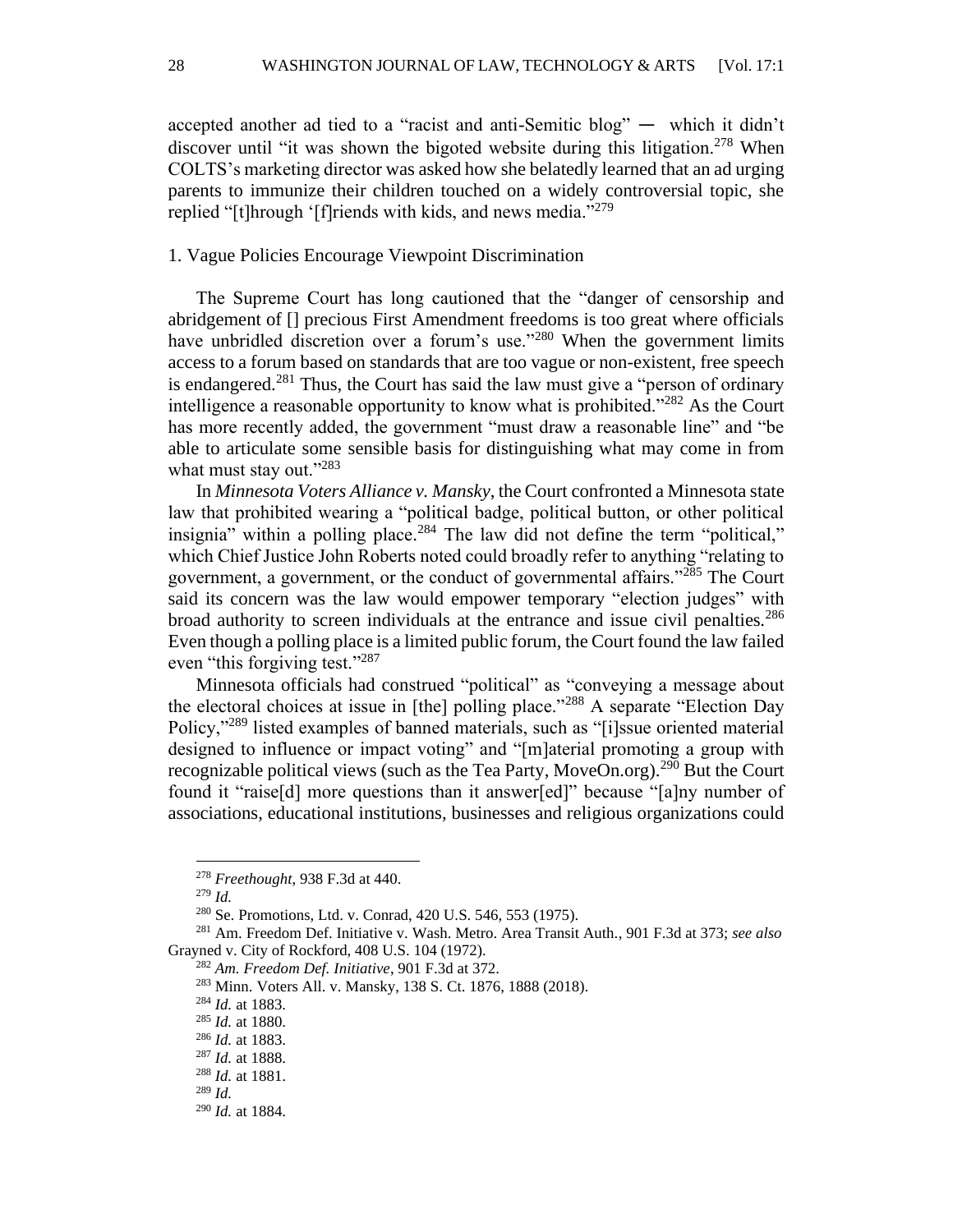accepted another ad tied to a "racist and anti-Semitic blog" — which it didn't discover until "it was shown the bigoted website during this litigation.[278] When COLTS's marketing director was asked how she belatedly learned that an ad urging parents to immunize their children touched on a widely controversial topic, she replied "[t]hrough '[f]riends with kids, and news media."[279]

### 1. Vague Policies Encourage Viewpoint Discrimination

The Supreme Court has long cautioned that the "danger of censorship and abridgement of [] precious First Amendment freedoms is too great where officials have unbridled discretion over a forum's use."[280] When the government limits access to a forum based on standards that are too vague or non-existent, free speech is endangered.[281] Thus, the Court has said the law must give a "person of ordinary intelligence a reasonable opportunity to know what is prohibited."[282] As the Court has more recently added, the government "must draw a reasonable line" and "be able to articulate some sensible basis for distinguishing what may come in from what must stay out."[283]

In *Minnesota Voters Alliance v. Mansky*, the Court confronted a Minnesota state law that prohibited wearing a "political badge, political button, or other political insignia" within a polling place.[284] The law did not define the term "political," which Chief Justice John Roberts noted could broadly refer to anything "relating to government, a government, or the conduct of governmental affairs."[285] The Court said its concern was the law would empower temporary "election judges" with broad authority to screen individuals at the entrance and issue civil penalties.[286] Even though a polling place is a limited public forum, the Court found the law failed even "this forgiving test."[287]

Minnesota officials had construed "political" as "conveying a message about the electoral choices at issue in [the] polling place."[288] A separate "Election Day Policy,"[289] listed examples of banned materials, such as "[i]ssue oriented material designed to influence or impact voting" and "[m]aterial promoting a group with recognizable political views (such as the Tea Party, MoveOn.org).[290] But the Court found it "raise[d] more questions than it answer[ed]" because "[a]ny number of associations, educational institutions, businesses and religious organizations could

---

[278] *Freethought*, 938 F.3d at 440.

[279] *Id.*

[280] Se. Promotions, Ltd. v. Conrad, 420 U.S. 546, 553 (1975).

[281] Am. Freedom Def. Initiative v. Wash. Metro. Area Transit Auth., 901 F.3d at 373; *see also* Grayned v. City of Rockford, 408 U.S. 104 (1972).

[282] *Am. Freedom Def. Initiative*, 901 F.3d at 372.

[283] Minn. Voters All. v. Mansky, 138 S. Ct. 1876, 1888 (2018).

[284] *Id.* at 1883.

[285] *Id.* at 1880.

[286] *Id.* at 1883.

[287] *Id.* at 1888.

[288] *Id.* at 1881.

[289] *Id.*

[290] *Id.* at 1884.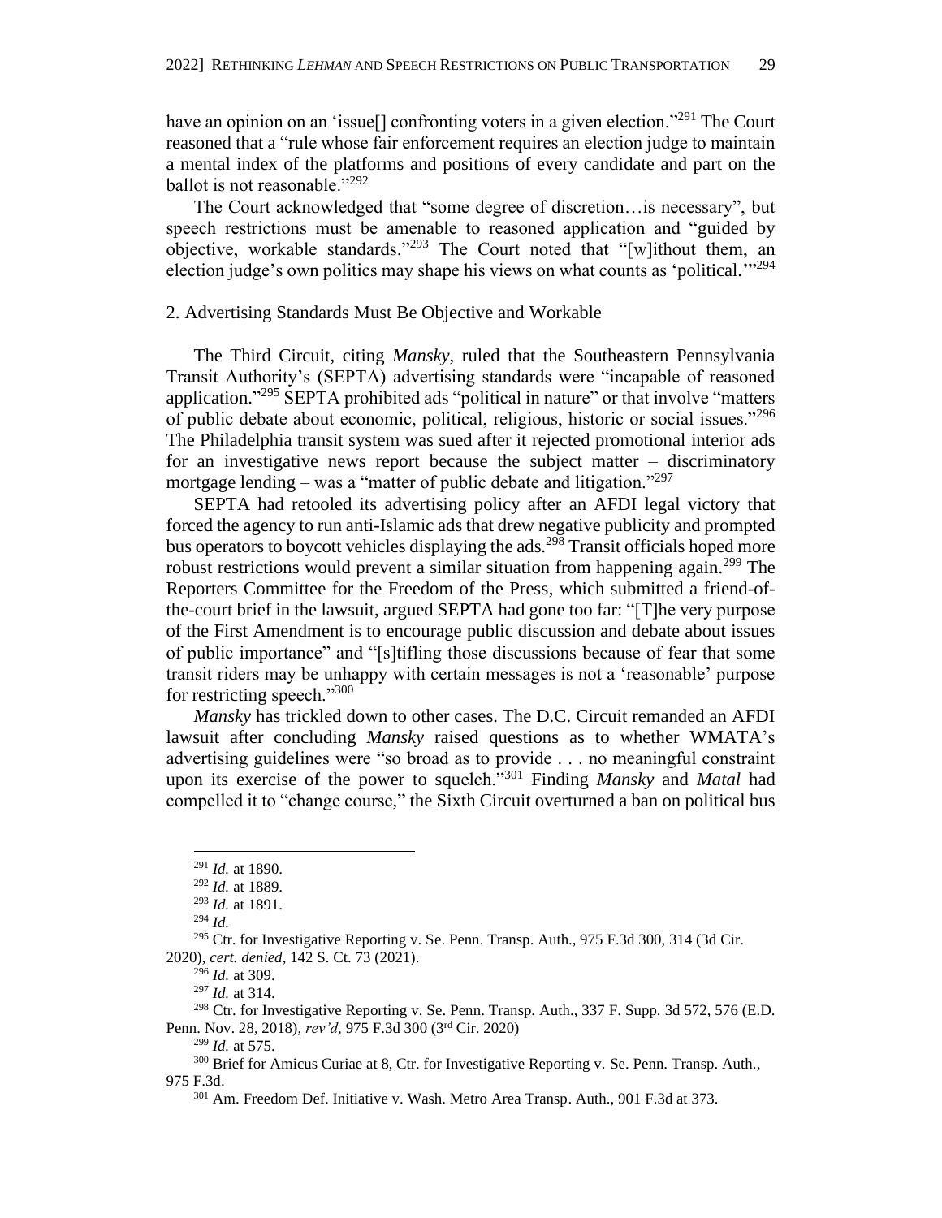have an opinion on an 'issue[] confronting voters in a given election."[291] The Court reasoned that a "rule whose fair enforcement requires an election judge to maintain a mental index of the platforms and positions of every candidate and part on the ballot is not reasonable."[292]

The Court acknowledged that "some degree of discretion…is necessary", but speech restrictions must be amenable to reasoned application and "guided by objective, workable standards."[293] The Court noted that "[w]ithout them, an election judge's own politics may shape his views on what counts as 'political.'"[294]

### 2. Advertising Standards Must Be Objective and Workable

The Third Circuit, citing *Mansky*, ruled that the Southeastern Pennsylvania Transit Authority's (SEPTA) advertising standards were "incapable of reasoned application."[295] SEPTA prohibited ads "political in nature" or that involve "matters of public debate about economic, political, religious, historic or social issues."[296] The Philadelphia transit system was sued after it rejected promotional interior ads for an investigative news report because the subject matter – discriminatory mortgage lending – was a "matter of public debate and litigation."[297]

SEPTA had retooled its advertising policy after an AFDI legal victory that forced the agency to run anti-Islamic ads that drew negative publicity and prompted bus operators to boycott vehicles displaying the ads.[298] Transit officials hoped more robust restrictions would prevent a similar situation from happening again.[299] The Reporters Committee for the Freedom of the Press, which submitted a friend-of-the-court brief in the lawsuit, argued SEPTA had gone too far: "[T]he very purpose of the First Amendment is to encourage public discussion and debate about issues of public importance" and "[s]tifling those discussions because of fear that some transit riders may be unhappy with certain messages is not a 'reasonable' purpose for restricting speech."[300]

*Mansky* has trickled down to other cases. The D.C. Circuit remanded an AFDI lawsuit after concluding *Mansky* raised questions as to whether WMATA's advertising guidelines were "so broad as to provide . . . no meaningful constraint upon its exercise of the power to squelch."[301] Finding *Mansky* and *Matal* had compelled it to "change course," the Sixth Circuit overturned a ban on political bus

---

[291] *Id.* at 1890.

[292] *Id.* at 1889.

[293] *Id.* at 1891.

[294] *Id.*

[295] Ctr. for Investigative Reporting v. Se. Penn. Transp. Auth., 975 F.3d 300, 314 (3d Cir. 2020), *cert. denied*, 142 S. Ct. 73 (2021).

[296] *Id.* at 309.

[297] *Id.* at 314.

[298] Ctr. for Investigative Reporting v. Se. Penn. Transp. Auth., 337 F. Supp. 3d 572, 576 (E.D. Penn. Nov. 28, 2018), *rev'd*, 975 F.3d 300 (3rd Cir. 2020)

[299] *Id.* at 575.

[300] Brief for Amicus Curiae at 8, Ctr. for Investigative Reporting v. Se. Penn. Transp. Auth., 975 F.3d.

[301] Am. Freedom Def. Initiative v. Wash. Metro Area Transp. Auth., 901 F.3d at 373.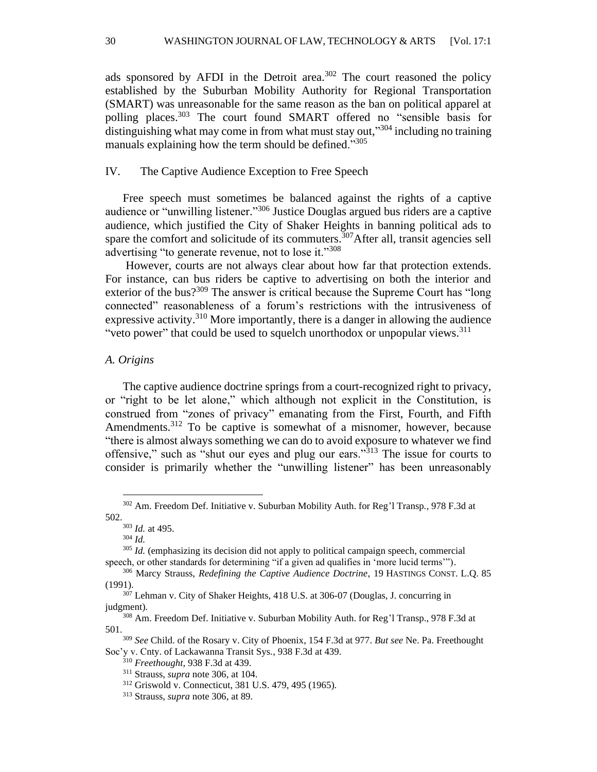ads sponsored by AFDI in the Detroit area.[302] The court reasoned the policy established by the Suburban Mobility Authority for Regional Transportation (SMART) was unreasonable for the same reason as the ban on political apparel at polling places.[303] The court found SMART offered no "sensible basis for distinguishing what may come in from what must stay out,"[304] including no training manuals explaining how the term should be defined."[305]

## IV. The Captive Audience Exception to Free Speech

Free speech must sometimes be balanced against the rights of a captive audience or "unwilling listener."[306] Justice Douglas argued bus riders are a captive audience, which justified the City of Shaker Heights in banning political ads to spare the comfort and solicitude of its commuters.[307] After all, transit agencies sell advertising "to generate revenue, not to lose it."[308]

However, courts are not always clear about how far that protection extends. For instance, can bus riders be captive to advertising on both the interior and exterior of the bus?[309] The answer is critical because the Supreme Court has "long connected" reasonableness of a forum's restrictions with the intrusiveness of expressive activity.[310] More importantly, there is a danger in allowing the audience "veto power" that could be used to squelch unorthodox or unpopular views.[311]

### *A. Origins*

The captive audience doctrine springs from a court-recognized right to privacy, or "right to be let alone," which although not explicit in the Constitution, is construed from "zones of privacy" emanating from the First, Fourth, and Fifth Amendments.[312] To be captive is somewhat of a misnomer, however, because "there is almost always something we can do to avoid exposure to whatever we find offensive," such as "shut our eyes and plug our ears."[313] The issue for courts to consider is primarily whether the "unwilling listener" has been unreasonably

---

[302] Am. Freedom Def. Initiative v. Suburban Mobility Auth. for Reg'l Transp*.*, 978 F.3d at 502.

[303] *Id.* at 495.

[304] *Id.*

[305] *Id.* (emphasizing its decision did not apply to political campaign speech, commercial speech, or other standards for determining "if a given ad qualifies in 'more lucid terms'").

[306] Marcy Strauss, *Redefining the Captive Audience Doctrine*, 19 HASTINGS CONST. L.Q. 85 (1991).

[307] Lehman v. City of Shaker Heights, 418 U.S. at 306-07 (Douglas, J. concurring in judgment).

[308] Am. Freedom Def. Initiative v. Suburban Mobility Auth. for Reg'l Transp., 978 F.3d at 501.

[309] *See* Child. of the Rosary v. City of Phoenix, 154 F.3d at 977. *But see* Ne. Pa. Freethought Soc'y v. Cnty. of Lackawanna Transit Sys., 938 F.3d at 439.

[310] *Freethought,* 938 F.3d at 439.

[311] Strauss, *supra* note 306, at 104.

[312] Griswold v. Connecticut, 381 U.S. 479, 495 (1965).

[313] Strauss, *supra* note 306, at 89.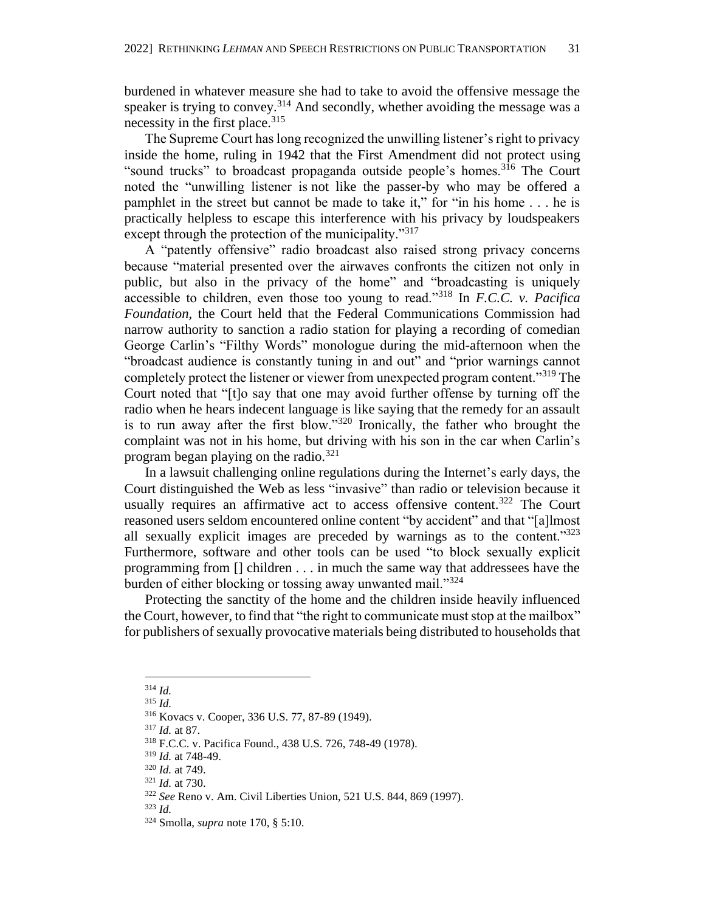burdened in whatever measure she had to take to avoid the offensive message the speaker is trying to convey.[314] And secondly, whether avoiding the message was a necessity in the first place.[315]

The Supreme Court has long recognized the unwilling listener's right to privacy inside the home, ruling in 1942 that the First Amendment did not protect using "sound trucks" to broadcast propaganda outside people's homes.[316] The Court noted the "unwilling listener is not like the passer-by who may be offered a pamphlet in the street but cannot be made to take it," for "in his home . . . he is practically helpless to escape this interference with his privacy by loudspeakers except through the protection of the municipality."[317]

A "patently offensive" radio broadcast also raised strong privacy concerns because "material presented over the airwaves confronts the citizen not only in public, but also in the privacy of the home" and "broadcasting is uniquely accessible to children, even those too young to read."[318] In *F.C.C. v. Pacifica Foundation*, the Court held that the Federal Communications Commission had narrow authority to sanction a radio station for playing a recording of comedian George Carlin's "Filthy Words" monologue during the mid-afternoon when the "broadcast audience is constantly tuning in and out" and "prior warnings cannot completely protect the listener or viewer from unexpected program content."[319] The Court noted that "[t]o say that one may avoid further offense by turning off the radio when he hears indecent language is like saying that the remedy for an assault is to run away after the first blow."[320] Ironically, the father who brought the complaint was not in his home, but driving with his son in the car when Carlin's program began playing on the radio.[321]

In a lawsuit challenging online regulations during the Internet's early days, the Court distinguished the Web as less "invasive" than radio or television because it usually requires an affirmative act to access offensive content.[322] The Court reasoned users seldom encountered online content "by accident" and that "[a]lmost all sexually explicit images are preceded by warnings as to the content."[323] Furthermore, software and other tools can be used "to block sexually explicit programming from [] children . . . in much the same way that addressees have the burden of either blocking or tossing away unwanted mail."[324]

Protecting the sanctity of the home and the children inside heavily influenced the Court, however, to find that "the right to communicate must stop at the mailbox" for publishers of sexually provocative materials being distributed to households that

---

[314] *Id.*

[315] *Id.*

[316] Kovacs v. Cooper, 336 U.S. 77, 87-89 (1949).

[317] *Id.* at 87.

[318] F.C.C. v. Pacifica Found., 438 U.S. 726, 748-49 (1978).

[319] *Id.* at 748-49.

[320] *Id.* at 749.

[321] *Id.* at 730.

[322] *See* Reno v. Am. Civil Liberties Union, 521 U.S. 844, 869 (1997).

[323] *Id.*

[324] Smolla, *supra* note 170, § 5:10.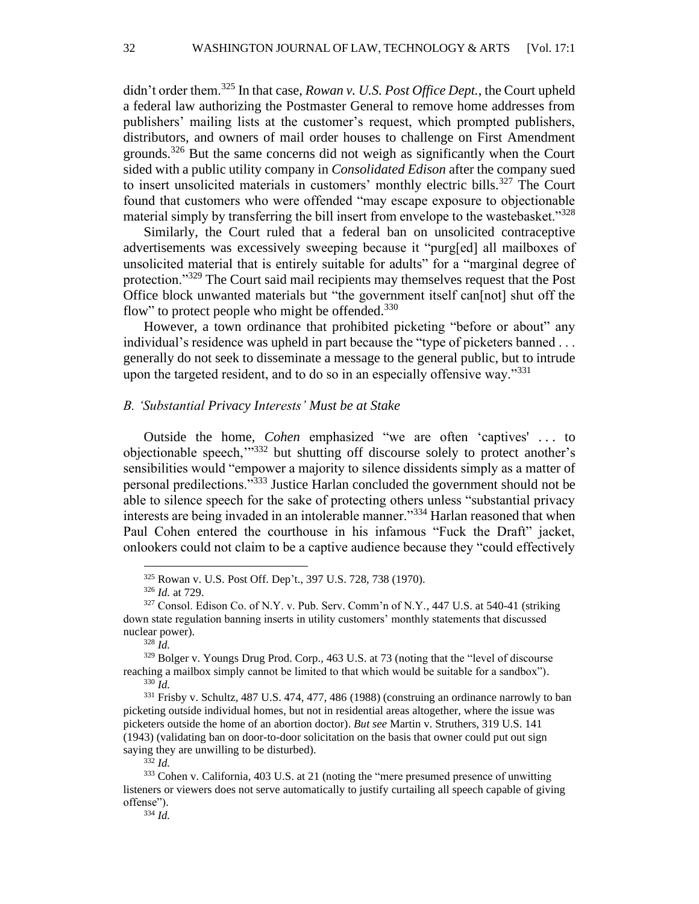didn't order them.[325] In that case, *Rowan v. U.S. Post Office Dept.*, the Court upheld a federal law authorizing the Postmaster General to remove home addresses from publishers' mailing lists at the customer's request, which prompted publishers, distributors, and owners of mail order houses to challenge on First Amendment grounds.[326] But the same concerns did not weigh as significantly when the Court sided with a public utility company in *Consolidated Edison* after the company sued to insert unsolicited materials in customers' monthly electric bills.[327] The Court found that customers who were offended "may escape exposure to objectionable material simply by transferring the bill insert from envelope to the wastebasket."[328]

Similarly, the Court ruled that a federal ban on unsolicited contraceptive advertisements was excessively sweeping because it "purg[ed] all mailboxes of unsolicited material that is entirely suitable for adults" for a "marginal degree of protection."[329] The Court said mail recipients may themselves request that the Post Office block unwanted materials but "the government itself can[not] shut off the flow" to protect people who might be offended.[330]

However, a town ordinance that prohibited picketing "before or about" any individual's residence was upheld in part because the "type of picketers banned . . . generally do not seek to disseminate a message to the general public, but to intrude upon the targeted resident, and to do so in an especially offensive way."[331]

### *B. 'Substantial Privacy Interests' Must be at Stake*

Outside the home, *Cohen* emphasized "we are often 'captives' . . . to objectionable speech,'"[332] but shutting off discourse solely to protect another's sensibilities would "empower a majority to silence dissidents simply as a matter of personal predilections."[333] Justice Harlan concluded the government should not be able to silence speech for the sake of protecting others unless "substantial privacy interests are being invaded in an intolerable manner."[334] Harlan reasoned that when Paul Cohen entered the courthouse in his infamous "Fuck the Draft" jacket, onlookers could not claim to be a captive audience because they "could effectively

---

[325] Rowan v. U.S. Post Off. Dep't., 397 U.S. 728, 738 (1970).

[326] *Id.* at 729.

[327] Consol. Edison Co. of N.Y. v. Pub. Serv. Comm'n of N.Y., 447 U.S. at 540-41 (striking down state regulation banning inserts in utility customers' monthly statements that discussed nuclear power).

[328] *Id.*

[329] Bolger v. Youngs Drug Prod. Corp., 463 U.S. at 73 (noting that the "level of discourse reaching a mailbox simply cannot be limited to that which would be suitable for a sandbox").

[330] *Id.*

[331] Frisby v. Schultz, 487 U.S. 474, 477, 486 (1988) (construing an ordinance narrowly to ban picketing outside individual homes, but not in residential areas altogether, where the issue was picketers outside the home of an abortion doctor). *But see* Martin v. Struthers, 319 U.S. 141 (1943) (validating ban on door-to-door solicitation on the basis that owner could put out sign saying they are unwilling to be disturbed).

[332] *Id.*

[333] Cohen v. California, 403 U.S. at 21 (noting the "mere presumed presence of unwitting listeners or viewers does not serve automatically to justify curtailing all speech capable of giving offense").

[334] *Id.*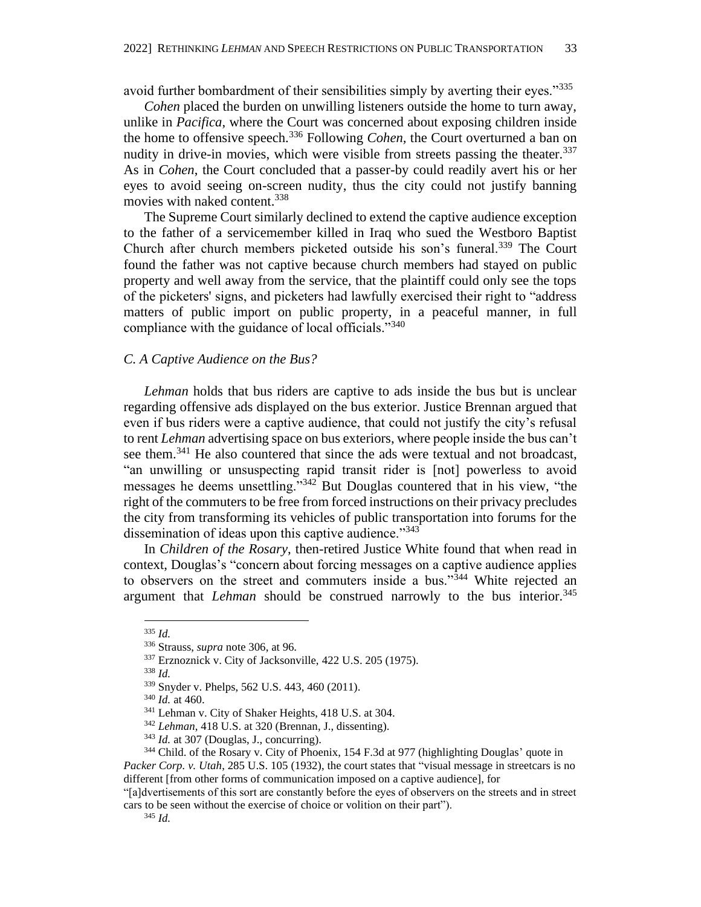avoid further bombardment of their sensibilities simply by averting their eyes."[335]

*Cohen* placed the burden on unwilling listeners outside the home to turn away, unlike in *Pacifica*, where the Court was concerned about exposing children inside the home to offensive speech.[336] Following *Cohen*, the Court overturned a ban on nudity in drive-in movies, which were visible from streets passing the theater.[337] As in *Cohen*, the Court concluded that a passer-by could readily avert his or her eyes to avoid seeing on-screen nudity, thus the city could not justify banning movies with naked content.[338]

The Supreme Court similarly declined to extend the captive audience exception to the father of a servicemember killed in Iraq who sued the Westboro Baptist Church after church members picketed outside his son's funeral.[339] The Court found the father was not captive because church members had stayed on public property and well away from the service, that the plaintiff could only see the tops of the picketers' signs, and picketers had lawfully exercised their right to "address matters of public import on public property, in a peaceful manner, in full compliance with the guidance of local officials."[340]

### *C. A Captive Audience on the Bus?*

*Lehman* holds that bus riders are captive to ads inside the bus but is unclear regarding offensive ads displayed on the bus exterior. Justice Brennan argued that even if bus riders were a captive audience, that could not justify the city's refusal to rent *Lehman* advertising space on bus exteriors, where people inside the bus can't see them.[341] He also countered that since the ads were textual and not broadcast, "an unwilling or unsuspecting rapid transit rider is [not] powerless to avoid messages he deems unsettling."[342] But Douglas countered that in his view, "the right of the commuters to be free from forced instructions on their privacy precludes the city from transforming its vehicles of public transportation into forums for the dissemination of ideas upon this captive audience."[343]

In *Children of the Rosary*, then-retired Justice White found that when read in context, Douglas's "concern about forcing messages on a captive audience applies to observers on the street and commuters inside a bus."[344] White rejected an argument that *Lehman* should be construed narrowly to the bus interior.[345]

---

[335] *Id.*

[336] Strauss, *supra* note 306, at 96.

[337] Erznoznick v. City of Jacksonville, 422 U.S. 205 (1975).

[338] *Id.*

[339] Snyder v. Phelps, 562 U.S. 443, 460 (2011).

[340] *Id.* at 460.

[341] Lehman v. City of Shaker Heights, 418 U.S. at 304.

[342] *Lehman*, 418 U.S. at 320 (Brennan, J., dissenting).

[343] *Id.* at 307 (Douglas, J., concurring).

[344] Child. of the Rosary v. City of Phoenix, 154 F.3d at 977 (highlighting Douglas' quote in *Packer Corp. v. Utah*, 285 U.S. 105 (1932), the court states that "visual message in streetcars is no different [from other forms of communication imposed on a captive audience], for "[a]dvertisements of this sort are constantly before the eyes of observers on the streets and in street cars to be seen without the exercise of choice or volition on their part").

[345] *Id.*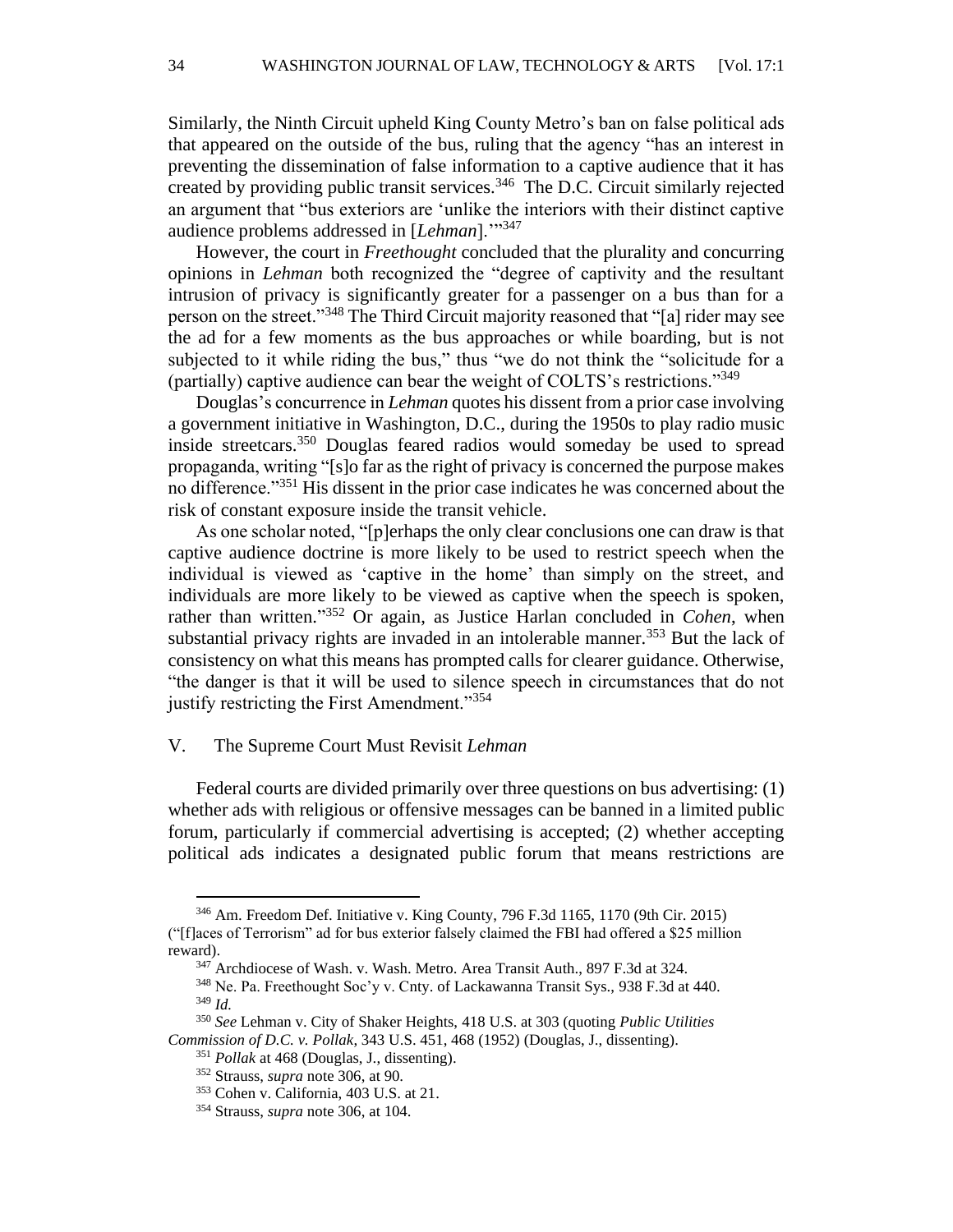Similarly, the Ninth Circuit upheld King County Metro's ban on false political ads that appeared on the outside of the bus, ruling that the agency "has an interest in preventing the dissemination of false information to a captive audience that it has created by providing public transit services.[346] The D.C. Circuit similarly rejected an argument that "bus exteriors are 'unlike the interiors with their distinct captive audience problems addressed in [*Lehman*].'"[347]

However, the court in *Freethought* concluded that the plurality and concurring opinions in *Lehman* both recognized the "degree of captivity and the resultant intrusion of privacy is significantly greater for a passenger on a bus than for a person on the street."[348] The Third Circuit majority reasoned that "[a] rider may see the ad for a few moments as the bus approaches or while boarding, but is not subjected to it while riding the bus," thus "we do not think the "solicitude for a (partially) captive audience can bear the weight of COLTS's restrictions."[349]

Douglas's concurrence in *Lehman* quotes his dissent from a prior case involving a government initiative in Washington, D.C., during the 1950s to play radio music inside streetcars.[350] Douglas feared radios would someday be used to spread propaganda, writing "[s]o far as the right of privacy is concerned the purpose makes no difference."[351] His dissent in the prior case indicates he was concerned about the risk of constant exposure inside the transit vehicle.

As one scholar noted, "[p]erhaps the only clear conclusions one can draw is that captive audience doctrine is more likely to be used to restrict speech when the individual is viewed as 'captive in the home' than simply on the street, and individuals are more likely to be viewed as captive when the speech is spoken, rather than written."[352] Or again, as Justice Harlan concluded in *Cohen*, when substantial privacy rights are invaded in an intolerable manner.[353] But the lack of consistency on what this means has prompted calls for clearer guidance. Otherwise, "the danger is that it will be used to silence speech in circumstances that do not justify restricting the First Amendment."[354]

## V. The Supreme Court Must Revisit *Lehman*

Federal courts are divided primarily over three questions on bus advertising: (1) whether ads with religious or offensive messages can be banned in a limited public forum, particularly if commercial advertising is accepted; (2) whether accepting political ads indicates a designated public forum that means restrictions are

---

[346] Am. Freedom Def. Initiative v. King County, 796 F.3d 1165, 1170 (9th Cir. 2015) ("[f]aces of Terrorism" ad for bus exterior falsely claimed the FBI had offered a $25 million reward).

[347] Archdiocese of Wash. v. Wash. Metro. Area Transit Auth., 897 F.3d at 324.

[348] Ne. Pa. Freethought Soc'y v. Cnty. of Lackawanna Transit Sys., 938 F.3d at 440.

[349] *Id.*

[350] *See* Lehman v. City of Shaker Heights, 418 U.S. at 303 (quoting *Public Utilities Commission of D.C. v. Pollak*, 343 U.S. 451, 468 (1952) (Douglas, J., dissenting).

[351] *Pollak* at 468 (Douglas, J., dissenting).

[352] Strauss, *supra* note 306, at 90.

[353] Cohen v. California, 403 U.S. at 21.

[354] Strauss, *supra* note 306, at 104.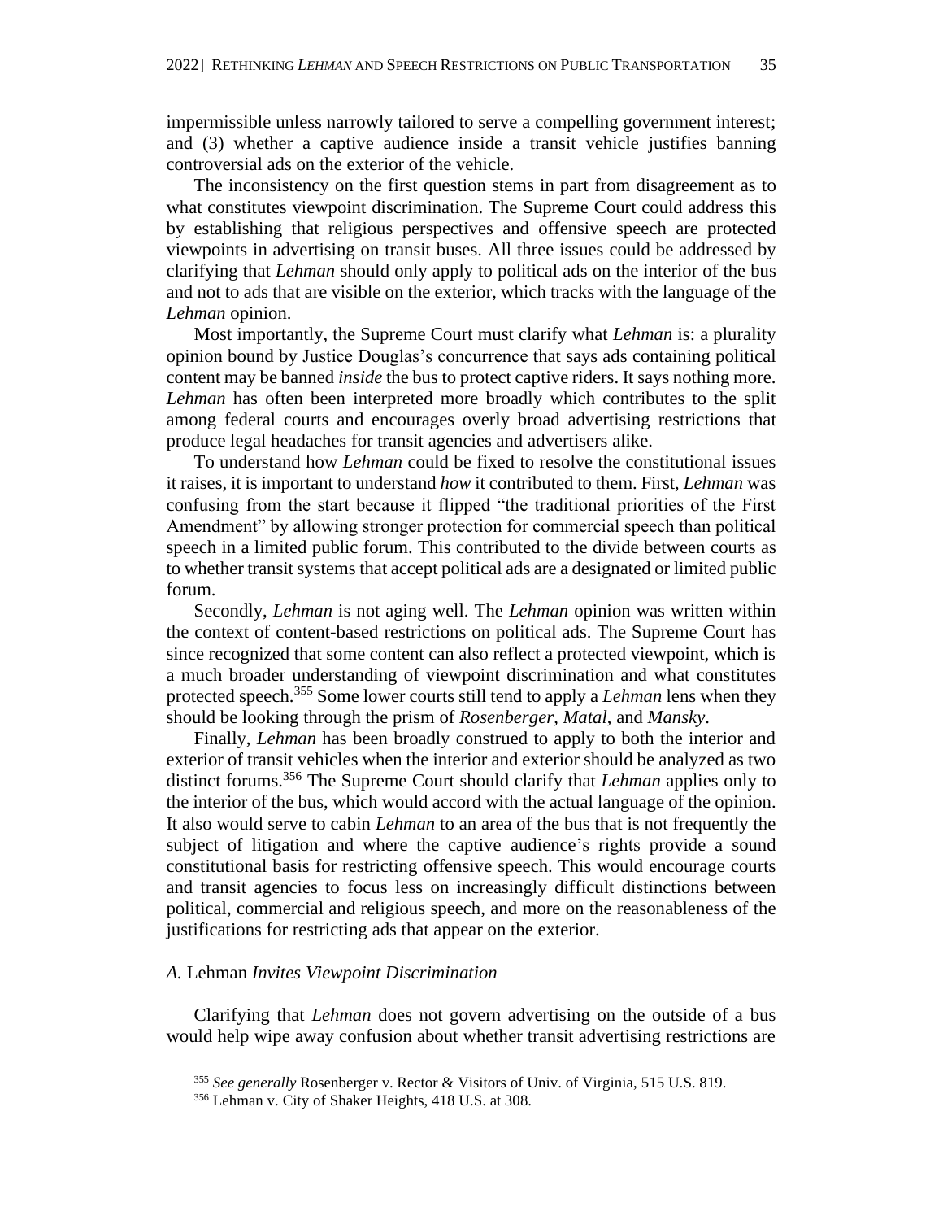impermissible unless narrowly tailored to serve a compelling government interest; and (3) whether a captive audience inside a transit vehicle justifies banning controversial ads on the exterior of the vehicle.

The inconsistency on the first question stems in part from disagreement as to what constitutes viewpoint discrimination. The Supreme Court could address this by establishing that religious perspectives and offensive speech are protected viewpoints in advertising on transit buses. All three issues could be addressed by clarifying that *Lehman* should only apply to political ads on the interior of the bus and not to ads that are visible on the exterior, which tracks with the language of the *Lehman* opinion.

Most importantly, the Supreme Court must clarify what *Lehman* is: a plurality opinion bound by Justice Douglas's concurrence that says ads containing political content may be banned *inside* the bus to protect captive riders. It says nothing more. *Lehman* has often been interpreted more broadly which contributes to the split among federal courts and encourages overly broad advertising restrictions that produce legal headaches for transit agencies and advertisers alike.

To understand how *Lehman* could be fixed to resolve the constitutional issues it raises, it is important to understand *how* it contributed to them. First, *Lehman* was confusing from the start because it flipped "the traditional priorities of the First Amendment" by allowing stronger protection for commercial speech than political speech in a limited public forum. This contributed to the divide between courts as to whether transit systems that accept political ads are a designated or limited public forum.

Secondly, *Lehman* is not aging well. The *Lehman* opinion was written within the context of content-based restrictions on political ads. The Supreme Court has since recognized that some content can also reflect a protected viewpoint, which is a much broader understanding of viewpoint discrimination and what constitutes protected speech.[355] Some lower courts still tend to apply a *Lehman* lens when they should be looking through the prism of *Rosenberger*, *Matal*, and *Mansky*.

Finally, *Lehman* has been broadly construed to apply to both the interior and exterior of transit vehicles when the interior and exterior should be analyzed as two distinct forums.[356] The Supreme Court should clarify that *Lehman* applies only to the interior of the bus, which would accord with the actual language of the opinion. It also would serve to cabin *Lehman* to an area of the bus that is not frequently the subject of litigation and where the captive audience's rights provide a sound constitutional basis for restricting offensive speech. This would encourage courts and transit agencies to focus less on increasingly difficult distinctions between political, commercial and religious speech, and more on the reasonableness of the justifications for restricting ads that appear on the exterior.

### *A.* Lehman *Invites Viewpoint Discrimination*

Clarifying that *Lehman* does not govern advertising on the outside of a bus would help wipe away confusion about whether transit advertising restrictions are

---

[355] *See generally* Rosenberger v. Rector & Visitors of Univ. of Virginia, 515 U.S. 819.

[356] Lehman v. City of Shaker Heights, 418 U.S. at 308.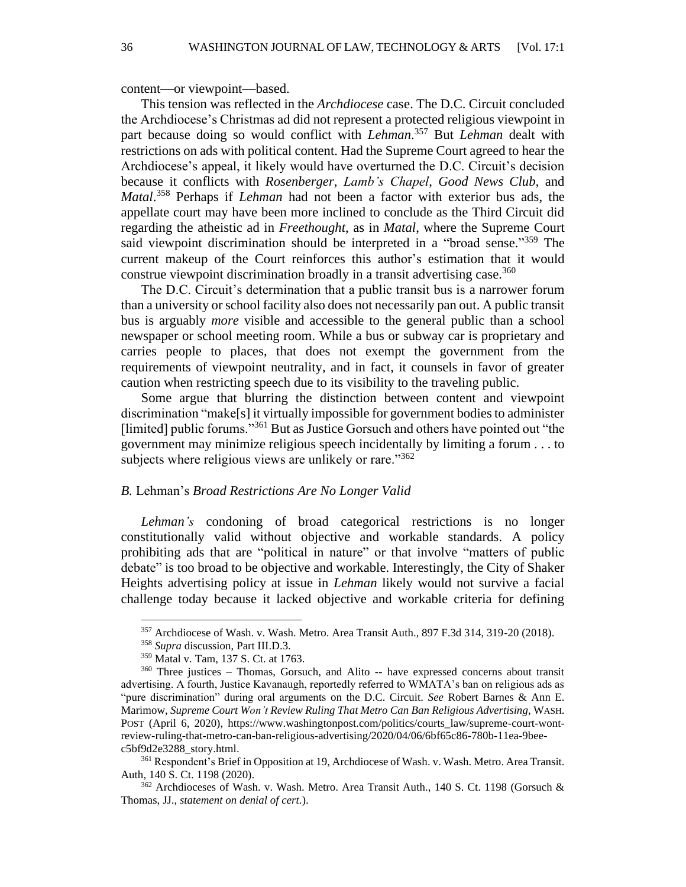content—or viewpoint—based.

This tension was reflected in the *Archdiocese* case. The D.C. Circuit concluded the Archdiocese's Christmas ad did not represent a protected religious viewpoint in part because doing so would conflict with *Lehman*.[357] But *Lehman* dealt with restrictions on ads with political content. Had the Supreme Court agreed to hear the Archdiocese's appeal, it likely would have overturned the D.C. Circuit's decision because it conflicts with *Rosenberger*, *Lamb's Chapel*, *Good News Club*, and *Matal*.[358] Perhaps if *Lehman* had not been a factor with exterior bus ads, the appellate court may have been more inclined to conclude as the Third Circuit did regarding the atheistic ad in *Freethought*, as in *Matal*, where the Supreme Court said viewpoint discrimination should be interpreted in a "broad sense."[359] The current makeup of the Court reinforces this author's estimation that it would construe viewpoint discrimination broadly in a transit advertising case.[360]

The D.C. Circuit's determination that a public transit bus is a narrower forum than a university or school facility also does not necessarily pan out. A public transit bus is arguably *more* visible and accessible to the general public than a school newspaper or school meeting room. While a bus or subway car is proprietary and carries people to places, that does not exempt the government from the requirements of viewpoint neutrality, and in fact, it counsels in favor of greater caution when restricting speech due to its visibility to the traveling public.

Some argue that blurring the distinction between content and viewpoint discrimination "make[s] it virtually impossible for government bodies to administer [limited] public forums."[361] But as Justice Gorsuch and others have pointed out "the government may minimize religious speech incidentally by limiting a forum . . . to subjects where religious views are unlikely or rare."[362]

### *B.* Lehman's *Broad Restrictions Are No Longer Valid*

*Lehman's* condoning of broad categorical restrictions is no longer constitutionally valid without objective and workable standards. A policy prohibiting ads that are "political in nature" or that involve "matters of public debate" is too broad to be objective and workable. Interestingly, the City of Shaker Heights advertising policy at issue in *Lehman* likely would not survive a facial challenge today because it lacked objective and workable criteria for defining

---

[357] Archdiocese of Wash. v. Wash. Metro. Area Transit Auth., 897 F.3d 314, 319-20 (2018).

[358] *Supra* discussion, Part III.D.3.

[359] Matal v. Tam, 137 S. Ct. at 1763.

[360] Three justices – Thomas, Gorsuch, and Alito -- have expressed concerns about transit advertising. A fourth, Justice Kavanaugh, reportedly referred to WMATA's ban on religious ads as "pure discrimination" during oral arguments on the D.C. Circuit. *See* Robert Barnes & Ann E. Marimow, *Supreme Court Won't Review Ruling That Metro Can Ban Religious Advertising*, WASH. POST (April 6, 2020), https://www.washingtonpost.com/politics/courts_law/supreme-court-wont-review-ruling-that-metro-can-ban-religious-advertising/2020/04/06/6bf65c86-780b-11ea-9bee-c5bf9d2e3288_story.html.

[361] Respondent's Brief in Opposition at 19, Archdiocese of Wash. v. Wash. Metro. Area Transit. Auth, 140 S. Ct. 1198 (2020).

[362] Archdioceses of Wash. v. Wash. Metro. Area Transit Auth., 140 S. Ct. 1198 (Gorsuch & Thomas, JJ., *statement on denial of cert.*).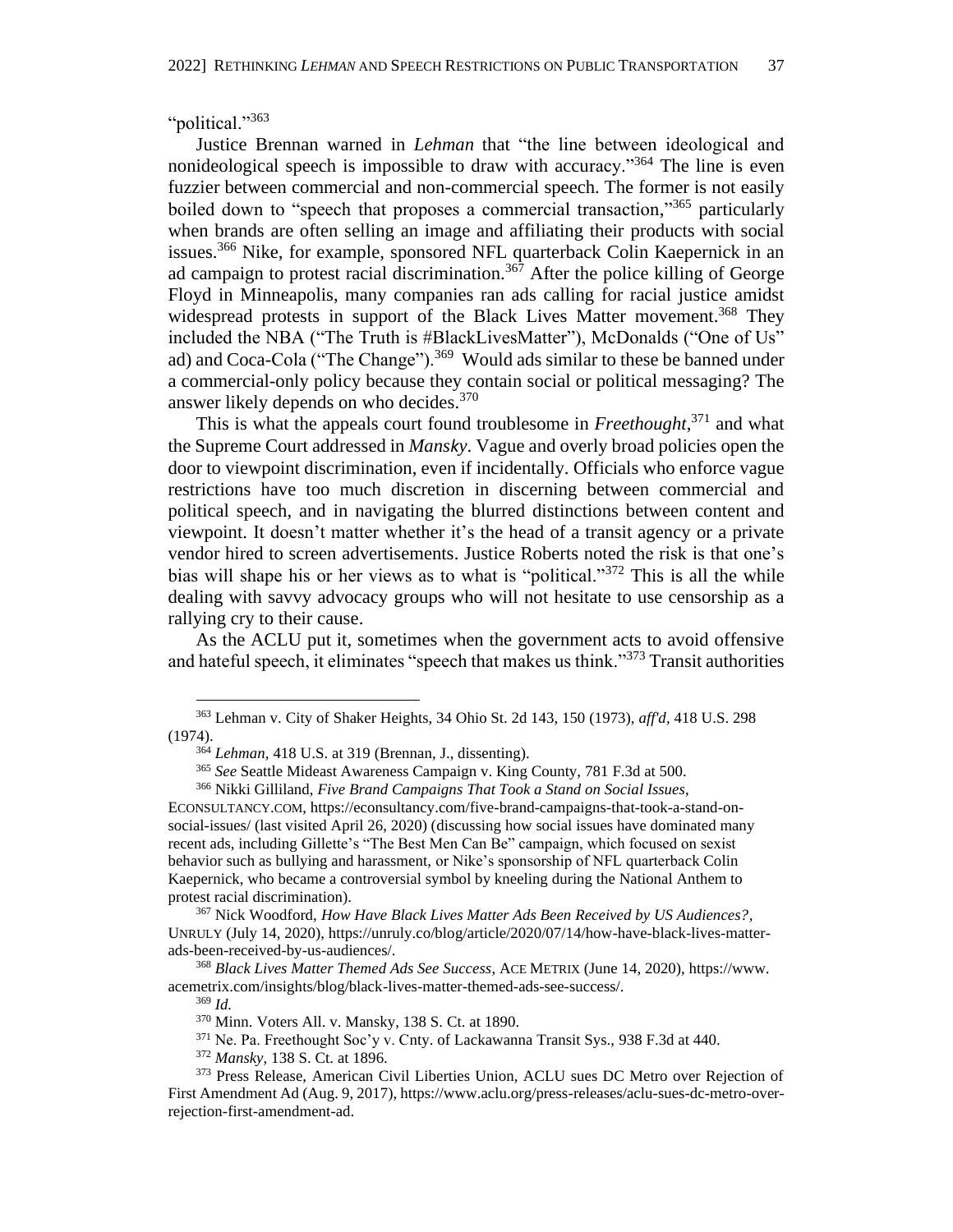"political."[363]

Justice Brennan warned in *Lehman* that "the line between ideological and nonideological speech is impossible to draw with accuracy."[364] The line is even fuzzier between commercial and non-commercial speech. The former is not easily boiled down to "speech that proposes a commercial transaction,"[365] particularly when brands are often selling an image and affiliating their products with social issues.[366] Nike, for example, sponsored NFL quarterback Colin Kaepernick in an ad campaign to protest racial discrimination.[367] After the police killing of George Floyd in Minneapolis, many companies ran ads calling for racial justice amidst widespread protests in support of the Black Lives Matter movement.[368] They included the NBA ("The Truth is #BlackLivesMatter"), McDonalds ("One of Us" ad) and Coca-Cola ("The Change").[369] Would ads similar to these be banned under a commercial-only policy because they contain social or political messaging? The answer likely depends on who decides.[370]

This is what the appeals court found troublesome in *Freethought*,[371] and what the Supreme Court addressed in *Mansky*. Vague and overly broad policies open the door to viewpoint discrimination, even if incidentally. Officials who enforce vague restrictions have too much discretion in discerning between commercial and political speech, and in navigating the blurred distinctions between content and viewpoint. It doesn't matter whether it's the head of a transit agency or a private vendor hired to screen advertisements. Justice Roberts noted the risk is that one's bias will shape his or her views as to what is "political."[372] This is all the while dealing with savvy advocacy groups who will not hesitate to use censorship as a rallying cry to their cause.

As the ACLU put it, sometimes when the government acts to avoid offensive and hateful speech, it eliminates "speech that makes us think."[373] Transit authorities

---

[363] Lehman v. City of Shaker Heights, 34 Ohio St. 2d 143, 150 (1973), *aff'd*, 418 U.S. 298 (1974).

[364] *Lehman*, 418 U.S. at 319 (Brennan, J., dissenting).

[365] *See* Seattle Mideast Awareness Campaign v. King County, 781 F.3d at 500.

[366] Nikki Gilliland, *Five Brand Campaigns That Took a Stand on Social Issues*, ECONSULTANCY.COM, https://econsultancy.com/five-brand-campaigns-that-took-a-stand-on-social-issues/ (last visited April 26, 2020) (discussing how social issues have dominated many recent ads, including Gillette's "The Best Men Can Be" campaign, which focused on sexist behavior such as bullying and harassment, or Nike's sponsorship of NFL quarterback Colin Kaepernick, who became a controversial symbol by kneeling during the National Anthem to protest racial discrimination).

[367] Nick Woodford, *How Have Black Lives Matter Ads Been Received by US Audiences?*, UNRULY (July 14, 2020), https://unruly.co/blog/article/2020/07/14/how-have-black-lives-matter-ads-been-received-by-us-audiences/.

[368] *Black Lives Matter Themed Ads See Success*, ACE METRIX (June 14, 2020), https://www.acemetrix.com/insights/blog/black-lives-matter-themed-ads-see-success/.

[369] *Id.*

[370] Minn. Voters All. v. Mansky, 138 S. Ct. at 1890.

[371] Ne. Pa. Freethought Soc'y v. Cnty. of Lackawanna Transit Sys., 938 F.3d at 440.

[372] *Mansky*, 138 S. Ct. at 1896.

[373] Press Release, American Civil Liberties Union, ACLU sues DC Metro over Rejection of First Amendment Ad (Aug. 9, 2017), https://www.aclu.org/press-releases/aclu-sues-dc-metro-over-rejection-first-amendment-ad.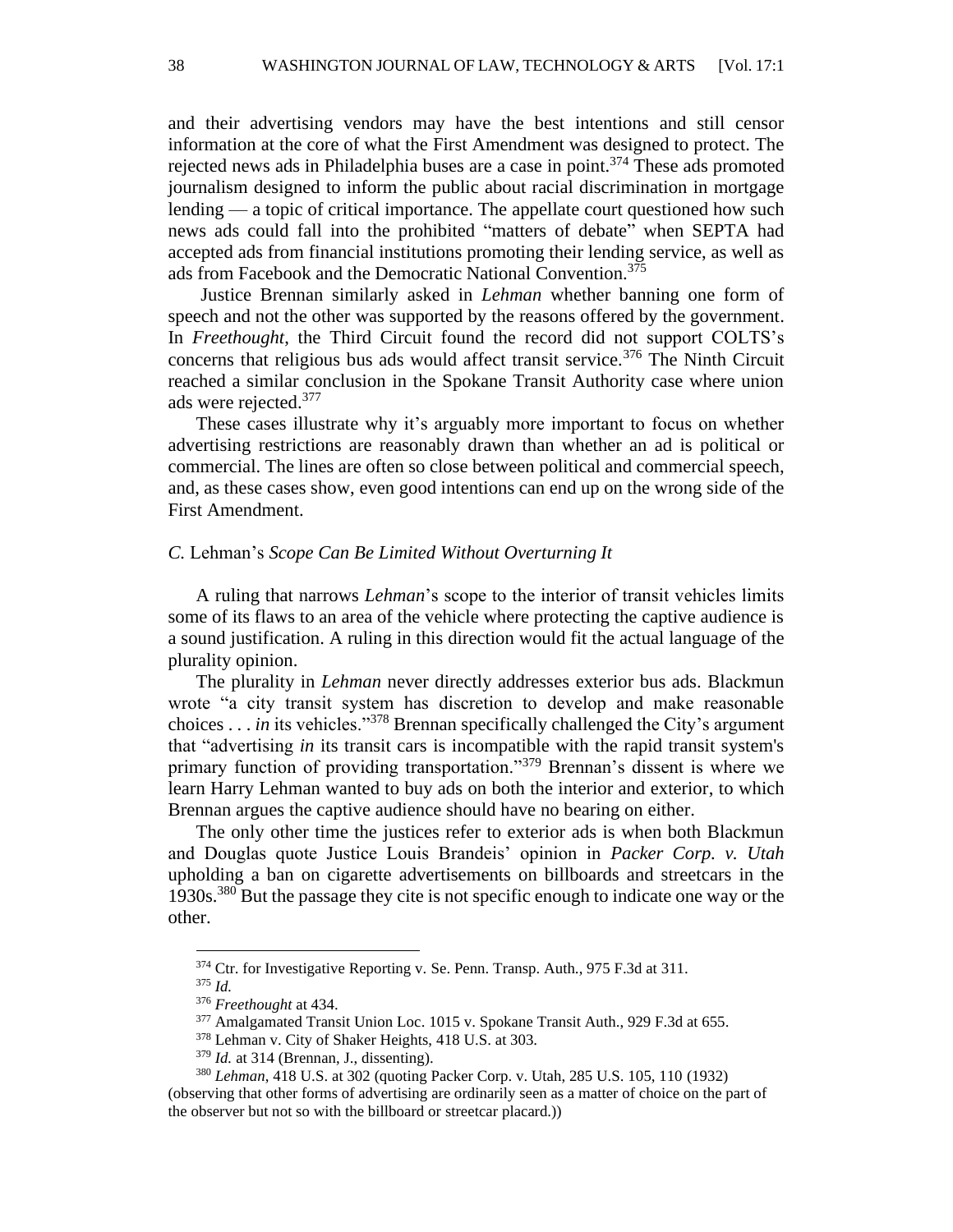and their advertising vendors may have the best intentions and still censor information at the core of what the First Amendment was designed to protect. The rejected news ads in Philadelphia buses are a case in point.[374] These ads promoted journalism designed to inform the public about racial discrimination in mortgage lending — a topic of critical importance. The appellate court questioned how such news ads could fall into the prohibited "matters of debate" when SEPTA had accepted ads from financial institutions promoting their lending service, as well as ads from Facebook and the Democratic National Convention.[375]

Justice Brennan similarly asked in *Lehman* whether banning one form of speech and not the other was supported by the reasons offered by the government. In *Freethought*, the Third Circuit found the record did not support COLTS's concerns that religious bus ads would affect transit service.[376] The Ninth Circuit reached a similar conclusion in the Spokane Transit Authority case where union ads were rejected.[377]

These cases illustrate why it's arguably more important to focus on whether advertising restrictions are reasonably drawn than whether an ad is political or commercial. The lines are often so close between political and commercial speech, and, as these cases show, even good intentions can end up on the wrong side of the First Amendment.

### *C.* Lehman's *Scope Can Be Limited Without Overturning It*

A ruling that narrows *Lehman*'s scope to the interior of transit vehicles limits some of its flaws to an area of the vehicle where protecting the captive audience is a sound justification. A ruling in this direction would fit the actual language of the plurality opinion.

The plurality in *Lehman* never directly addresses exterior bus ads. Blackmun wrote "a city transit system has discretion to develop and make reasonable choices . . . *in* its vehicles."[378] Brennan specifically challenged the City's argument that "advertising *in* its transit cars is incompatible with the rapid transit system's primary function of providing transportation."[379] Brennan's dissent is where we learn Harry Lehman wanted to buy ads on both the interior and exterior, to which Brennan argues the captive audience should have no bearing on either.

The only other time the justices refer to exterior ads is when both Blackmun and Douglas quote Justice Louis Brandeis' opinion in *Packer Corp. v. Utah* upholding a ban on cigarette advertisements on billboards and streetcars in the 1930s.[380] But the passage they cite is not specific enough to indicate one way or the other.

---

[374] Ctr. for Investigative Reporting v. Se. Penn. Transp. Auth., 975 F.3d at 311.

[375] *Id.*

[376] *Freethought* at 434.

[377] Amalgamated Transit Union Loc. 1015 v. Spokane Transit Auth., 929 F.3d at 655.

[378] Lehman v. City of Shaker Heights, 418 U.S. at 303.

[379] *Id.* at 314 (Brennan, J., dissenting).

[380] *Lehman*, 418 U.S. at 302 (quoting Packer Corp. v. Utah, 285 U.S. 105, 110 (1932) (observing that other forms of advertising are ordinarily seen as a matter of choice on the part of the observer but not so with the billboard or streetcar placard.))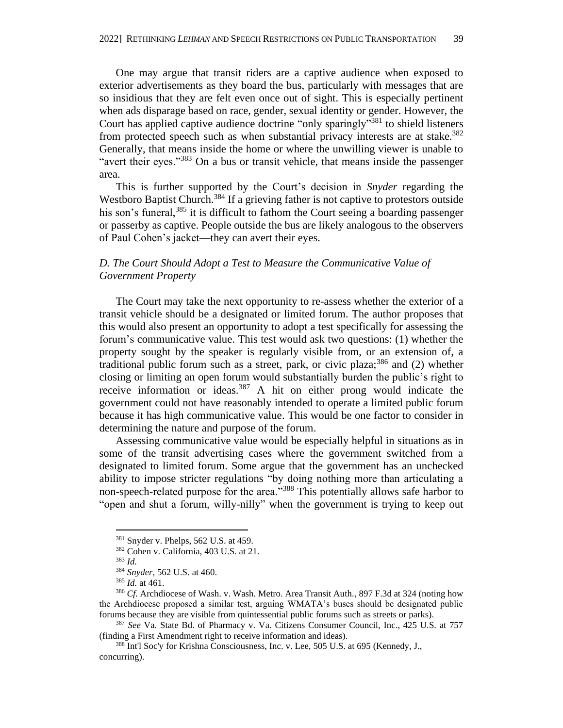One may argue that transit riders are a captive audience when exposed to exterior advertisements as they board the bus, particularly with messages that are so insidious that they are felt even once out of sight. This is especially pertinent when ads disparage based on race, gender, sexual identity or gender. However, the Court has applied captive audience doctrine "only sparingly"[381] to shield listeners from protected speech such as when substantial privacy interests are at stake.[382] Generally, that means inside the home or where the unwilling viewer is unable to "avert their eyes."[383] On a bus or transit vehicle, that means inside the passenger area.

This is further supported by the Court's decision in *Snyder* regarding the Westboro Baptist Church.[384] If a grieving father is not captive to protestors outside his son's funeral,[385] it is difficult to fathom the Court seeing a boarding passenger or passerby as captive. People outside the bus are likely analogous to the observers of Paul Cohen's jacket—they can avert their eyes.

### *D. The Court Should Adopt a Test to Measure the Communicative Value of Government Property*

The Court may take the next opportunity to re-assess whether the exterior of a transit vehicle should be a designated or limited forum. The author proposes that this would also present an opportunity to adopt a test specifically for assessing the forum's communicative value. This test would ask two questions: (1) whether the property sought by the speaker is regularly visible from, or an extension of, a traditional public forum such as a street, park, or civic plaza;[386] and (2) whether closing or limiting an open forum would substantially burden the public's right to receive information or ideas.[387] A hit on either prong would indicate the government could not have reasonably intended to operate a limited public forum because it has high communicative value. This would be one factor to consider in determining the nature and purpose of the forum.

Assessing communicative value would be especially helpful in situations as in some of the transit advertising cases where the government switched from a designated to limited forum. Some argue that the government has an unchecked ability to impose stricter regulations "by doing nothing more than articulating a non-speech-related purpose for the area."[388] This potentially allows safe harbor to "open and shut a forum, willy-nilly" when the government is trying to keep out

---

[381] Snyder v. Phelps, 562 U.S. at 459.

[382] Cohen v. California, 403 U.S. at 21.

[383] *Id.*

[384] *Snyder*, 562 U.S. at 460.

[385] *Id.* at 461.

[386] *Cf.* Archdiocese of Wash. v. Wash. Metro. Area Transit Auth., 897 F.3d at 324 (noting how the Archdiocese proposed a similar test, arguing WMATA's buses should be designated public forums because they are visible from quintessential public forums such as streets or parks).

[387] *See* Va. State Bd. of Pharmacy v. Va. Citizens Consumer Council, Inc., 425 U.S. at 757 (finding a First Amendment right to receive information and ideas).

[388] Int'l Soc'y for Krishna Consciousness, Inc. v. Lee, 505 U.S. at 695 (Kennedy, J., concurring).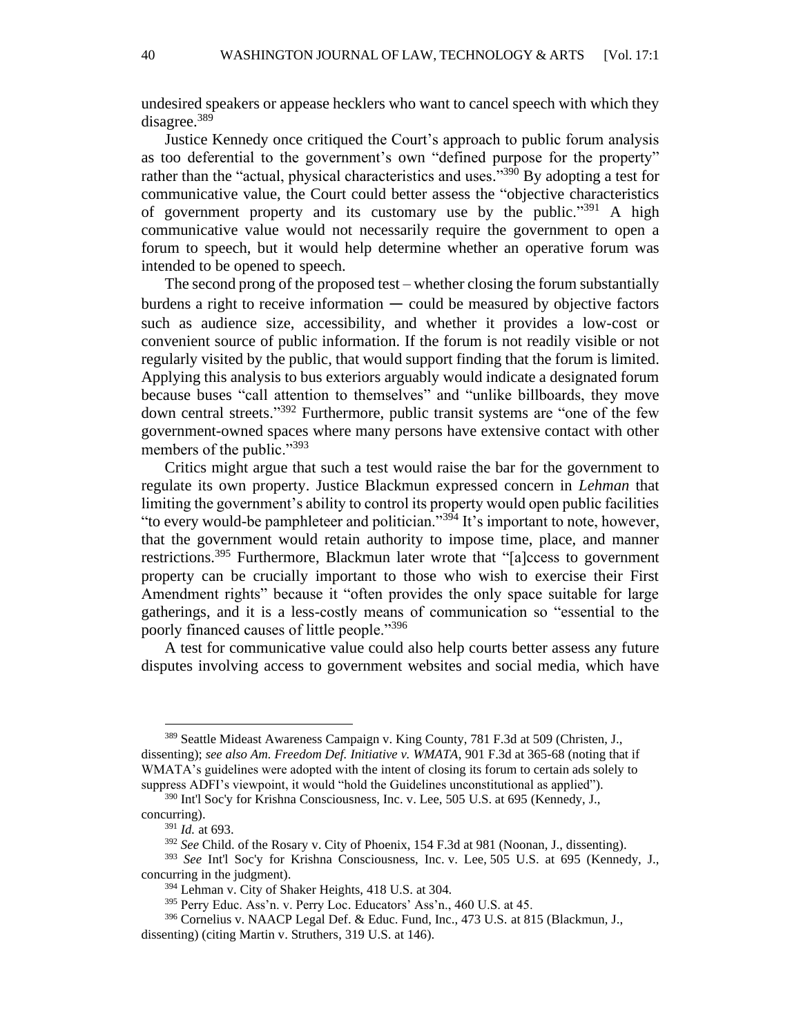undesired speakers or appease hecklers who want to cancel speech with which they disagree.[389]

Justice Kennedy once critiqued the Court's approach to public forum analysis as too deferential to the government's own "defined purpose for the property" rather than the "actual, physical characteristics and uses."[390] By adopting a test for communicative value, the Court could better assess the "objective characteristics of government property and its customary use by the public."[391] A high communicative value would not necessarily require the government to open a forum to speech, but it would help determine whether an operative forum was intended to be opened to speech.

The second prong of the proposed test – whether closing the forum substantially burdens a right to receive information ─ could be measured by objective factors such as audience size, accessibility, and whether it provides a low-cost or convenient source of public information. If the forum is not readily visible or not regularly visited by the public, that would support finding that the forum is limited. Applying this analysis to bus exteriors arguably would indicate a designated forum because buses "call attention to themselves" and "unlike billboards, they move down central streets."[392] Furthermore, public transit systems are "one of the few government-owned spaces where many persons have extensive contact with other members of the public."[393]

Critics might argue that such a test would raise the bar for the government to regulate its own property. Justice Blackmun expressed concern in *Lehman* that limiting the government's ability to control its property would open public facilities "to every would-be pamphleteer and politician."[394] It's important to note, however, that the government would retain authority to impose time, place, and manner restrictions.[395] Furthermore, Blackmun later wrote that "[a]ccess to government property can be crucially important to those who wish to exercise their First Amendment rights" because it "often provides the only space suitable for large gatherings, and it is a less-costly means of communication so "essential to the poorly financed causes of little people."[396]

A test for communicative value could also help courts better assess any future disputes involving access to government websites and social media, which have

---

[389] Seattle Mideast Awareness Campaign v. King County, 781 F.3d at 509 (Christen, J., dissenting); *see also Am. Freedom Def. Initiative v. WMATA*, 901 F.3d at 365-68 (noting that if WMATA's guidelines were adopted with the intent of closing its forum to certain ads solely to suppress ADFI's viewpoint, it would "hold the Guidelines unconstitutional as applied").

[390] Int'l Soc'y for Krishna Consciousness, Inc. v. Lee, 505 U.S. at 695 (Kennedy, J., concurring).

[391] *Id.* at 693.

[392] *See* Child. of the Rosary v. City of Phoenix, 154 F.3d at 981 (Noonan, J., dissenting).

[393] *See* Int'l Soc'y for Krishna Consciousness, Inc. v. Lee, 505 U.S. at 695 (Kennedy, J., concurring in the judgment).

[394] Lehman v. City of Shaker Heights, 418 U.S. at 304.

[395] Perry Educ. Ass'n. v. Perry Loc. Educators' Ass'n., 460 U.S. at 45.

[396] Cornelius v. NAACP Legal Def. & Educ. Fund, Inc., 473 U.S. at 815 (Blackmun, J., dissenting) (citing Martin v. Struthers, 319 U.S. at 146).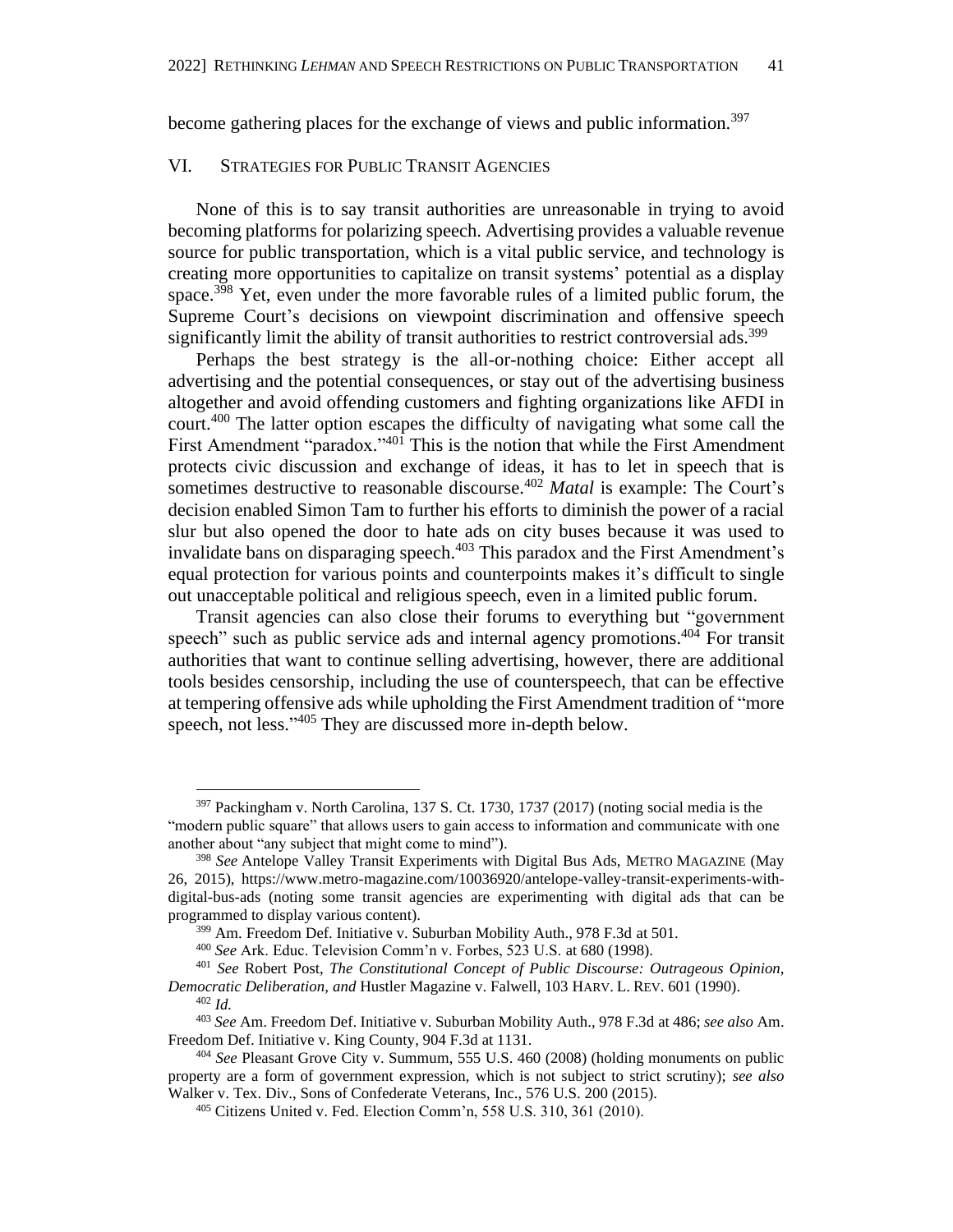become gathering places for the exchange of views and public information.[397]

## VI. Strategies for Public Transit Agencies

None of this is to say transit authorities are unreasonable in trying to avoid becoming platforms for polarizing speech. Advertising provides a valuable revenue source for public transportation, which is a vital public service, and technology is creating more opportunities to capitalize on transit systems' potential as a display space.[398] Yet, even under the more favorable rules of a limited public forum, the Supreme Court's decisions on viewpoint discrimination and offensive speech significantly limit the ability of transit authorities to restrict controversial ads.[399]

Perhaps the best strategy is the all-or-nothing choice: Either accept all advertising and the potential consequences, or stay out of the advertising business altogether and avoid offending customers and fighting organizations like AFDI in court.[400] The latter option escapes the difficulty of navigating what some call the First Amendment "paradox."[401] This is the notion that while the First Amendment protects civic discussion and exchange of ideas, it has to let in speech that is sometimes destructive to reasonable discourse.[402] *Matal* is example: The Court's decision enabled Simon Tam to further his efforts to diminish the power of a racial slur but also opened the door to hate ads on city buses because it was used to invalidate bans on disparaging speech.[403] This paradox and the First Amendment's equal protection for various points and counterpoints makes it's difficult to single out unacceptable political and religious speech, even in a limited public forum.

Transit agencies can also close their forums to everything but "government speech" such as public service ads and internal agency promotions.[404] For transit authorities that want to continue selling advertising, however, there are additional tools besides censorship, including the use of counterspeech, that can be effective at tempering offensive ads while upholding the First Amendment tradition of "more speech, not less."[405] They are discussed more in-depth below.

---

[397] Packingham v. North Carolina, 137 S. Ct. 1730, 1737 (2017) (noting social media is the "modern public square" that allows users to gain access to information and communicate with one another about "any subject that might come to mind").

[398] *See* Antelope Valley Transit Experiments with Digital Bus Ads, METRO MAGAZINE (May 26, 2015), https://www.metro-magazine.com/10036920/antelope-valley-transit-experiments-with-digital-bus-ads (noting some transit agencies are experimenting with digital ads that can be programmed to display various content).

[399] Am. Freedom Def. Initiative v. Suburban Mobility Auth., 978 F.3d at 501.

[400] *See* Ark. Educ. Television Comm'n v. Forbes, 523 U.S. at 680 (1998).

[401] *See* Robert Post, *The Constitutional Concept of Public Discourse: Outrageous Opinion, Democratic Deliberation, and* Hustler Magazine v. Falwell, 103 HARV. L. REV. 601 (1990).

[402] *Id.*

[403] *See* Am. Freedom Def. Initiative v. Suburban Mobility Auth., 978 F.3d at 486; *see also* Am. Freedom Def. Initiative v. King County, 904 F.3d at 1131.

[404] *See* Pleasant Grove City v. Summum, 555 U.S. 460 (2008) (holding monuments on public property are a form of government expression, which is not subject to strict scrutiny); *see also* Walker v. Tex. Div., Sons of Confederate Veterans, Inc., 576 U.S. 200 (2015).

[405] Citizens United v. Fed. Election Comm'n, 558 U.S. 310, 361 (2010).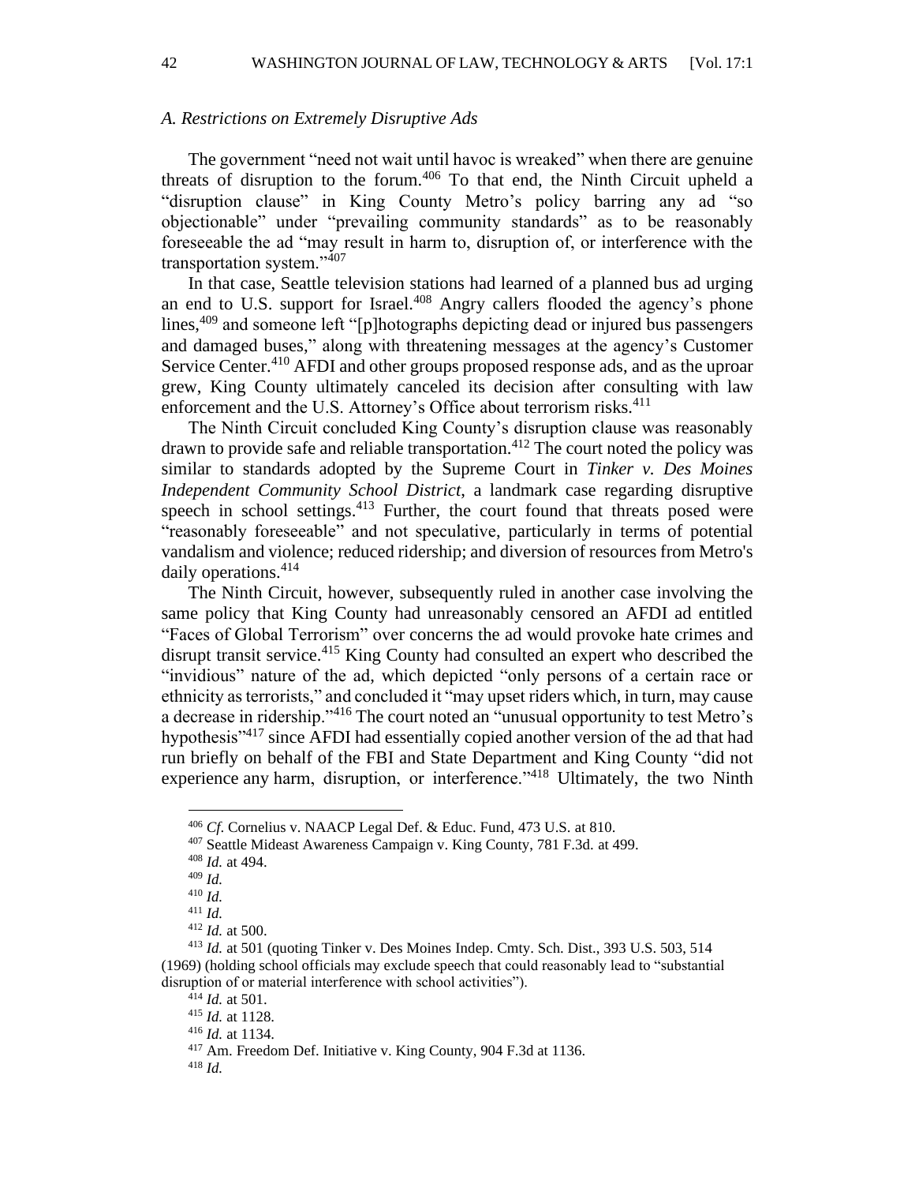### *A. Restrictions on Extremely Disruptive Ads*

The government "need not wait until havoc is wreaked" when there are genuine threats of disruption to the forum.[406] To that end, the Ninth Circuit upheld a "disruption clause" in King County Metro's policy barring any ad "so objectionable" under "prevailing community standards" as to be reasonably foreseeable the ad "may result in harm to, disruption of, or interference with the transportation system."[407]

In that case, Seattle television stations had learned of a planned bus ad urging an end to U.S. support for Israel.[408] Angry callers flooded the agency's phone lines,[409] and someone left "[p]hotographs depicting dead or injured bus passengers and damaged buses," along with threatening messages at the agency's Customer Service Center.[410] AFDI and other groups proposed response ads, and as the uproar grew, King County ultimately canceled its decision after consulting with law enforcement and the U.S. Attorney's Office about terrorism risks.[411]

The Ninth Circuit concluded King County's disruption clause was reasonably drawn to provide safe and reliable transportation.[412] The court noted the policy was similar to standards adopted by the Supreme Court in *Tinker v. Des Moines Independent Community School District*, a landmark case regarding disruptive speech in school settings.[413] Further, the court found that threats posed were "reasonably foreseeable" and not speculative, particularly in terms of potential vandalism and violence; reduced ridership; and diversion of resources from Metro's daily operations.[414]

The Ninth Circuit, however, subsequently ruled in another case involving the same policy that King County had unreasonably censored an AFDI ad entitled "Faces of Global Terrorism" over concerns the ad would provoke hate crimes and disrupt transit service.[415] King County had consulted an expert who described the "invidious" nature of the ad, which depicted "only persons of a certain race or ethnicity as terrorists," and concluded it "may upset riders which, in turn, may cause a decrease in ridership."[416] The court noted an "unusual opportunity to test Metro's hypothesis"[417] since AFDI had essentially copied another version of the ad that had run briefly on behalf of the FBI and State Department and King County "did not experience any harm, disruption, or interference."[418] Ultimately, the two Ninth

---

[406] *Cf.* Cornelius v. NAACP Legal Def. & Educ. Fund, 473 U.S. at 810.

[407] Seattle Mideast Awareness Campaign v. King County, 781 F.3d. at 499.

[408] *Id.* at 494.

[409] *Id.*

[410] *Id.*

[411] *Id.*

[412] *Id.* at 500.

[413] *Id.* at 501 (quoting Tinker v. Des Moines Indep. Cmty. Sch. Dist., 393 U.S. 503, 514 (1969) (holding school officials may exclude speech that could reasonably lead to "substantial disruption of or material interference with school activities").

[414] *Id.* at 501.

[415] *Id.* at 1128.

[416] *Id.* at 1134.

[417] Am. Freedom Def. Initiative v. King County, 904 F.3d at 1136.

[418] *Id.*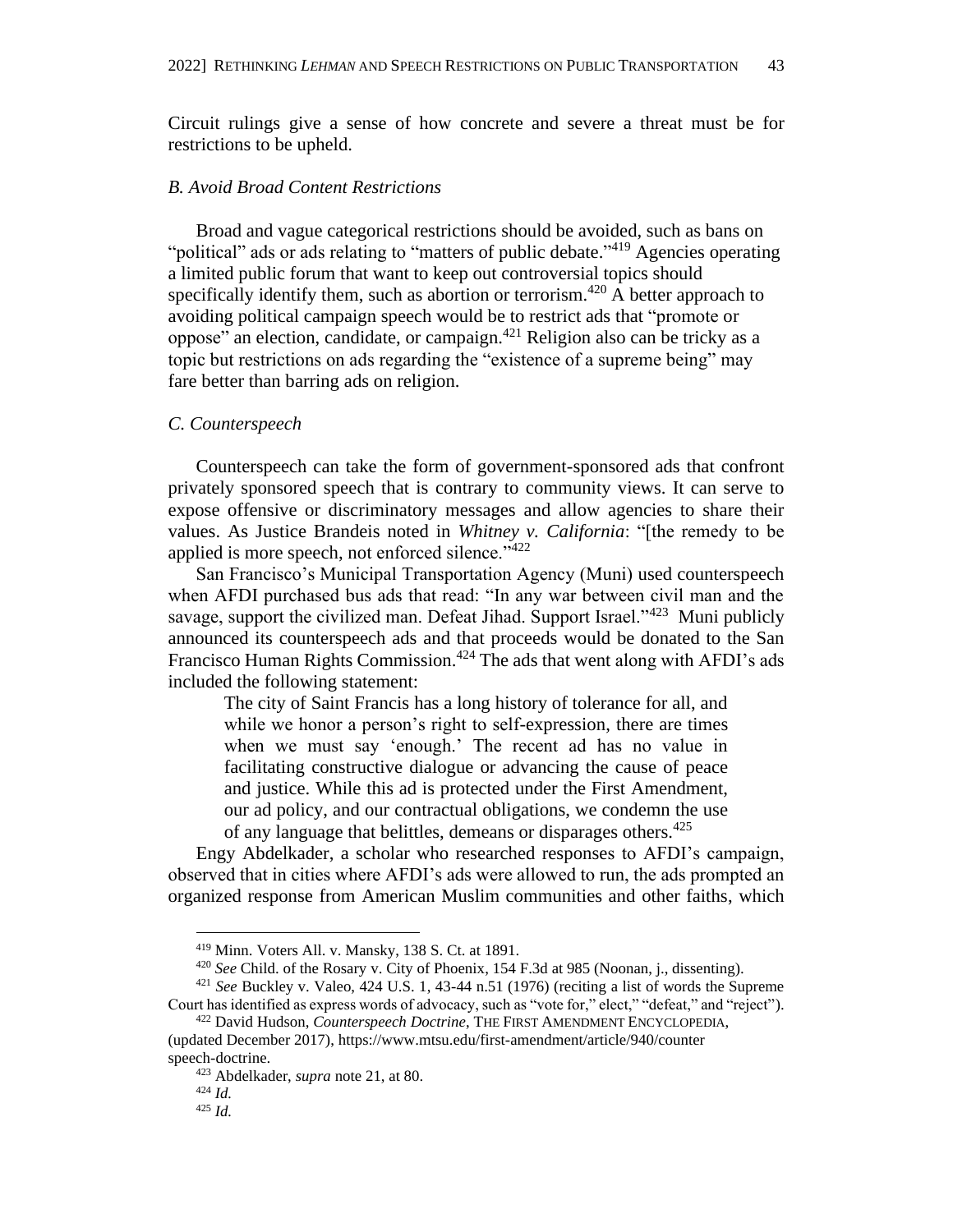Circuit rulings give a sense of how concrete and severe a threat must be for restrictions to be upheld.

### *B. Avoid Broad Content Restrictions*

Broad and vague categorical restrictions should be avoided, such as bans on "political" ads or ads relating to "matters of public debate."[419] Agencies operating a limited public forum that want to keep out controversial topics should specifically identify them, such as abortion or terrorism.[420] A better approach to avoiding political campaign speech would be to restrict ads that "promote or oppose" an election, candidate, or campaign.[421] Religion also can be tricky as a topic but restrictions on ads regarding the "existence of a supreme being" may fare better than barring ads on religion.

### *C. Counterspeech*

Counterspeech can take the form of government-sponsored ads that confront privately sponsored speech that is contrary to community views. It can serve to expose offensive or discriminatory messages and allow agencies to share their values. As Justice Brandeis noted in *Whitney v. California*: "[the remedy to be applied is more speech, not enforced silence."[422]

San Francisco's Municipal Transportation Agency (Muni) used counterspeech when AFDI purchased bus ads that read: "In any war between civil man and the savage, support the civilized man. Defeat Jihad. Support Israel."[423] Muni publicly announced its counterspeech ads and that proceeds would be donated to the San Francisco Human Rights Commission.[424] The ads that went along with AFDI's ads included the following statement:

> The city of Saint Francis has a long history of tolerance for all, and while we honor a person's right to self-expression, there are times when we must say 'enough.' The recent ad has no value in facilitating constructive dialogue or advancing the cause of peace and justice. While this ad is protected under the First Amendment, our ad policy, and our contractual obligations, we condemn the use of any language that belittles, demeans or disparages others.[425]

Engy Abdelkader, a scholar who researched responses to AFDI's campaign, observed that in cities where AFDI's ads were allowed to run, the ads prompted an organized response from American Muslim communities and other faiths, which

---

[419] Minn. Voters All. v. Mansky, 138 S. Ct. at 1891.

[420] *See* Child. of the Rosary v. City of Phoenix, 154 F.3d at 985 (Noonan, j., dissenting).

[421] *See* Buckley v. Valeo, 424 U.S. 1, 43-44 n.51 (1976) (reciting a list of words the Supreme Court has identified as express words of advocacy, such as "vote for," elect," "defeat," and "reject").

[422] David Hudson, *Counterspeech Doctrine*, THE FIRST AMENDMENT ENCYCLOPEDIA, (updated December 2017), https://www.mtsu.edu/first-amendment/article/940/counter speech-doctrine.

[423] Abdelkader, *supra* note 21, at 80.

[424] *Id.*

[425] *Id.*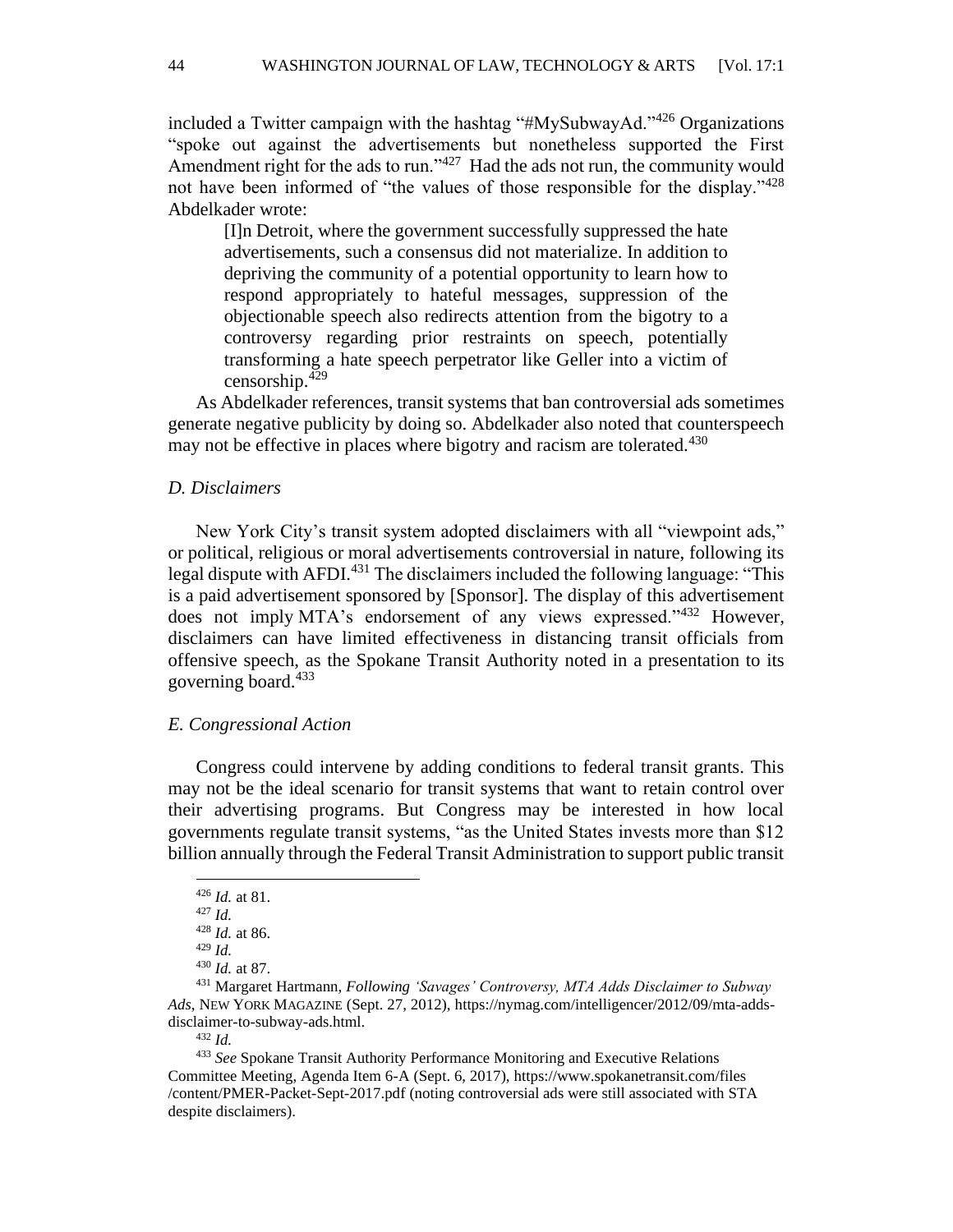included a Twitter campaign with the hashtag "#MySubwayAd."[426] Organizations "spoke out against the advertisements but nonetheless supported the First Amendment right for the ads to run."[427] Had the ads not run, the community would not have been informed of "the values of those responsible for the display."[428] Abdelkader wrote:

> [I]n Detroit, where the government successfully suppressed the hate advertisements, such a consensus did not materialize. In addition to depriving the community of a potential opportunity to learn how to respond appropriately to hateful messages, suppression of the objectionable speech also redirects attention from the bigotry to a controversy regarding prior restraints on speech, potentially transforming a hate speech perpetrator like Geller into a victim of censorship.[429]

As Abdelkader references, transit systems that ban controversial ads sometimes generate negative publicity by doing so. Abdelkader also noted that counterspeech may not be effective in places where bigotry and racism are tolerated.[430]

### *D. Disclaimers*

New York City's transit system adopted disclaimers with all "viewpoint ads," or political, religious or moral advertisements controversial in nature, following its legal dispute with AFDI.[431] The disclaimers included the following language: "This is a paid advertisement sponsored by [Sponsor]. The display of this advertisement does not imply MTA's endorsement of any views expressed."[432] However, disclaimers can have limited effectiveness in distancing transit officials from offensive speech, as the Spokane Transit Authority noted in a presentation to its governing board.[433]

### *E. Congressional Action*

Congress could intervene by adding conditions to federal transit grants. This may not be the ideal scenario for transit systems that want to retain control over their advertising programs. But Congress may be interested in how local governments regulate transit systems, "as the United States invests more than $12 billion annually through the Federal Transit Administration to support public transit

---

[426] *Id.* at 81.

[427] *Id.*

[428] *Id.* at 86.

[429] *Id.*

[430] *Id.* at 87.

[431] Margaret Hartmann, *Following 'Savages' Controversy, MTA Adds Disclaimer to Subway Ads*, NEW YORK MAGAZINE (Sept. 27, 2012), https://nymag.com/intelligencer/2012/09/mta-adds-disclaimer-to-subway-ads.html.

[432] *Id.*

[433] *See* Spokane Transit Authority Performance Monitoring and Executive Relations Committee Meeting, Agenda Item 6-A (Sept. 6, 2017), https://www.spokanetransit.com/files/content/PMER-Packet-Sept-2017.pdf (noting controversial ads were still associated with STA despite disclaimers).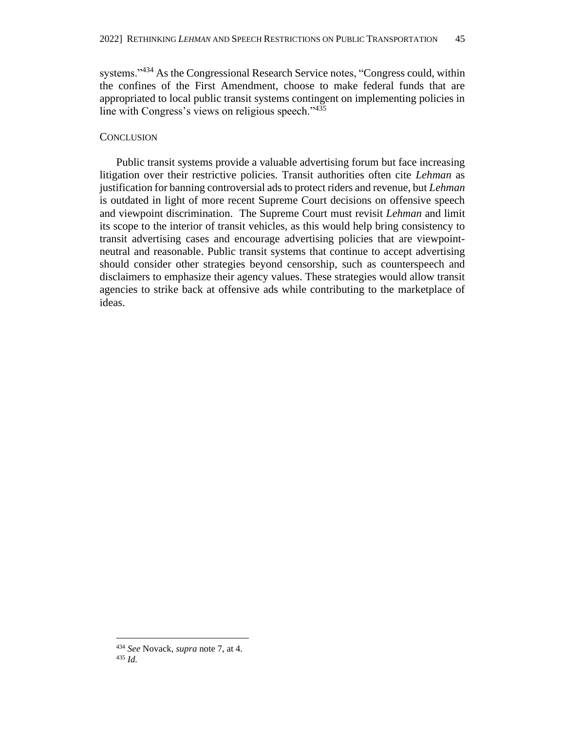systems."[434] As the Congressional Research Service notes, "Congress could, within the confines of the First Amendment, choose to make federal funds that are appropriated to local public transit systems contingent on implementing policies in line with Congress's views on religious speech."[435]

## CONCLUSION

Public transit systems provide a valuable advertising forum but face increasing litigation over their restrictive policies. Transit authorities often cite *Lehman* as justification for banning controversial ads to protect riders and revenue, but *Lehman* is outdated in light of more recent Supreme Court decisions on offensive speech and viewpoint discrimination. The Supreme Court must revisit *Lehman* and limit its scope to the interior of transit vehicles, as this would help bring consistency to transit advertising cases and encourage advertising policies that are viewpoint-neutral and reasonable. Public transit systems that continue to accept advertising should consider other strategies beyond censorship, such as counterspeech and disclaimers to emphasize their agency values. These strategies would allow transit agencies to strike back at offensive ads while contributing to the marketplace of ideas.

---

[434] *See* Novack, *supra* note 7, at 4.

[435] *Id.*